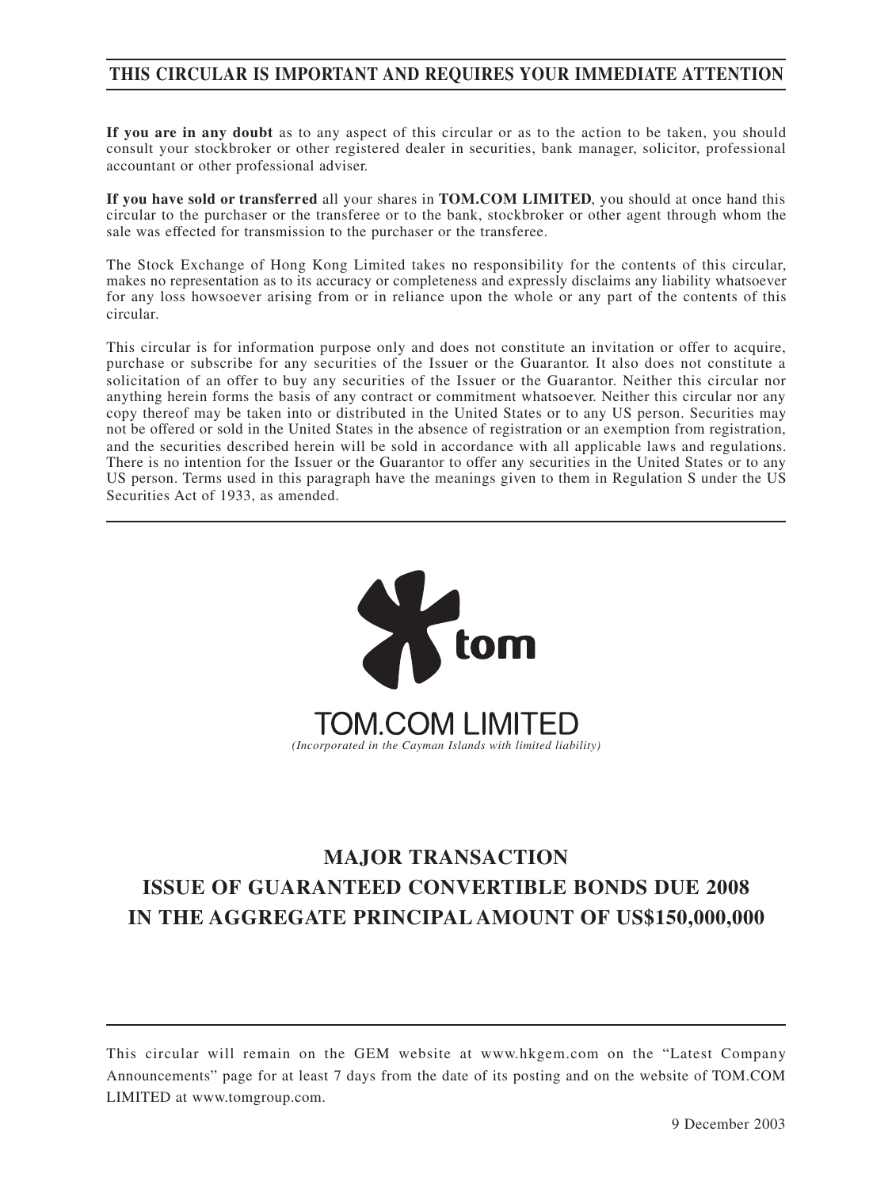**THIS CIRCULAR IS IMPORTANT AND REQUIRES YOUR IMMEDIATE ATTENTION**

**If you are in any doubt** as to any aspect of this circular or as to the action to be taken, you should consult your stockbroker or other registered dealer in securities, bank manager, solicitor, professional accountant or other professional adviser.

**If you have sold or transferred** all your shares in **TOM.COM LIMITED**, you should at once hand this circular to the purchaser or the transferee or to the bank, stockbroker or other agent through whom the sale was effected for transmission to the purchaser or the transferee.

The Stock Exchange of Hong Kong Limited takes no responsibility for the contents of this circular, makes no representation as to its accuracy or completeness and expressly disclaims any liability whatsoever for any loss howsoever arising from or in reliance upon the whole or any part of the contents of this circular.

This circular is for information purpose only and does not constitute an invitation or offer to acquire, purchase or subscribe for any securities of the Issuer or the Guarantor. It also does not constitute a solicitation of an offer to buy any securities of the Issuer or the Guarantor. Neither this circular nor anything herein forms the basis of any contract or commitment whatsoever. Neither this circular nor any copy thereof may be taken into or distributed in the United States or to any US person. Securities may not be offered or sold in the United States in the absence of registration or an exemption from registration, and the securities described herein will be sold in accordance with all applicable laws and regulations. There is no intention for the Issuer or the Guarantor to offer any securities in the United States or to any US person. Terms used in this paragraph have the meanings given to them in Regulation S under the US Securities Act of 1933, as amended.

tom

# TOM.COM LIMITED

*(Incorporated in the Cayman Islands with limited liability)*

# MAJOR TRANSACTION
# ISSUE OF GUARANTEED CONVERTIBLE BONDS DUE 2008
# IN THE AGGREGATE PRINCIPAL AMOUNT OF US$150,000,000

This circular will remain on the GEM website at www.hkgem.com on the "Latest Company Announcements" page for at least 7 days from the date of its posting and on the website of TOM.COM LIMITED at www.tomgroup.com.

9 December 2003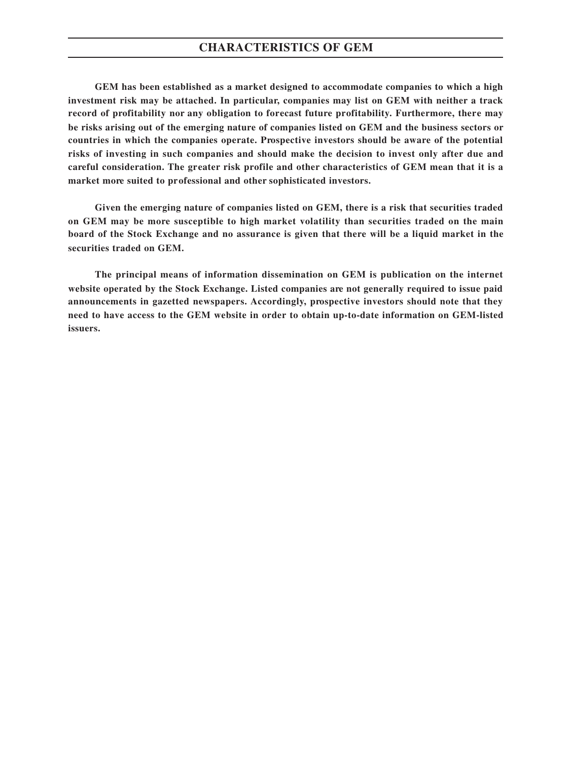# CHARACTERISTICS OF GEM

**GEM has been established as a market designed to accommodate companies to which a high investment risk may be attached. In particular, companies may list on GEM with neither a track record of profitability nor any obligation to forecast future profitability. Furthermore, there may be risks arising out of the emerging nature of companies listed on GEM and the business sectors or countries in which the companies operate. Prospective investors should be aware of the potential risks of investing in such companies and should make the decision to invest only after due and careful consideration. The greater risk profile and other characteristics of GEM mean that it is a market more suited to professional and other sophisticated investors.**

**Given the emerging nature of companies listed on GEM, there is a risk that securities traded on GEM may be more susceptible to high market volatility than securities traded on the main board of the Stock Exchange and no assurance is given that there will be a liquid market in the securities traded on GEM.**

**The principal means of information dissemination on GEM is publication on the internet website operated by the Stock Exchange. Listed companies are not generally required to issue paid announcements in gazetted newspapers. Accordingly, prospective investors should note that they need to have access to the GEM website in order to obtain up-to-date information on GEM-listed issuers.**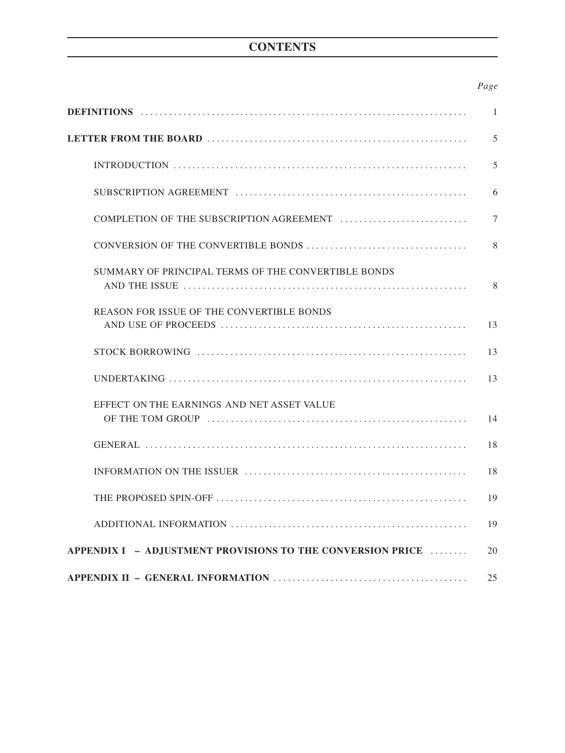# CONTENTS

| | Page |
|---|---|
| **DEFINITIONS** | 1 |
| **LETTER FROM THE BOARD** | 5 |
| INTRODUCTION | 5 |
| SUBSCRIPTION AGREEMENT | 6 |
| COMPLETION OF THE SUBSCRIPTION AGREEMENT | 7 |
| CONVERSION OF THE CONVERTIBLE BONDS | 8 |
| SUMMARY OF PRINCIPAL TERMS OF THE CONVERTIBLE BONDS AND THE ISSUE | 8 |
| REASON FOR ISSUE OF THE CONVERTIBLE BONDS AND USE OF PROCEEDS | 13 |
| STOCK BORROWING | 13 |
| UNDERTAKING | 13 |
| EFFECT ON THE EARNINGS AND NET ASSET VALUE OF THE TOM GROUP | 14 |
| GENERAL | 18 |
| INFORMATION ON THE ISSUER | 18 |
| THE PROPOSED SPIN-OFF | 19 |
| ADDITIONAL INFORMATION | 19 |
| **APPENDIX I – ADJUSTMENT PROVISIONS TO THE CONVERSION PRICE** | 20 |
| **APPENDIX II – GENERAL INFORMATION** | 25 |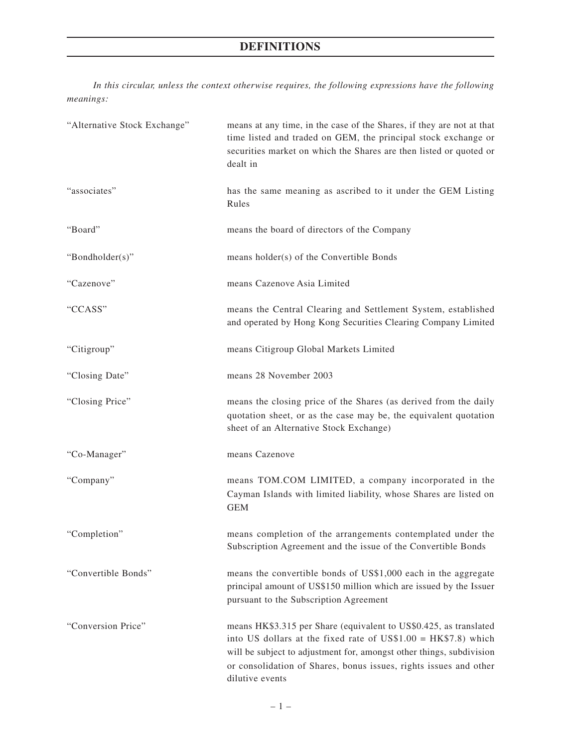# DEFINITIONS

*In this circular, unless the context otherwise requires, the following expressions have the following meanings:*

| | |
|---|---|
| "Alternative Stock Exchange" | means at any time, in the case of the Shares, if they are not at that time listed and traded on GEM, the principal stock exchange or securities market on which the Shares are then listed or quoted or dealt in |
| "associates" | has the same meaning as ascribed to it under the GEM Listing Rules |
| "Board" | means the board of directors of the Company |
| "Bondholder(s)" | means holder(s) of the Convertible Bonds |
| "Cazenove" | means Cazenove Asia Limited |
| "CCASS" | means the Central Clearing and Settlement System, established and operated by Hong Kong Securities Clearing Company Limited |
| "Citigroup" | means Citigroup Global Markets Limited |
| "Closing Date" | means 28 November 2003 |
| "Closing Price" | means the closing price of the Shares (as derived from the daily quotation sheet, or as the case may be, the equivalent quotation sheet of an Alternative Stock Exchange) |
| "Co-Manager" | means Cazenove |
| "Company" | means TOM.COM LIMITED, a company incorporated in the Cayman Islands with limited liability, whose Shares are listed on GEM |
| "Completion" | means completion of the arrangements contemplated under the Subscription Agreement and the issue of the Convertible Bonds |
| "Convertible Bonds" | means the convertible bonds of US$1,000 each in the aggregate principal amount of US$150 million which are issued by the Issuer pursuant to the Subscription Agreement |
| "Conversion Price" | means HK$3.315 per Share (equivalent to US$0.425, as translated into US dollars at the fixed rate of US$1.00 = HK$7.8) which will be subject to adjustment for, amongst other things, subdivision or consolidation of Shares, bonus issues, rights issues and other dilutive events |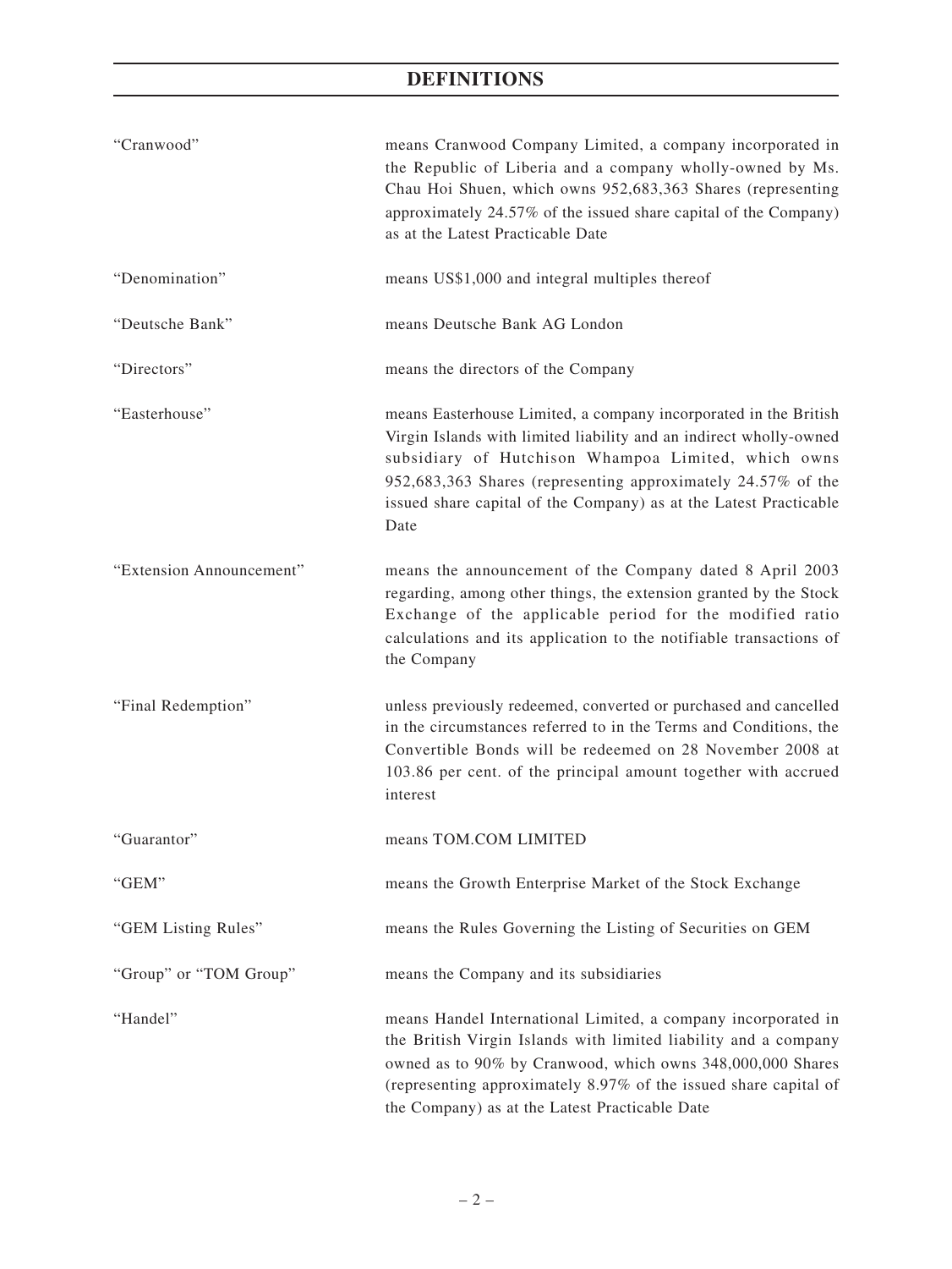## DEFINITIONS

| | |
|---|---|
| "Cranwood" | means Cranwood Company Limited, a company incorporated in the Republic of Liberia and a company wholly-owned by Ms. Chau Hoi Shuen, which owns 952,683,363 Shares (representing approximately 24.57% of the issued share capital of the Company) as at the Latest Practicable Date |
| "Denomination" | means US$1,000 and integral multiples thereof |
| "Deutsche Bank" | means Deutsche Bank AG London |
| "Directors" | means the directors of the Company |
| "Easterhouse" | means Easterhouse Limited, a company incorporated in the British Virgin Islands with limited liability and an indirect wholly-owned subsidiary of Hutchison Whampoa Limited, which owns 952,683,363 Shares (representing approximately 24.57% of the issued share capital of the Company) as at the Latest Practicable Date |
| "Extension Announcement" | means the announcement of the Company dated 8 April 2003 regarding, among other things, the extension granted by the Stock Exchange of the applicable period for the modified ratio calculations and its application to the notifiable transactions of the Company |
| "Final Redemption" | unless previously redeemed, converted or purchased and cancelled in the circumstances referred to in the Terms and Conditions, the Convertible Bonds will be redeemed on 28 November 2008 at 103.86 per cent. of the principal amount together with accrued interest |
| "Guarantor" | means TOM.COM LIMITED |
| "GEM" | means the Growth Enterprise Market of the Stock Exchange |
| "GEM Listing Rules" | means the Rules Governing the Listing of Securities on GEM |
| "Group" or "TOM Group" | means the Company and its subsidiaries |
| "Handel" | means Handel International Limited, a company incorporated in the British Virgin Islands with limited liability and a company owned as to 90% by Cranwood, which owns 348,000,000 Shares (representing approximately 8.97% of the issued share capital of the Company) as at the Latest Practicable Date |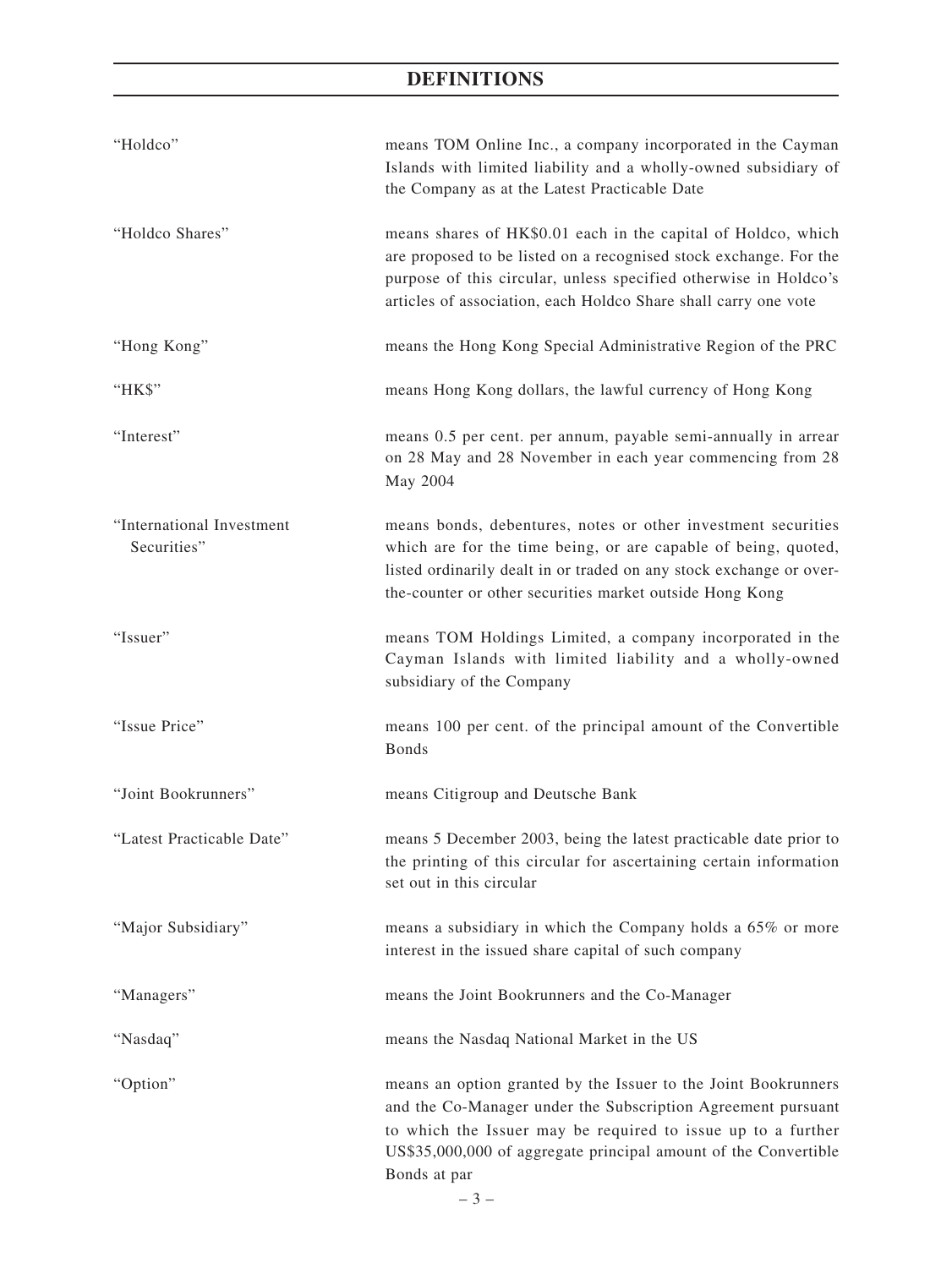# DEFINITIONS

| | |
|---|---|
| "Holdco" | means TOM Online Inc., a company incorporated in the Cayman Islands with limited liability and a wholly-owned subsidiary of the Company as at the Latest Practicable Date |
| "Holdco Shares" | means shares of HK$0.01 each in the capital of Holdco, which are proposed to be listed on a recognised stock exchange. For the purpose of this circular, unless specified otherwise in Holdco's articles of association, each Holdco Share shall carry one vote |
| "Hong Kong" | means the Hong Kong Special Administrative Region of the PRC |
| "HK$" | means Hong Kong dollars, the lawful currency of Hong Kong |
| "Interest" | means 0.5 per cent. per annum, payable semi-annually in arrear on 28 May and 28 November in each year commencing from 28 May 2004 |
| "International Investment Securities" | means bonds, debentures, notes or other investment securities which are for the time being, or are capable of being, quoted, listed ordinarily dealt in or traded on any stock exchange or over-the-counter or other securities market outside Hong Kong |
| "Issuer" | means TOM Holdings Limited, a company incorporated in the Cayman Islands with limited liability and a wholly-owned subsidiary of the Company |
| "Issue Price" | means 100 per cent. of the principal amount of the Convertible Bonds |
| "Joint Bookrunners" | means Citigroup and Deutsche Bank |
| "Latest Practicable Date" | means 5 December 2003, being the latest practicable date prior to the printing of this circular for ascertaining certain information set out in this circular |
| "Major Subsidiary" | means a subsidiary in which the Company holds a 65% or more interest in the issued share capital of such company |
| "Managers" | means the Joint Bookrunners and the Co-Manager |
| "Nasdaq" | means the Nasdaq National Market in the US |
| "Option" | means an option granted by the Issuer to the Joint Bookrunners and the Co-Manager under the Subscription Agreement pursuant to which the Issuer may be required to issue up to a further US$35,000,000 of aggregate principal amount of the Convertible Bonds at par |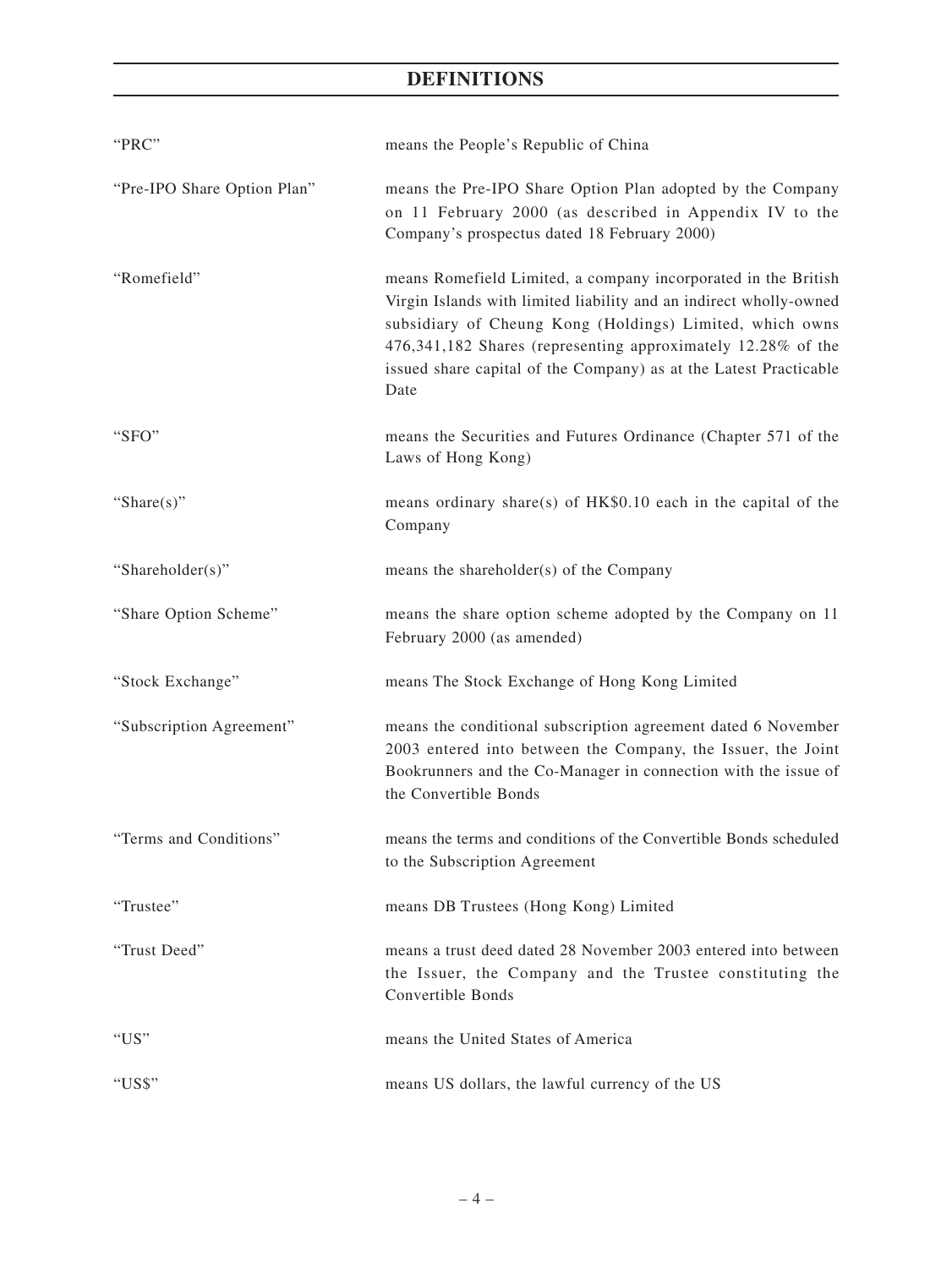# DEFINITIONS

| | |
|---|---|
| "PRC" | means the People's Republic of China |
| "Pre-IPO Share Option Plan" | means the Pre-IPO Share Option Plan adopted by the Company on 11 February 2000 (as described in Appendix IV to the Company's prospectus dated 18 February 2000) |
| "Romefield" | means Romefield Limited, a company incorporated in the British Virgin Islands with limited liability and an indirect wholly-owned subsidiary of Cheung Kong (Holdings) Limited, which owns 476,341,182 Shares (representing approximately 12.28% of the issued share capital of the Company) as at the Latest Practicable Date |
| "SFO" | means the Securities and Futures Ordinance (Chapter 571 of the Laws of Hong Kong) |
| "Share(s)" | means ordinary share(s) of HK$0.10 each in the capital of the Company |
| "Shareholder(s)" | means the shareholder(s) of the Company |
| "Share Option Scheme" | means the share option scheme adopted by the Company on 11 February 2000 (as amended) |
| "Stock Exchange" | means The Stock Exchange of Hong Kong Limited |
| "Subscription Agreement" | means the conditional subscription agreement dated 6 November 2003 entered into between the Company, the Issuer, the Joint Bookrunners and the Co-Manager in connection with the issue of the Convertible Bonds |
| "Terms and Conditions" | means the terms and conditions of the Convertible Bonds scheduled to the Subscription Agreement |
| "Trustee" | means DB Trustees (Hong Kong) Limited |
| "Trust Deed" | means a trust deed dated 28 November 2003 entered into between the Issuer, the Company and the Trustee constituting the Convertible Bonds |
| "US" | means the United States of America |
| "US$" | means US dollars, the lawful currency of the US |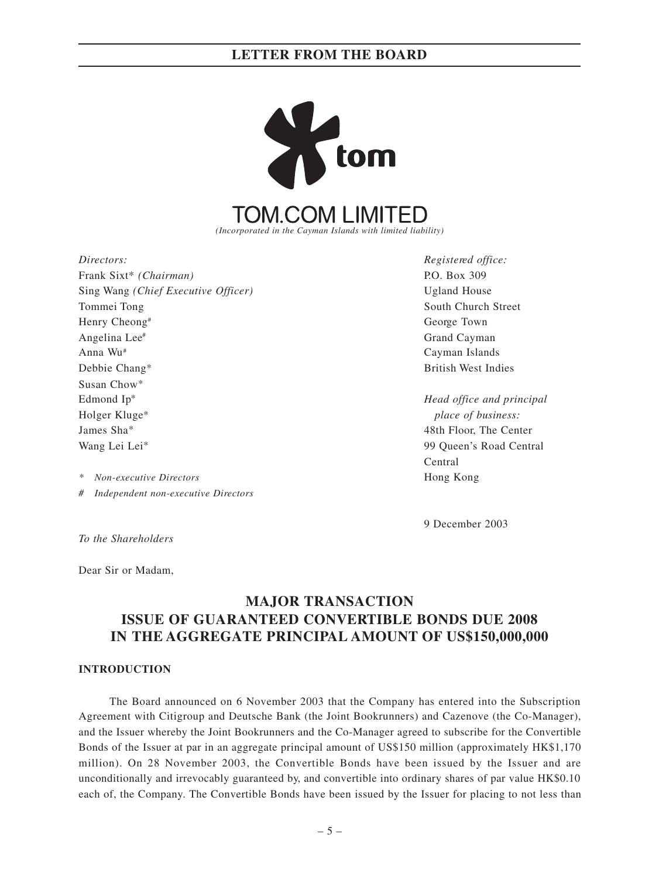# TOM.COM LIMITED

*(Incorporated in the Cayman Islands with limited liability)*

*Directors:*
Frank Sixt* *(Chairman)*
Sing Wang *(Chief Executive Officer)*
Tommei Tong
Henry Cheong#
Angelina Lee#
Anna Wu#
Debbie Chang*
Susan Chow*
Edmond Ip*
Holger Kluge*
James Sha*
Wang Lei Lei*

\* *Non-executive Directors*
\# *Independent non-executive Directors*

*Registered office:*
P.O. Box 309
Ugland House
South Church Street
George Town
Grand Cayman
Cayman Islands
British West Indies

*Head office and principal place of business:*
48th Floor, The Center
99 Queen's Road Central
Central
Hong Kong

9 December 2003

*To the Shareholders*

Dear Sir or Madam,

## MAJOR TRANSACTION
## ISSUE OF GUARANTEED CONVERTIBLE BONDS DUE 2008
## IN THE AGGREGATE PRINCIPAL AMOUNT OF US$150,000,000

### INTRODUCTION

The Board announced on 6 November 2003 that the Company has entered into the Subscription Agreement with Citigroup and Deutsche Bank (the Joint Bookrunners) and Cazenove (the Co-Manager), and the Issuer whereby the Joint Bookrunners and the Co-Manager agreed to subscribe for the Convertible Bonds of the Issuer at par in an aggregate principal amount of US$150 million (approximately HK$1,170 million). On 28 November 2003, the Convertible Bonds have been issued by the Issuer and are unconditionally and irrevocably guaranteed by, and convertible into ordinary shares of par value HK$0.10 each of, the Company. The Convertible Bonds have been issued by the Issuer for placing to not less than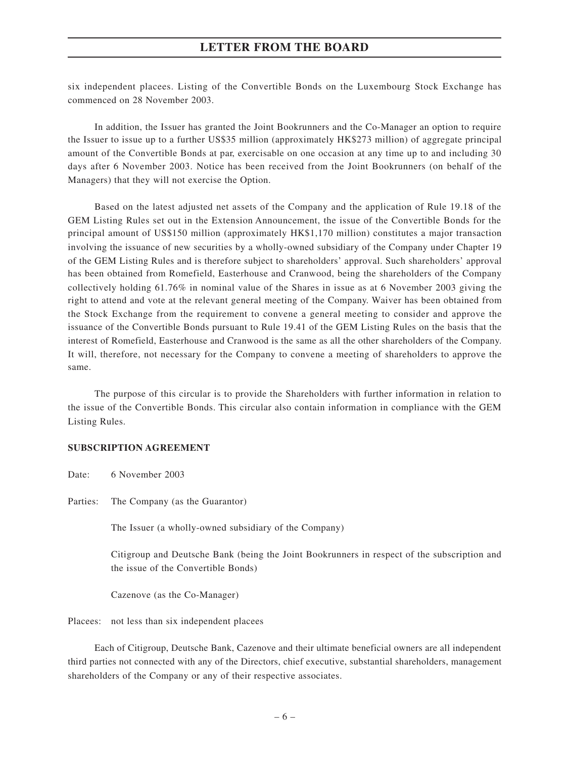six independent placees. Listing of the Convertible Bonds on the Luxembourg Stock Exchange has commenced on 28 November 2003.

In addition, the Issuer has granted the Joint Bookrunners and the Co-Manager an option to require the Issuer to issue up to a further US$35 million (approximately HK$273 million) of aggregate principal amount of the Convertible Bonds at par, exercisable on one occasion at any time up to and including 30 days after 6 November 2003. Notice has been received from the Joint Bookrunners (on behalf of the Managers) that they will not exercise the Option.

Based on the latest adjusted net assets of the Company and the application of Rule 19.18 of the GEM Listing Rules set out in the Extension Announcement, the issue of the Convertible Bonds for the principal amount of US$150 million (approximately HK$1,170 million) constitutes a major transaction involving the issuance of new securities by a wholly-owned subsidiary of the Company under Chapter 19 of the GEM Listing Rules and is therefore subject to shareholders' approval. Such shareholders' approval has been obtained from Romefield, Easterhouse and Cranwood, being the shareholders of the Company collectively holding 61.76% in nominal value of the Shares in issue as at 6 November 2003 giving the right to attend and vote at the relevant general meeting of the Company. Waiver has been obtained from the Stock Exchange from the requirement to convene a general meeting to consider and approve the issuance of the Convertible Bonds pursuant to Rule 19.41 of the GEM Listing Rules on the basis that the interest of Romefield, Easterhouse and Cranwood is the same as all the other shareholders of the Company. It will, therefore, not necessary for the Company to convene a meeting of shareholders to approve the same.

The purpose of this circular is to provide the Shareholders with further information in relation to the issue of the Convertible Bonds. This circular also contain information in compliance with the GEM Listing Rules.

**SUBSCRIPTION AGREEMENT**

Date: 6 November 2003

Parties: The Company (as the Guarantor)

The Issuer (a wholly-owned subsidiary of the Company)

Citigroup and Deutsche Bank (being the Joint Bookrunners in respect of the subscription and the issue of the Convertible Bonds)

Cazenove (as the Co-Manager)

Placees: not less than six independent placees

Each of Citigroup, Deutsche Bank, Cazenove and their ultimate beneficial owners are all independent third parties not connected with any of the Directors, chief executive, substantial shareholders, management shareholders of the Company or any of their respective associates.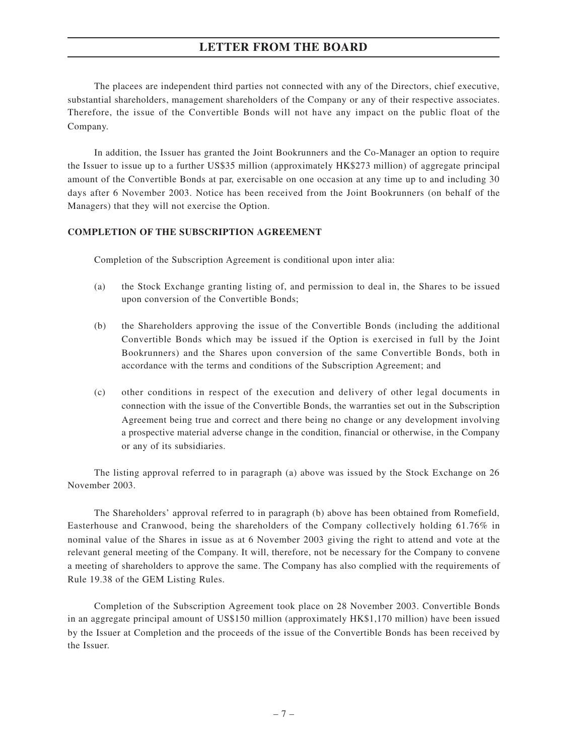The placees are independent third parties not connected with any of the Directors, chief executive, substantial shareholders, management shareholders of the Company or any of their respective associates. Therefore, the issue of the Convertible Bonds will not have any impact on the public float of the Company.

In addition, the Issuer has granted the Joint Bookrunners and the Co-Manager an option to require the Issuer to issue up to a further US$35 million (approximately HK$273 million) of aggregate principal amount of the Convertible Bonds at par, exercisable on one occasion at any time up to and including 30 days after 6 November 2003. Notice has been received from the Joint Bookrunners (on behalf of the Managers) that they will not exercise the Option.

**COMPLETION OF THE SUBSCRIPTION AGREEMENT**

Completion of the Subscription Agreement is conditional upon inter alia:

(a) the Stock Exchange granting listing of, and permission to deal in, the Shares to be issued upon conversion of the Convertible Bonds;

(b) the Shareholders approving the issue of the Convertible Bonds (including the additional Convertible Bonds which may be issued if the Option is exercised in full by the Joint Bookrunners) and the Shares upon conversion of the same Convertible Bonds, both in accordance with the terms and conditions of the Subscription Agreement; and

(c) other conditions in respect of the execution and delivery of other legal documents in connection with the issue of the Convertible Bonds, the warranties set out in the Subscription Agreement being true and correct and there being no change or any development involving a prospective material adverse change in the condition, financial or otherwise, in the Company or any of its subsidiaries.

The listing approval referred to in paragraph (a) above was issued by the Stock Exchange on 26 November 2003.

The Shareholders' approval referred to in paragraph (b) above has been obtained from Romefield, Easterhouse and Cranwood, being the shareholders of the Company collectively holding 61.76% in nominal value of the Shares in issue as at 6 November 2003 giving the right to attend and vote at the relevant general meeting of the Company. It will, therefore, not be necessary for the Company to convene a meeting of shareholders to approve the same. The Company has also complied with the requirements of Rule 19.38 of the GEM Listing Rules.

Completion of the Subscription Agreement took place on 28 November 2003. Convertible Bonds in an aggregate principal amount of US$150 million (approximately HK$1,170 million) have been issued by the Issuer at Completion and the proceeds of the issue of the Convertible Bonds has been received by the Issuer.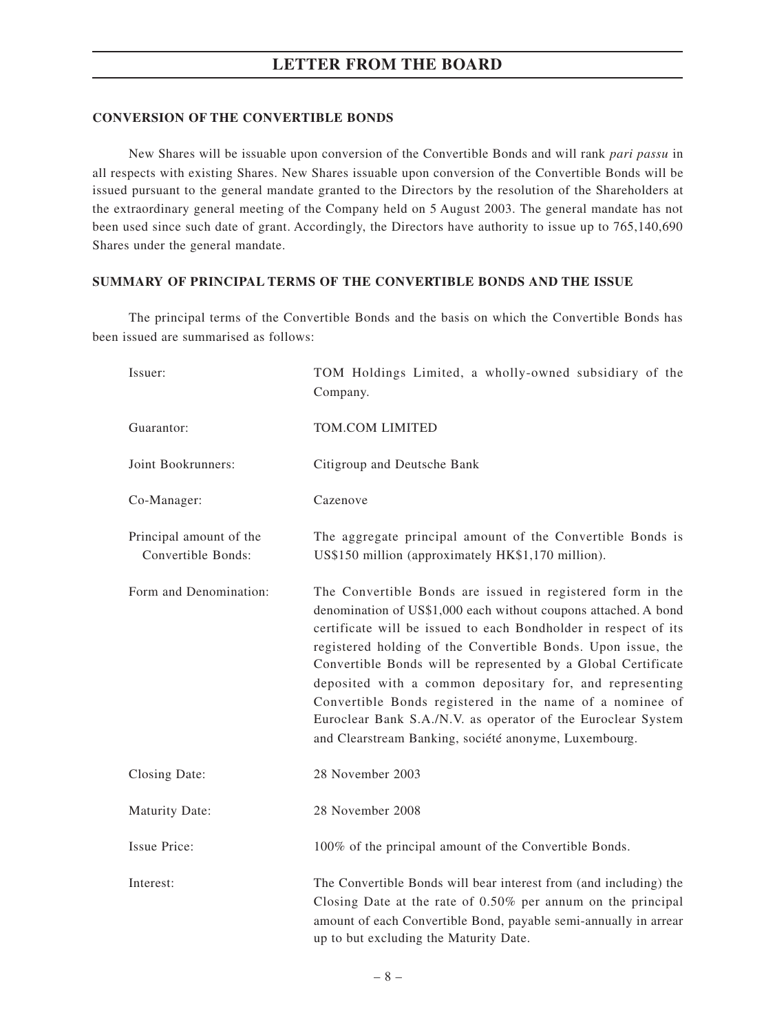## CONVERSION OF THE CONVERTIBLE BONDS

New Shares will be issuable upon conversion of the Convertible Bonds and will rank *pari passu* in all respects with existing Shares. New Shares issuable upon conversion of the Convertible Bonds will be issued pursuant to the general mandate granted to the Directors by the resolution of the Shareholders at the extraordinary general meeting of the Company held on 5 August 2003. The general mandate has not been used since such date of grant. Accordingly, the Directors have authority to issue up to 765,140,690 Shares under the general mandate.

## SUMMARY OF PRINCIPAL TERMS OF THE CONVERTIBLE BONDS AND THE ISSUE

The principal terms of the Convertible Bonds and the basis on which the Convertible Bonds has been issued are summarised as follows:

| | |
|---|---|
| Issuer: | TOM Holdings Limited, a wholly-owned subsidiary of the Company. |
| Guarantor: | TOM.COM LIMITED |
| Joint Bookrunners: | Citigroup and Deutsche Bank |
| Co-Manager: | Cazenove |
| Principal amount of the Convertible Bonds: | The aggregate principal amount of the Convertible Bonds is US$150 million (approximately HK$1,170 million). |
| Form and Denomination: | The Convertible Bonds are issued in registered form in the denomination of US$1,000 each without coupons attached. A bond certificate will be issued to each Bondholder in respect of its registered holding of the Convertible Bonds. Upon issue, the Convertible Bonds will be represented by a Global Certificate deposited with a common depositary for, and representing Convertible Bonds registered in the name of a nominee of Euroclear Bank S.A./N.V. as operator of the Euroclear System and Clearstream Banking, société anonyme, Luxembourg. |
| Closing Date: | 28 November 2003 |
| Maturity Date: | 28 November 2008 |
| Issue Price: | 100% of the principal amount of the Convertible Bonds. |
| Interest: | The Convertible Bonds will bear interest from (and including) the Closing Date at the rate of 0.50% per annum on the principal amount of each Convertible Bond, payable semi-annually in arrear up to but excluding the Maturity Date. |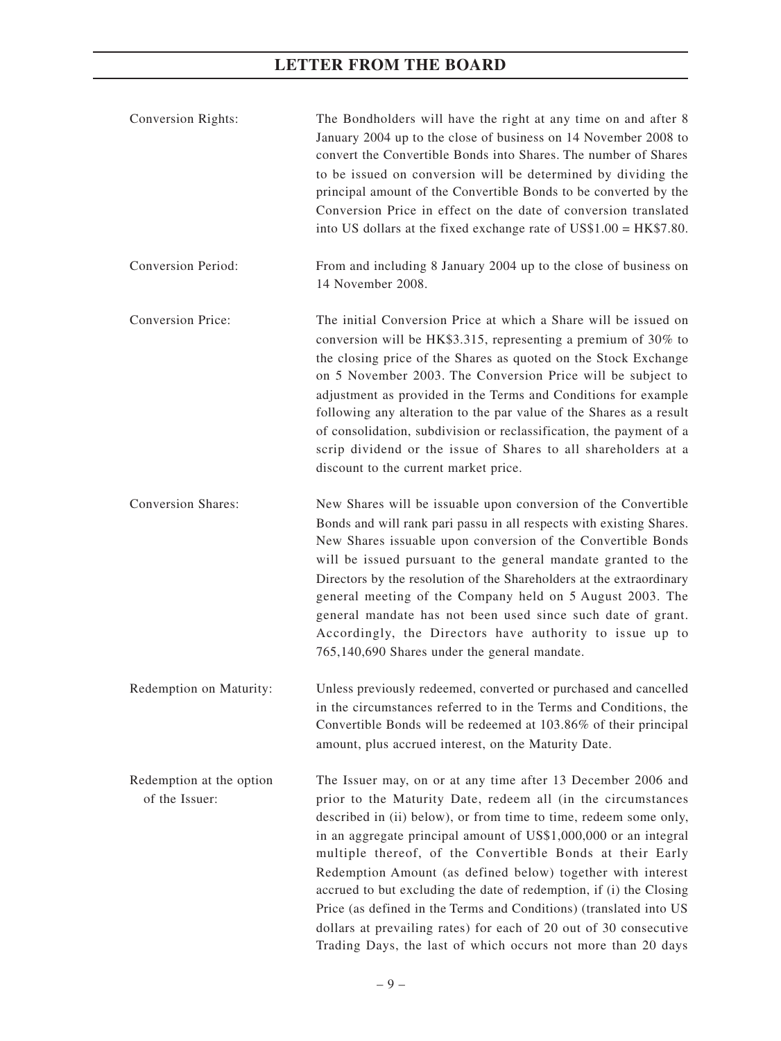| | |
|---|---|
| Conversion Rights: | The Bondholders will have the right at any time on and after 8 January 2004 up to the close of business on 14 November 2008 to convert the Convertible Bonds into Shares. The number of Shares to be issued on conversion will be determined by dividing the principal amount of the Convertible Bonds to be converted by the Conversion Price in effect on the date of conversion translated into US dollars at the fixed exchange rate of US$1.00 = HK$7.80. |
| Conversion Period: | From and including 8 January 2004 up to the close of business on 14 November 2008. |
| Conversion Price: | The initial Conversion Price at which a Share will be issued on conversion will be HK$3.315, representing a premium of 30% to the closing price of the Shares as quoted on the Stock Exchange on 5 November 2003. The Conversion Price will be subject to adjustment as provided in the Terms and Conditions for example following any alteration to the par value of the Shares as a result of consolidation, subdivision or reclassification, the payment of a scrip dividend or the issue of Shares to all shareholders at a discount to the current market price. |
| Conversion Shares: | New Shares will be issuable upon conversion of the Convertible Bonds and will rank pari passu in all respects with existing Shares. New Shares issuable upon conversion of the Convertible Bonds will be issued pursuant to the general mandate granted to the Directors by the resolution of the Shareholders at the extraordinary general meeting of the Company held on 5 August 2003. The general mandate has not been used since such date of grant. Accordingly, the Directors have authority to issue up to 765,140,690 Shares under the general mandate. |
| Redemption on Maturity: | Unless previously redeemed, converted or purchased and cancelled in the circumstances referred to in the Terms and Conditions, the Convertible Bonds will be redeemed at 103.86% of their principal amount, plus accrued interest, on the Maturity Date. |
| Redemption at the option of the Issuer: | The Issuer may, on or at any time after 13 December 2006 and prior to the Maturity Date, redeem all (in the circumstances described in (ii) below), or from time to time, redeem some only, in an aggregate principal amount of US$1,000,000 or an integral multiple thereof, of the Convertible Bonds at their Early Redemption Amount (as defined below) together with interest accrued to but excluding the date of redemption, if (i) the Closing Price (as defined in the Terms and Conditions) (translated into US dollars at prevailing rates) for each of 20 out of 30 consecutive Trading Days, the last of which occurs not more than 20 days |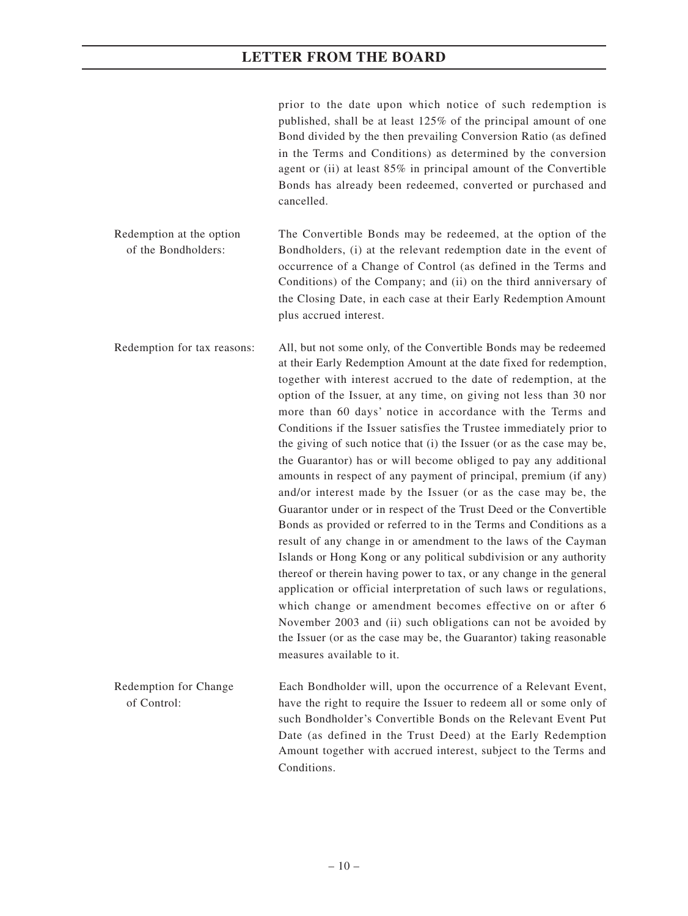prior to the date upon which notice of such redemption is published, shall be at least 125% of the principal amount of one Bond divided by the then prevailing Conversion Ratio (as defined in the Terms and Conditions) as determined by the conversion agent or (ii) at least 85% in principal amount of the Convertible Bonds has already been redeemed, converted or purchased and cancelled.

| | |
|---|---|
| Redemption at the option of the Bondholders: | The Convertible Bonds may be redeemed, at the option of the Bondholders, (i) at the relevant redemption date in the event of occurrence of a Change of Control (as defined in the Terms and Conditions) of the Company; and (ii) on the third anniversary of the Closing Date, in each case at their Early Redemption Amount plus accrued interest. |
| Redemption for tax reasons: | All, but not some only, of the Convertible Bonds may be redeemed at their Early Redemption Amount at the date fixed for redemption, together with interest accrued to the date of redemption, at the option of the Issuer, at any time, on giving not less than 30 nor more than 60 days' notice in accordance with the Terms and Conditions if the Issuer satisfies the Trustee immediately prior to the giving of such notice that (i) the Issuer (or as the case may be, the Guarantor) has or will become obliged to pay any additional amounts in respect of any payment of principal, premium (if any) and/or interest made by the Issuer (or as the case may be, the Guarantor under or in respect of the Trust Deed or the Convertible Bonds as provided or referred to in the Terms and Conditions as a result of any change in or amendment to the laws of the Cayman Islands or Hong Kong or any political subdivision or any authority thereof or therein having power to tax, or any change in the general application or official interpretation of such laws or regulations, which change or amendment becomes effective on or after 6 November 2003 and (ii) such obligations can not be avoided by the Issuer (or as the case may be, the Guarantor) taking reasonable measures available to it. |
| Redemption for Change of Control: | Each Bondholder will, upon the occurrence of a Relevant Event, have the right to require the Issuer to redeem all or some only of such Bondholder's Convertible Bonds on the Relevant Event Put Date (as defined in the Trust Deed) at the Early Redemption Amount together with accrued interest, subject to the Terms and Conditions. |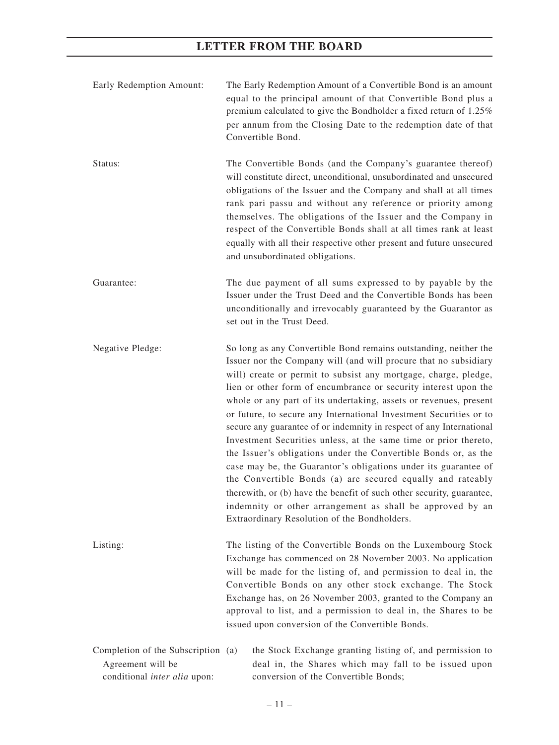| | |
|---|---|
| Early Redemption Amount: | The Early Redemption Amount of a Convertible Bond is an amount equal to the principal amount of that Convertible Bond plus a premium calculated to give the Bondholder a fixed return of 1.25% per annum from the Closing Date to the redemption date of that Convertible Bond. |
| Status: | The Convertible Bonds (and the Company's guarantee thereof) will constitute direct, unconditional, unsubordinated and unsecured obligations of the Issuer and the Company and shall at all times rank pari passu and without any reference or priority among themselves. The obligations of the Issuer and the Company in respect of the Convertible Bonds shall at all times rank at least equally with all their respective other present and future unsecured and unsubordinated obligations. |
| Guarantee: | The due payment of all sums expressed to by payable by the Issuer under the Trust Deed and the Convertible Bonds has been unconditionally and irrevocably guaranteed by the Guarantor as set out in the Trust Deed. |
| Negative Pledge: | So long as any Convertible Bond remains outstanding, neither the Issuer nor the Company will (and will procure that no subsidiary will) create or permit to subsist any mortgage, charge, pledge, lien or other form of encumbrance or security interest upon the whole or any part of its undertaking, assets or revenues, present or future, to secure any International Investment Securities or to secure any guarantee of or indemnity in respect of any International Investment Securities unless, at the same time or prior thereto, the Issuer's obligations under the Convertible Bonds or, as the case may be, the Guarantor's obligations under its guarantee of the Convertible Bonds (a) are secured equally and rateably therewith, or (b) have the benefit of such other security, guarantee, indemnity or other arrangement as shall be approved by an Extraordinary Resolution of the Bondholders. |
| Listing: | The listing of the Convertible Bonds on the Luxembourg Stock Exchange has commenced on 28 November 2003. No application will be made for the listing of, and permission to deal in, the Convertible Bonds on any other stock exchange. The Stock Exchange has, on 26 November 2003, granted to the Company an approval to list, and a permission to deal in, the Shares to be issued upon conversion of the Convertible Bonds. |
| Completion of the Subscription Agreement will be conditional *inter alia* upon: | (a) the Stock Exchange granting listing of, and permission to deal in, the Shares which may fall to be issued upon conversion of the Convertible Bonds; |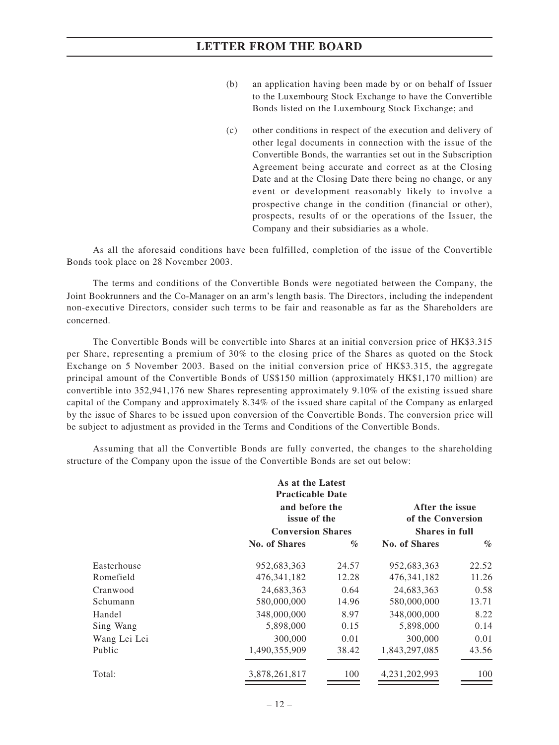(b) an application having been made by or on behalf of Issuer to the Luxembourg Stock Exchange to have the Convertible Bonds listed on the Luxembourg Stock Exchange; and

(c) other conditions in respect of the execution and delivery of other legal documents in connection with the issue of the Convertible Bonds, the warranties set out in the Subscription Agreement being accurate and correct as at the Closing Date and at the Closing Date there being no change, or any event or development reasonably likely to involve a prospective change in the condition (financial or other), prospects, results of or the operations of the Issuer, the Company and their subsidiaries as a whole.

As all the aforesaid conditions have been fulfilled, completion of the issue of the Convertible Bonds took place on 28 November 2003.

The terms and conditions of the Convertible Bonds were negotiated between the Company, the Joint Bookrunners and the Co-Manager on an arm's length basis. The Directors, including the independent non-executive Directors, consider such terms to be fair and reasonable as far as the Shareholders are concerned.

The Convertible Bonds will be convertible into Shares at an initial conversion price of HK$3.315 per Share, representing a premium of 30% to the closing price of the Shares as quoted on the Stock Exchange on 5 November 2003. Based on the initial conversion price of HK$3.315, the aggregate principal amount of the Convertible Bonds of US$150 million (approximately HK$1,170 million) are convertible into 352,941,176 new Shares representing approximately 9.10% of the existing issued share capital of the Company and approximately 8.34% of the issued share capital of the Company as enlarged by the issue of Shares to be issued upon conversion of the Convertible Bonds. The conversion price will be subject to adjustment as provided in the Terms and Conditions of the Convertible Bonds.

Assuming that all the Convertible Bonds are fully converted, the changes to the shareholding structure of the Company upon the issue of the Convertible Bonds are set out below:

| | As at the Latest Practicable Date and before the issue of the Conversion Shares | | After the issue of the Conversion Shares in full | |
|---|---|---|---|---|
| | **No. of Shares** | **%** | **No. of Shares** | **%** |
| Easterhouse | 952,683,363 | 24.57 | 952,683,363 | 22.52 |
| Romefield | 476,341,182 | 12.28 | 476,341,182 | 11.26 |
| Cranwood | 24,683,363 | 0.64 | 24,683,363 | 0.58 |
| Schumann | 580,000,000 | 14.96 | 580,000,000 | 13.71 |
| Handel | 348,000,000 | 8.97 | 348,000,000 | 8.22 |
| Sing Wang | 5,898,000 | 0.15 | 5,898,000 | 0.14 |
| Wang Lei Lei | 300,000 | 0.01 | 300,000 | 0.01 |
| Public | 1,490,355,909 | 38.42 | 1,843,297,085 | 43.56 |
| Total: | 3,878,261,817 | 100 | 4,231,202,993 | 100 |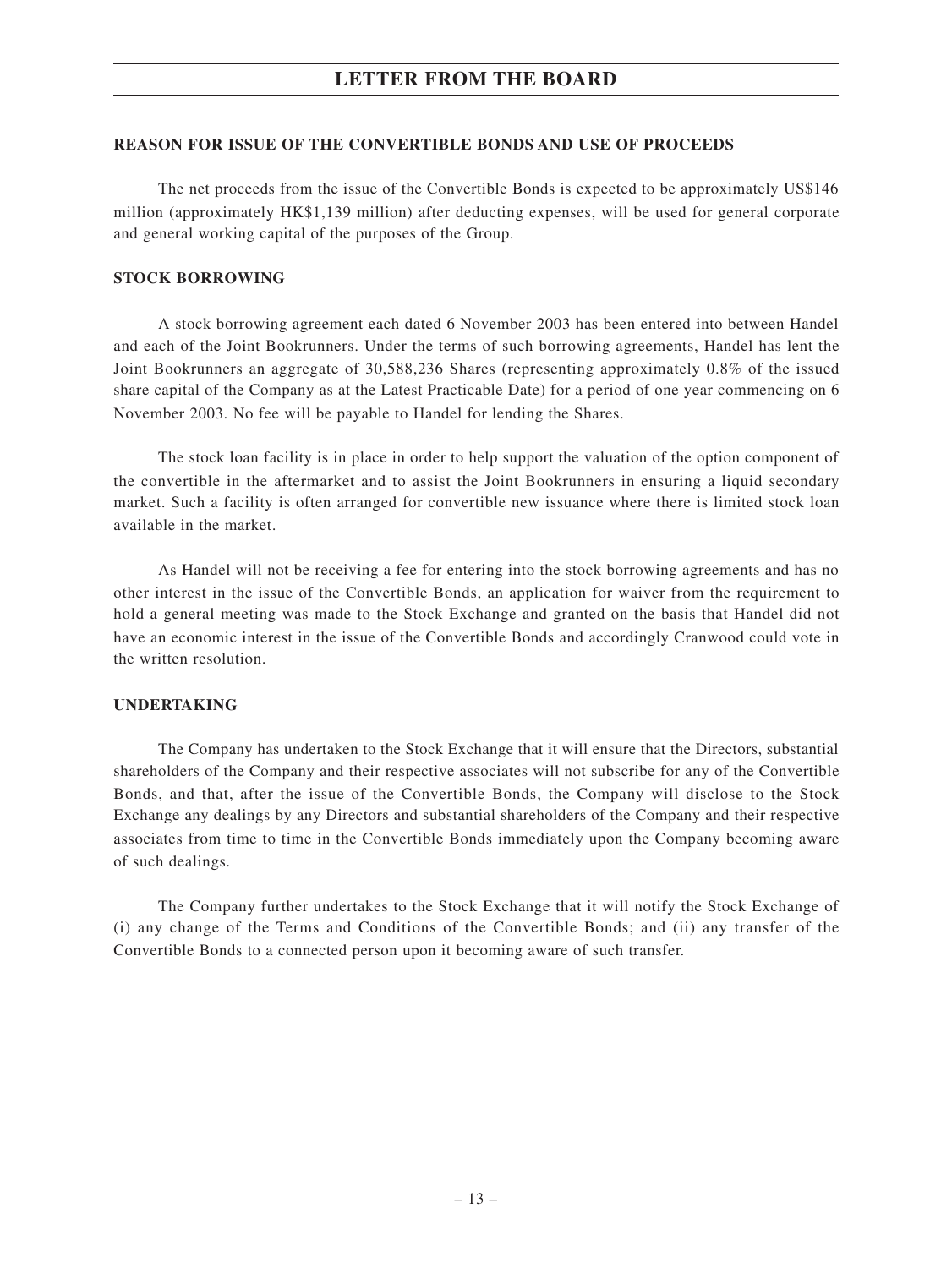## REASON FOR ISSUE OF THE CONVERTIBLE BONDS AND USE OF PROCEEDS

The net proceeds from the issue of the Convertible Bonds is expected to be approximately US$146 million (approximately HK$1,139 million) after deducting expenses, will be used for general corporate and general working capital of the purposes of the Group.

## STOCK BORROWING

A stock borrowing agreement each dated 6 November 2003 has been entered into between Handel and each of the Joint Bookrunners. Under the terms of such borrowing agreements, Handel has lent the Joint Bookrunners an aggregate of 30,588,236 Shares (representing approximately 0.8% of the issued share capital of the Company as at the Latest Practicable Date) for a period of one year commencing on 6 November 2003. No fee will be payable to Handel for lending the Shares.

The stock loan facility is in place in order to help support the valuation of the option component of the convertible in the aftermarket and to assist the Joint Bookrunners in ensuring a liquid secondary market. Such a facility is often arranged for convertible new issuance where there is limited stock loan available in the market.

As Handel will not be receiving a fee for entering into the stock borrowing agreements and has no other interest in the issue of the Convertible Bonds, an application for waiver from the requirement to hold a general meeting was made to the Stock Exchange and granted on the basis that Handel did not have an economic interest in the issue of the Convertible Bonds and accordingly Cranwood could vote in the written resolution.

## UNDERTAKING

The Company has undertaken to the Stock Exchange that it will ensure that the Directors, substantial shareholders of the Company and their respective associates will not subscribe for any of the Convertible Bonds, and that, after the issue of the Convertible Bonds, the Company will disclose to the Stock Exchange any dealings by any Directors and substantial shareholders of the Company and their respective associates from time to time in the Convertible Bonds immediately upon the Company becoming aware of such dealings.

The Company further undertakes to the Stock Exchange that it will notify the Stock Exchange of (i) any change of the Terms and Conditions of the Convertible Bonds; and (ii) any transfer of the Convertible Bonds to a connected person upon it becoming aware of such transfer.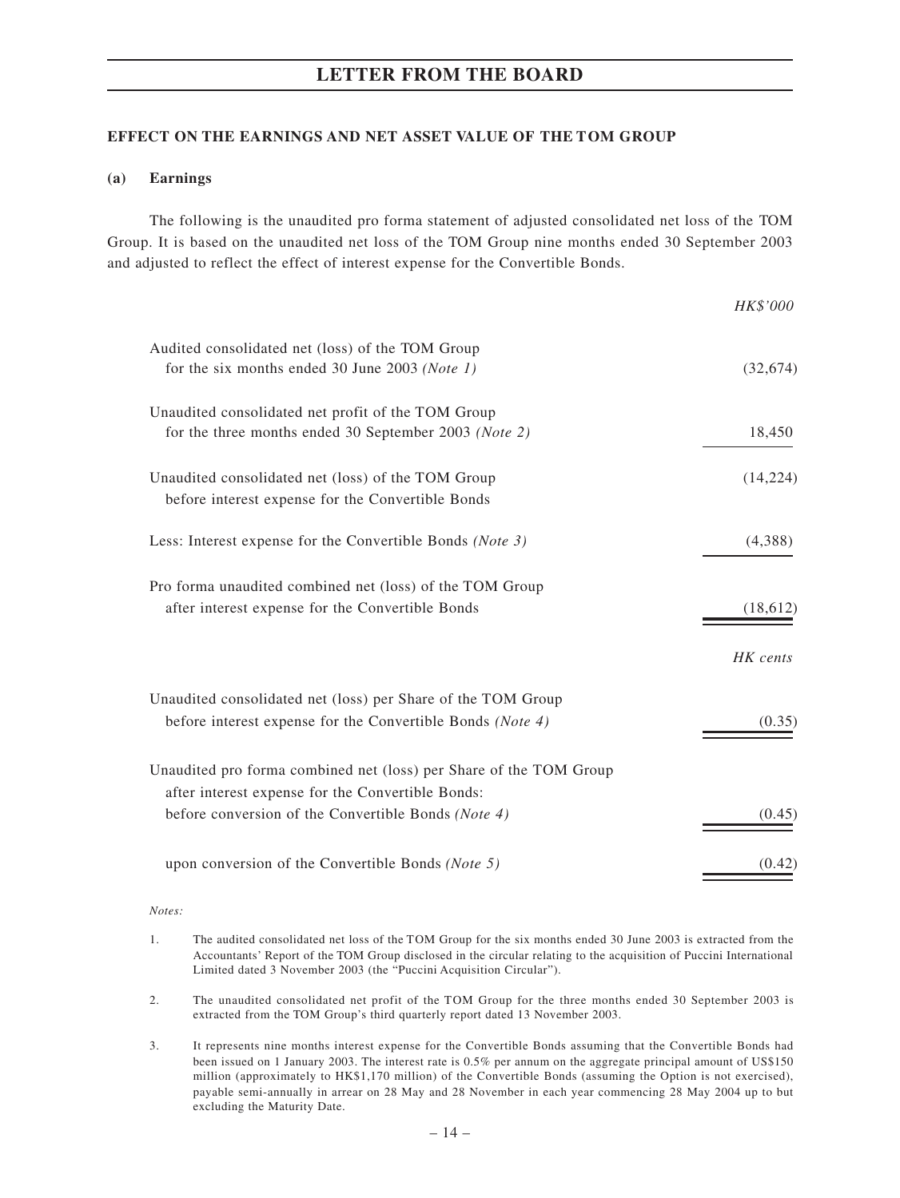## EFFECT ON THE EARNINGS AND NET ASSET VALUE OF THE TOM GROUP

### (a) Earnings

The following is the unaudited pro forma statement of adjusted consolidated net loss of the TOM Group. It is based on the unaudited net loss of the TOM Group nine months ended 30 September 2003 and adjusted to reflect the effect of interest expense for the Convertible Bonds.

| | *HK$'000* |
|---|---|
| Audited consolidated net (loss) of the TOM Group for the six months ended 30 June 2003 *(Note 1)* | (32,674) |
| Unaudited consolidated net profit of the TOM Group for the three months ended 30 September 2003 *(Note 2)* | 18,450 |
| Unaudited consolidated net (loss) of the TOM Group before interest expense for the Convertible Bonds | (14,224) |
| Less: Interest expense for the Convertible Bonds *(Note 3)* | (4,388) |
| Pro forma unaudited combined net (loss) of the TOM Group after interest expense for the Convertible Bonds | (18,612) |
| | *HK cents* |
| Unaudited consolidated net (loss) per Share of the TOM Group before interest expense for the Convertible Bonds *(Note 4)* | (0.35) |
| Unaudited pro forma combined net (loss) per Share of the TOM Group after interest expense for the Convertible Bonds: before conversion of the Convertible Bonds *(Note 4)* | (0.45) |
| upon conversion of the Convertible Bonds *(Note 5)* | (0.42) |

*Notes:*

1. The audited consolidated net loss of the TOM Group for the six months ended 30 June 2003 is extracted from the Accountants' Report of the TOM Group disclosed in the circular relating to the acquisition of Puccini International Limited dated 3 November 2003 (the "Puccini Acquisition Circular").

2. The unaudited consolidated net profit of the TOM Group for the three months ended 30 September 2003 is extracted from the TOM Group's third quarterly report dated 13 November 2003.

3. It represents nine months interest expense for the Convertible Bonds assuming that the Convertible Bonds had been issued on 1 January 2003. The interest rate is 0.5% per annum on the aggregate principal amount of US$150 million (approximately to HK$1,170 million) of the Convertible Bonds (assuming the Option is not exercised), payable semi-annually in arrear on 28 May and 28 November in each year commencing 28 May 2004 up to but excluding the Maturity Date.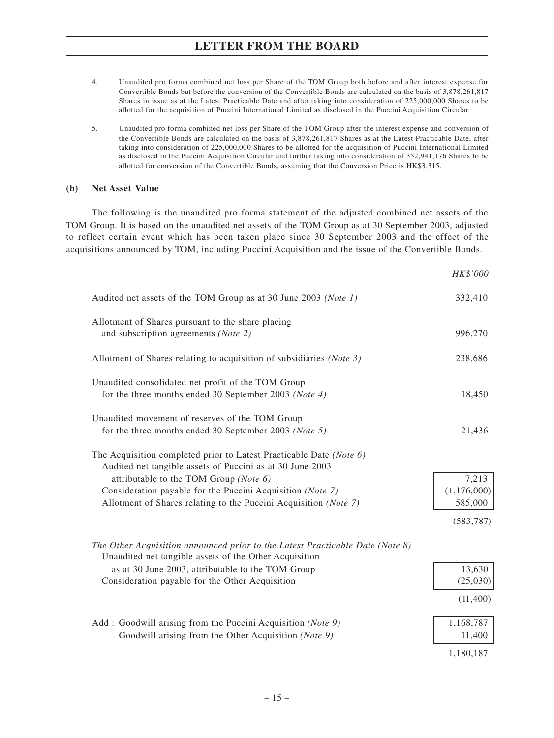4. Unaudited pro forma combined net loss per Share of the TOM Group both before and after interest expense for Convertible Bonds but before the conversion of the Convertible Bonds are calculated on the basis of 3,878,261,817 Shares in issue as at the Latest Practicable Date and after taking into consideration of 225,000,000 Shares to be allotted for the acquisition of Puccini International Limited as disclosed in the Puccini Acquisition Circular.

5. Unaudited pro forma combined net loss per Share of the TOM Group after the interest expense and conversion of the Convertible Bonds are calculated on the basis of 3,878,261,817 Shares as at the Latest Practicable Date, after taking into consideration of 225,000,000 Shares to be allotted for the acquisition of Puccini International Limited as disclosed in the Puccini Acquisition Circular and further taking into consideration of 352,941,176 Shares to be allotted for conversion of the Convertible Bonds, assuming that the Conversion Price is HK$3.315.

**(b) Net Asset Value**

The following is the unaudited pro forma statement of the adjusted combined net assets of the TOM Group. It is based on the unaudited net assets of the TOM Group as at 30 September 2003, adjusted to reflect certain event which has been taken place since 30 September 2003 and the effect of the acquisitions announced by TOM, including Puccini Acquisition and the issue of the Convertible Bonds.

| | | *HK$'000* |
|---|---|---|
| Audited net assets of the TOM Group as at 30 June 2003 *(Note 1)* | | 332,410 |
| Allotment of Shares pursuant to the share placing and subscription agreements *(Note 2)* | | 996,270 |
| Allotment of Shares relating to acquisition of subsidiaries *(Note 3)* | | 238,686 |
| Unaudited consolidated net profit of the TOM Group for the three months ended 30 September 2003 *(Note 4)* | | 18,450 |
| Unaudited movement of reserves of the TOM Group for the three months ended 30 September 2003 *(Note 5)* | | 21,436 |
| The Acquisition completed prior to Latest Practicable Date *(Note 6)* | | |
| Audited net tangible assets of Puccini as at 30 June 2003 attributable to the TOM Group *(Note 6)* | 7,213 | |
| Consideration payable for the Puccini Acquisition *(Note 7)* | (1,176,000) | |
| Allotment of Shares relating to the Puccini Acquisition *(Note 7)* | 585,000 | |
| | | (583,787) |
| *The Other Acquisition announced prior to the Latest Practicable Date (Note 8)* | | |
| Unaudited net tangible assets of the Other Acquisition as at 30 June 2003, attributable to the TOM Group | 13,630 | |
| Consideration payable for the Other Acquisition | (25,030) | |
| | | (11,400) |
| Add : Goodwill arising from the Puccini Acquisition *(Note 9)* | 1,168,787 | |
| Goodwill arising from the Other Acquisition *(Note 9)* | 11,400 | |
| | | 1,180,187 |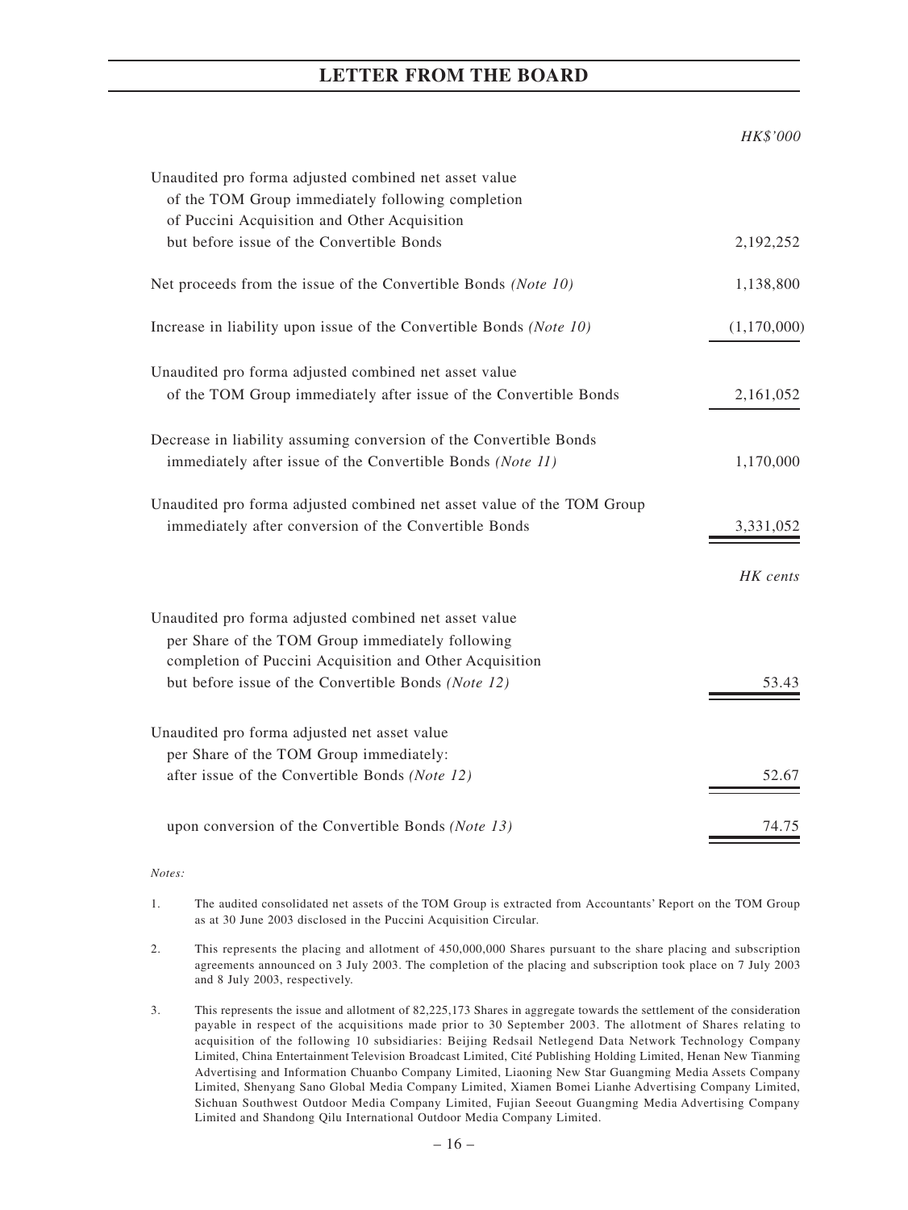## LETTER FROM THE BOARD

| | *HK$'000* |
|---|---|
| Unaudited pro forma adjusted combined net asset value of the TOM Group immediately following completion of Puccini Acquisition and Other Acquisition but before issue of the Convertible Bonds | 2,192,252 |
| Net proceeds from the issue of the Convertible Bonds *(Note 10)* | 1,138,800 |
| Increase in liability upon issue of the Convertible Bonds *(Note 10)* | (1,170,000) |
| Unaudited pro forma adjusted combined net asset value of the TOM Group immediately after issue of the Convertible Bonds | 2,161,052 |
| Decrease in liability assuming conversion of the Convertible Bonds immediately after issue of the Convertible Bonds *(Note 11)* | 1,170,000 |
| Unaudited pro forma adjusted combined net asset value of the TOM Group immediately after conversion of the Convertible Bonds | 3,331,052 |
| | *HK cents* |
| Unaudited pro forma adjusted combined net asset value per Share of the TOM Group immediately following completion of Puccini Acquisition and Other Acquisition but before issue of the Convertible Bonds *(Note 12)* | 53.43 |
| Unaudited pro forma adjusted net asset value per Share of the TOM Group immediately: after issue of the Convertible Bonds *(Note 12)* | 52.67 |
| upon conversion of the Convertible Bonds *(Note 13)* | 74.75 |

*Notes:*

1. The audited consolidated net assets of the TOM Group is extracted from Accountants' Report on the TOM Group as at 30 June 2003 disclosed in the Puccini Acquisition Circular.

2. This represents the placing and allotment of 450,000,000 Shares pursuant to the share placing and subscription agreements announced on 3 July 2003. The completion of the placing and subscription took place on 7 July 2003 and 8 July 2003, respectively.

3. This represents the issue and allotment of 82,225,173 Shares in aggregate towards the settlement of the consideration payable in respect of the acquisitions made prior to 30 September 2003. The allotment of Shares relating to acquisition of the following 10 subsidiaries: Beijing Redsail Netlegend Data Network Technology Company Limited, China Entertainment Television Broadcast Limited, Cité Publishing Holding Limited, Henan New Tianming Advertising and Information Chuanbo Company Limited, Liaoning New Star Guangming Media Assets Company Limited, Shenyang Sano Global Media Company Limited, Xiamen Bomei Lianhe Advertising Company Limited, Sichuan Southwest Outdoor Media Company Limited, Fujian Seeout Guangming Media Advertising Company Limited and Shandong Qilu International Outdoor Media Company Limited.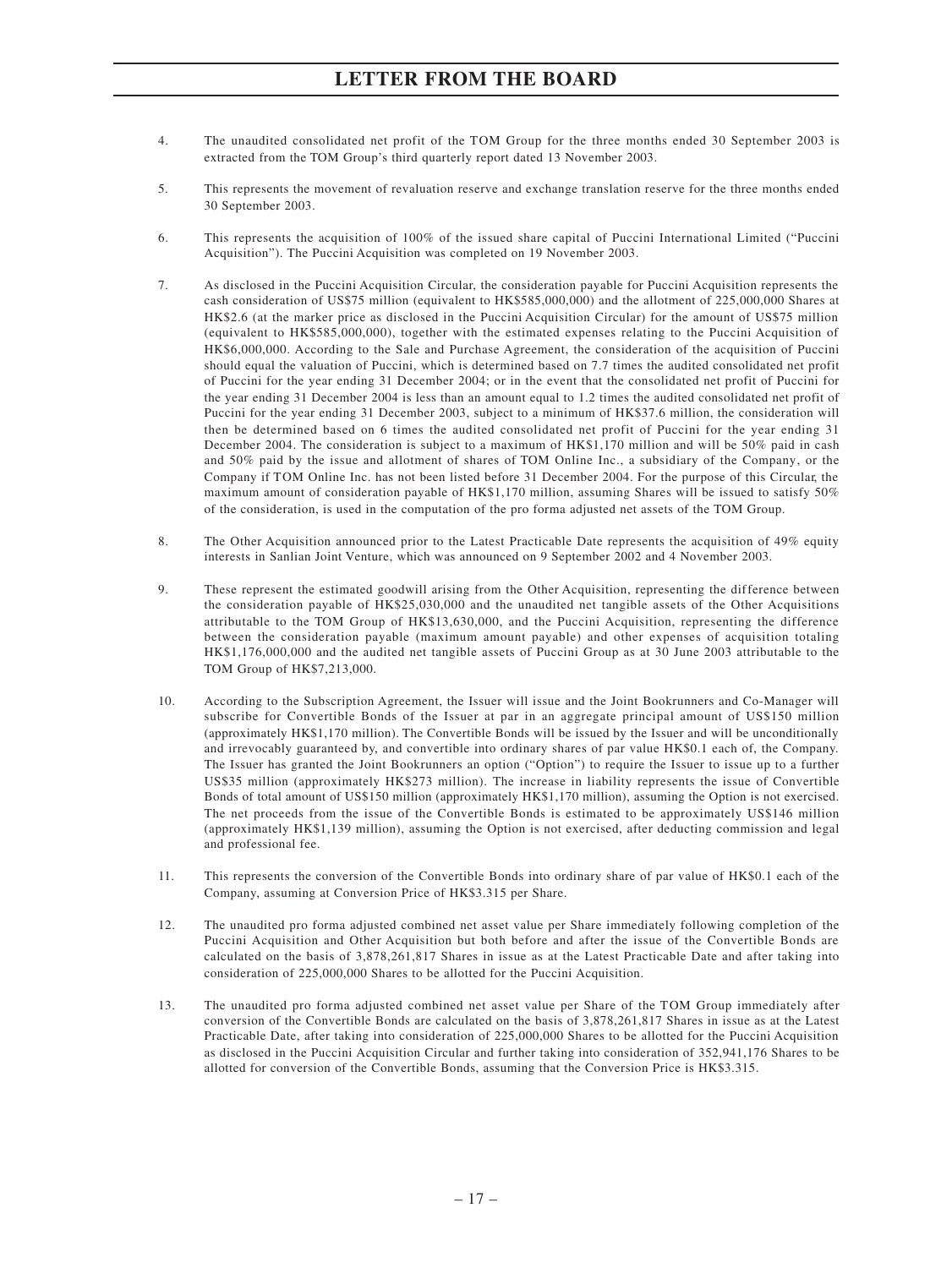4. The unaudited consolidated net profit of the TOM Group for the three months ended 30 September 2003 is extracted from the TOM Group's third quarterly report dated 13 November 2003.

5. This represents the movement of revaluation reserve and exchange translation reserve for the three months ended 30 September 2003.

6. This represents the acquisition of 100% of the issued share capital of Puccini International Limited ("Puccini Acquisition"). The Puccini Acquisition was completed on 19 November 2003.

7. As disclosed in the Puccini Acquisition Circular, the consideration payable for Puccini Acquisition represents the cash consideration of US$75 million (equivalent to HK$585,000,000) and the allotment of 225,000,000 Shares at HK$2.6 (at the marker price as disclosed in the Puccini Acquisition Circular) for the amount of US$75 million (equivalent to HK$585,000,000), together with the estimated expenses relating to the Puccini Acquisition of HK$6,000,000. According to the Sale and Purchase Agreement, the consideration of the acquisition of Puccini should equal the valuation of Puccini, which is determined based on 7.7 times the audited consolidated net profit of Puccini for the year ending 31 December 2004; or in the event that the consolidated net profit of Puccini for the year ending 31 December 2004 is less than an amount equal to 1.2 times the audited consolidated net profit of Puccini for the year ending 31 December 2003, subject to a minimum of HK$37.6 million, the consideration will then be determined based on 6 times the audited consolidated net profit of Puccini for the year ending 31 December 2004. The consideration is subject to a maximum of HK$1,170 million and will be 50% paid in cash and 50% paid by the issue and allotment of shares of TOM Online Inc., a subsidiary of the Company, or the Company if TOM Online Inc. has not been listed before 31 December 2004. For the purpose of this Circular, the maximum amount of consideration payable of HK$1,170 million, assuming Shares will be issued to satisfy 50% of the consideration, is used in the computation of the pro forma adjusted net assets of the TOM Group.

8. The Other Acquisition announced prior to the Latest Practicable Date represents the acquisition of 49% equity interests in Sanlian Joint Venture, which was announced on 9 September 2002 and 4 November 2003.

9. These represent the estimated goodwill arising from the Other Acquisition, representing the difference between the consideration payable of HK$25,030,000 and the unaudited net tangible assets of the Other Acquisitions attributable to the TOM Group of HK$13,630,000, and the Puccini Acquisition, representing the difference between the consideration payable (maximum amount payable) and other expenses of acquisition totaling HK$1,176,000,000 and the audited net tangible assets of Puccini Group as at 30 June 2003 attributable to the TOM Group of HK$7,213,000.

10. According to the Subscription Agreement, the Issuer will issue and the Joint Bookrunners and Co-Manager will subscribe for Convertible Bonds of the Issuer at par in an aggregate principal amount of US$150 million (approximately HK$1,170 million). The Convertible Bonds will be issued by the Issuer and will be unconditionally and irrevocably guaranteed by, and convertible into ordinary shares of par value HK$0.1 each of, the Company. The Issuer has granted the Joint Bookrunners an option ("Option") to require the Issuer to issue up to a further US$35 million (approximately HK$273 million). The increase in liability represents the issue of Convertible Bonds of total amount of US$150 million (approximately HK$1,170 million), assuming the Option is not exercised. The net proceeds from the issue of the Convertible Bonds is estimated to be approximately US$146 million (approximately HK$1,139 million), assuming the Option is not exercised, after deducting commission and legal and professional fee.

11. This represents the conversion of the Convertible Bonds into ordinary share of par value of HK$0.1 each of the Company, assuming at Conversion Price of HK$3.315 per Share.

12. The unaudited pro forma adjusted combined net asset value per Share immediately following completion of the Puccini Acquisition and Other Acquisition but both before and after the issue of the Convertible Bonds are calculated on the basis of 3,878,261,817 Shares in issue as at the Latest Practicable Date and after taking into consideration of 225,000,000 Shares to be allotted for the Puccini Acquisition.

13. The unaudited pro forma adjusted combined net asset value per Share of the TOM Group immediately after conversion of the Convertible Bonds are calculated on the basis of 3,878,261,817 Shares in issue as at the Latest Practicable Date, after taking into consideration of 225,000,000 Shares to be allotted for the Puccini Acquisition as disclosed in the Puccini Acquisition Circular and further taking into consideration of 352,941,176 Shares to be allotted for conversion of the Convertible Bonds, assuming that the Conversion Price is HK$3.315.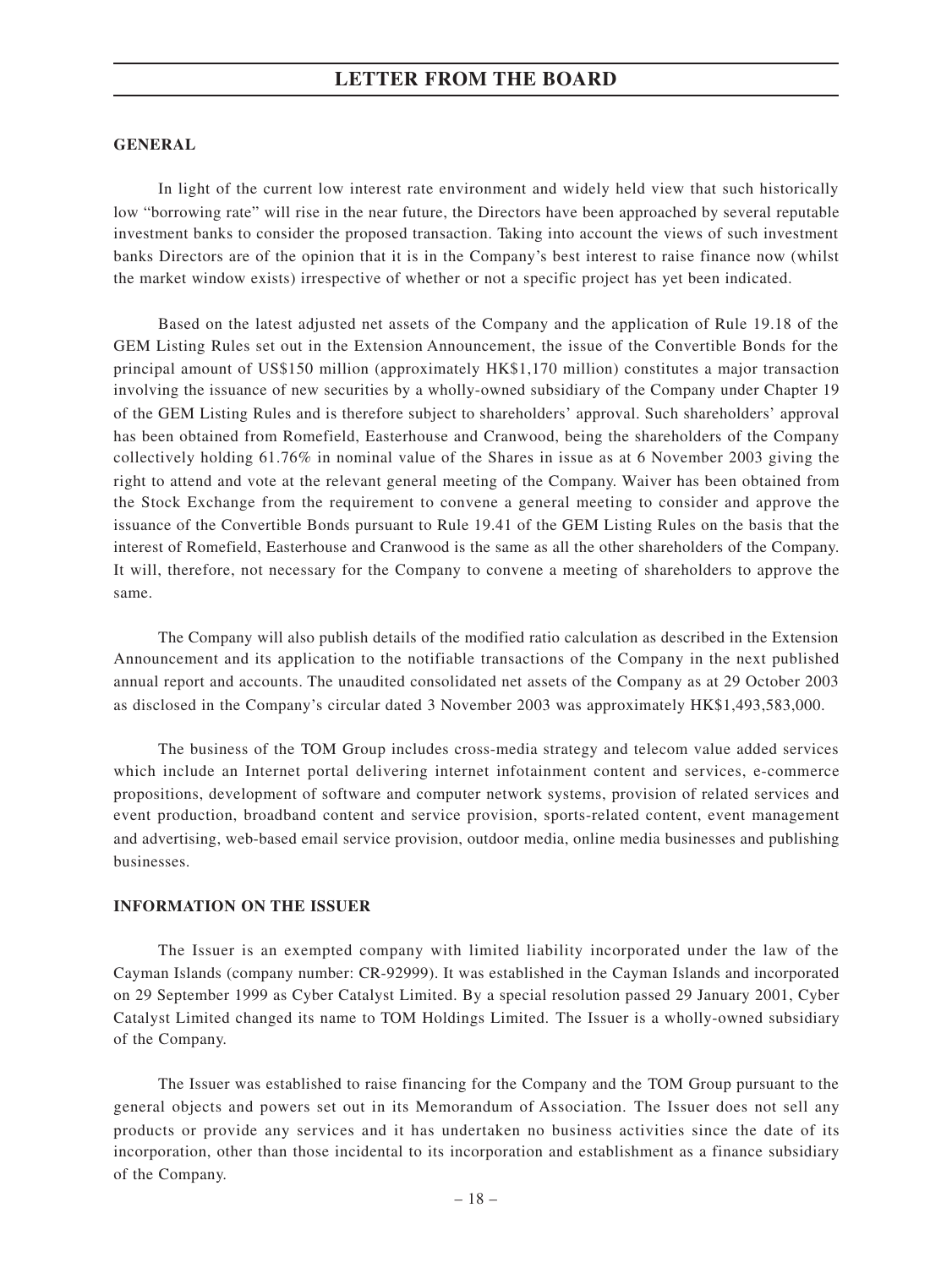## GENERAL

In light of the current low interest rate environment and widely held view that such historically low "borrowing rate" will rise in the near future, the Directors have been approached by several reputable investment banks to consider the proposed transaction. Taking into account the views of such investment banks Directors are of the opinion that it is in the Company's best interest to raise finance now (whilst the market window exists) irrespective of whether or not a specific project has yet been indicated.

Based on the latest adjusted net assets of the Company and the application of Rule 19.18 of the GEM Listing Rules set out in the Extension Announcement, the issue of the Convertible Bonds for the principal amount of US$150 million (approximately HK$1,170 million) constitutes a major transaction involving the issuance of new securities by a wholly-owned subsidiary of the Company under Chapter 19 of the GEM Listing Rules and is therefore subject to shareholders' approval. Such shareholders' approval has been obtained from Romefield, Easterhouse and Cranwood, being the shareholders of the Company collectively holding 61.76% in nominal value of the Shares in issue as at 6 November 2003 giving the right to attend and vote at the relevant general meeting of the Company. Waiver has been obtained from the Stock Exchange from the requirement to convene a general meeting to consider and approve the issuance of the Convertible Bonds pursuant to Rule 19.41 of the GEM Listing Rules on the basis that the interest of Romefield, Easterhouse and Cranwood is the same as all the other shareholders of the Company. It will, therefore, not necessary for the Company to convene a meeting of shareholders to approve the same.

The Company will also publish details of the modified ratio calculation as described in the Extension Announcement and its application to the notifiable transactions of the Company in the next published annual report and accounts. The unaudited consolidated net assets of the Company as at 29 October 2003 as disclosed in the Company's circular dated 3 November 2003 was approximately HK$1,493,583,000.

The business of the TOM Group includes cross-media strategy and telecom value added services which include an Internet portal delivering internet infotainment content and services, e-commerce propositions, development of software and computer network systems, provision of related services and event production, broadband content and service provision, sports-related content, event management and advertising, web-based email service provision, outdoor media, online media businesses and publishing businesses.

## INFORMATION ON THE ISSUER

The Issuer is an exempted company with limited liability incorporated under the law of the Cayman Islands (company number: CR-92999). It was established in the Cayman Islands and incorporated on 29 September 1999 as Cyber Catalyst Limited. By a special resolution passed 29 January 2001, Cyber Catalyst Limited changed its name to TOM Holdings Limited. The Issuer is a wholly-owned subsidiary of the Company.

The Issuer was established to raise financing for the Company and the TOM Group pursuant to the general objects and powers set out in its Memorandum of Association. The Issuer does not sell any products or provide any services and it has undertaken no business activities since the date of its incorporation, other than those incidental to its incorporation and establishment as a finance subsidiary of the Company.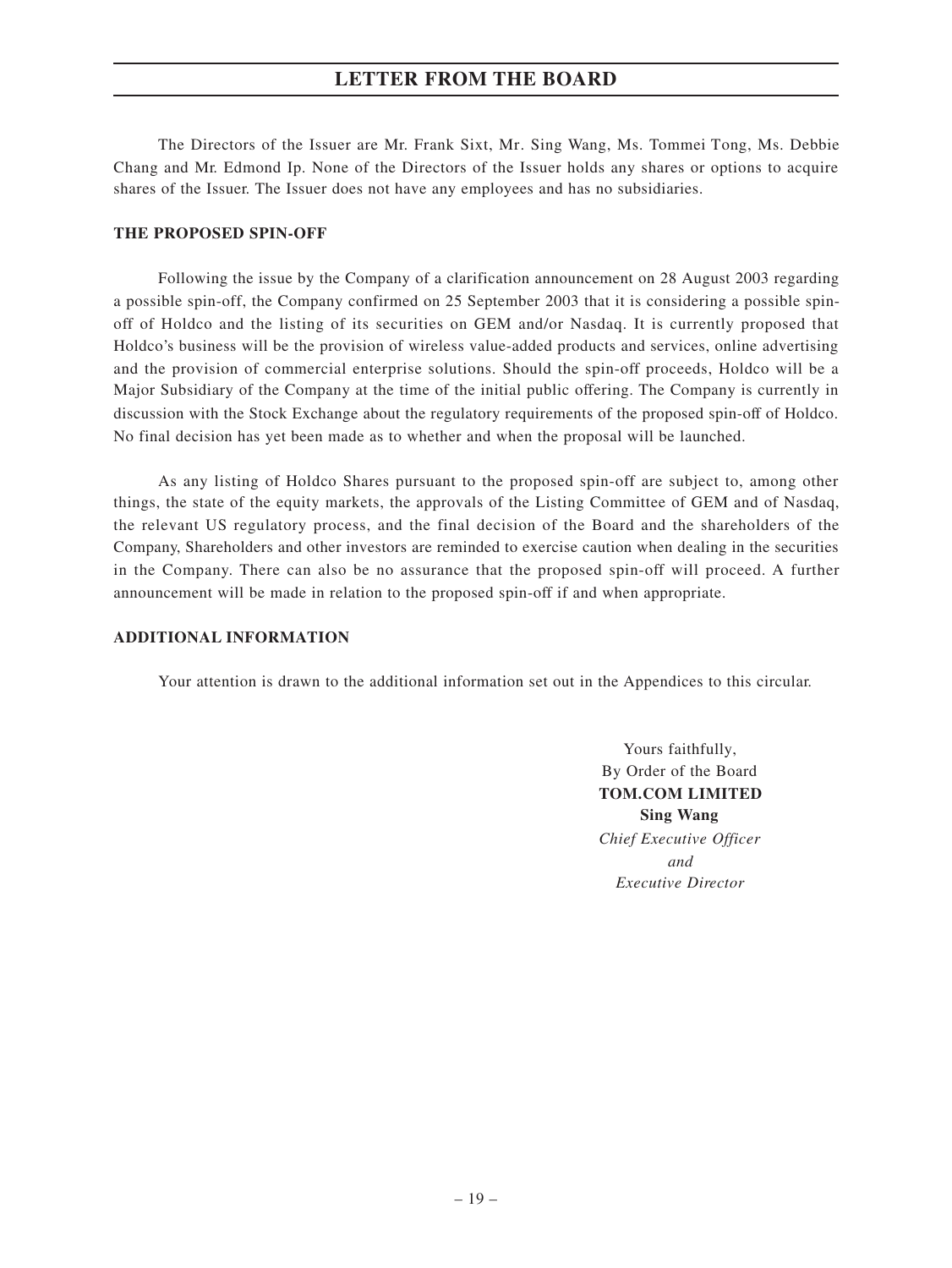The Directors of the Issuer are Mr. Frank Sixt, Mr. Sing Wang, Ms. Tommei Tong, Ms. Debbie Chang and Mr. Edmond Ip. None of the Directors of the Issuer holds any shares or options to acquire shares of the Issuer. The Issuer does not have any employees and has no subsidiaries.

**THE PROPOSED SPIN-OFF**

Following the issue by the Company of a clarification announcement on 28 August 2003 regarding a possible spin-off, the Company confirmed on 25 September 2003 that it is considering a possible spin-off of Holdco and the listing of its securities on GEM and/or Nasdaq. It is currently proposed that Holdco's business will be the provision of wireless value-added products and services, online advertising and the provision of commercial enterprise solutions. Should the spin-off proceeds, Holdco will be a Major Subsidiary of the Company at the time of the initial public offering. The Company is currently in discussion with the Stock Exchange about the regulatory requirements of the proposed spin-off of Holdco. No final decision has yet been made as to whether and when the proposal will be launched.

As any listing of Holdco Shares pursuant to the proposed spin-off are subject to, among other things, the state of the equity markets, the approvals of the Listing Committee of GEM and of Nasdaq, the relevant US regulatory process, and the final decision of the Board and the shareholders of the Company, Shareholders and other investors are reminded to exercise caution when dealing in the securities in the Company. There can also be no assurance that the proposed spin-off will proceed. A further announcement will be made in relation to the proposed spin-off if and when appropriate.

**ADDITIONAL INFORMATION**

Your attention is drawn to the additional information set out in the Appendices to this circular.

Yours faithfully,
By Order of the Board
**TOM.COM LIMITED**
**Sing Wang**
*Chief Executive Officer*
*and*
*Executive Director*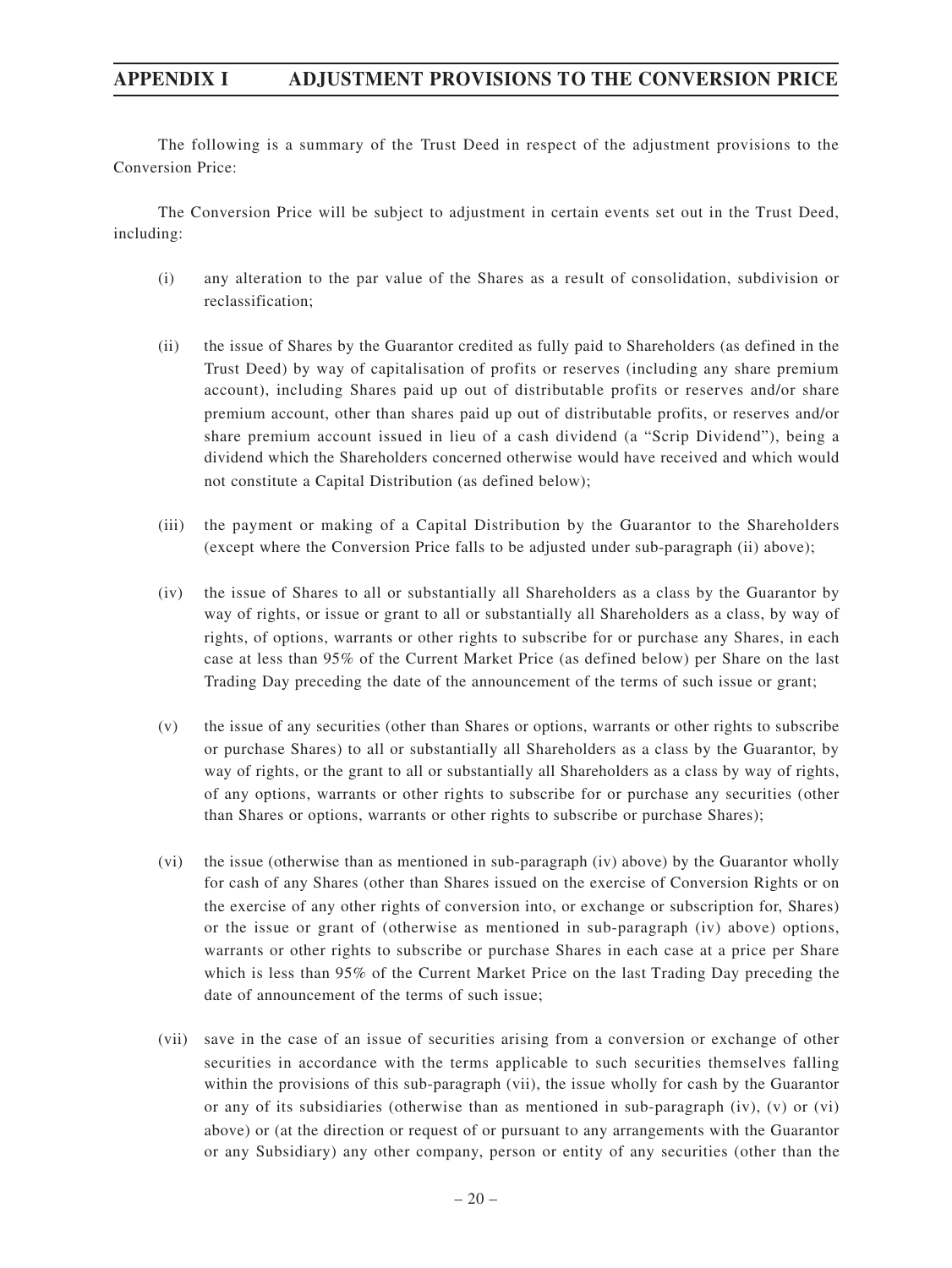# APPENDIX I ADJUSTMENT PROVISIONS TO THE CONVERSION PRICE

The following is a summary of the Trust Deed in respect of the adjustment provisions to the Conversion Price:

The Conversion Price will be subject to adjustment in certain events set out in the Trust Deed, including:

(i) any alteration to the par value of the Shares as a result of consolidation, subdivision or reclassification;

(ii) the issue of Shares by the Guarantor credited as fully paid to Shareholders (as defined in the Trust Deed) by way of capitalisation of profits or reserves (including any share premium account), including Shares paid up out of distributable profits or reserves and/or share premium account, other than shares paid up out of distributable profits, or reserves and/or share premium account issued in lieu of a cash dividend (a "Scrip Dividend"), being a dividend which the Shareholders concerned otherwise would have received and which would not constitute a Capital Distribution (as defined below);

(iii) the payment or making of a Capital Distribution by the Guarantor to the Shareholders (except where the Conversion Price falls to be adjusted under sub-paragraph (ii) above);

(iv) the issue of Shares to all or substantially all Shareholders as a class by the Guarantor by way of rights, or issue or grant to all or substantially all Shareholders as a class, by way of rights, of options, warrants or other rights to subscribe for or purchase any Shares, in each case at less than 95% of the Current Market Price (as defined below) per Share on the last Trading Day preceding the date of the announcement of the terms of such issue or grant;

(v) the issue of any securities (other than Shares or options, warrants or other rights to subscribe or purchase Shares) to all or substantially all Shareholders as a class by the Guarantor, by way of rights, or the grant to all or substantially all Shareholders as a class by way of rights, of any options, warrants or other rights to subscribe for or purchase any securities (other than Shares or options, warrants or other rights to subscribe or purchase Shares);

(vi) the issue (otherwise than as mentioned in sub-paragraph (iv) above) by the Guarantor wholly for cash of any Shares (other than Shares issued on the exercise of Conversion Rights or on the exercise of any other rights of conversion into, or exchange or subscription for, Shares) or the issue or grant of (otherwise as mentioned in sub-paragraph (iv) above) options, warrants or other rights to subscribe or purchase Shares in each case at a price per Share which is less than 95% of the Current Market Price on the last Trading Day preceding the date of announcement of the terms of such issue;

(vii) save in the case of an issue of securities arising from a conversion or exchange of other securities in accordance with the terms applicable to such securities themselves falling within the provisions of this sub-paragraph (vii), the issue wholly for cash by the Guarantor or any of its subsidiaries (otherwise than as mentioned in sub-paragraph (iv), (v) or (vi) above) or (at the direction or request of or pursuant to any arrangements with the Guarantor or any Subsidiary) any other company, person or entity of any securities (other than the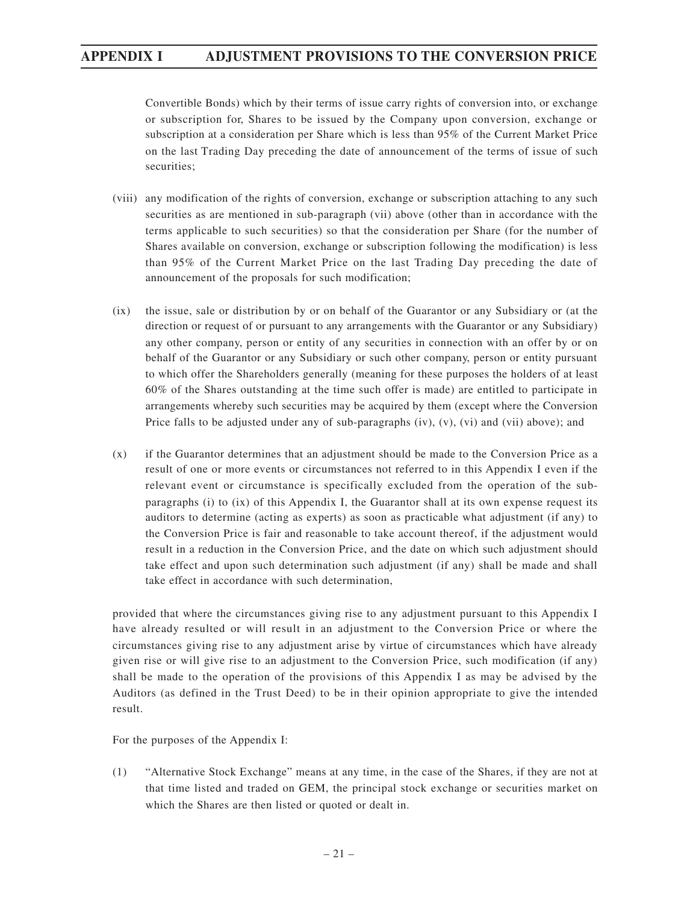Convertible Bonds) which by their terms of issue carry rights of conversion into, or exchange or subscription for, Shares to be issued by the Company upon conversion, exchange or subscription at a consideration per Share which is less than 95% of the Current Market Price on the last Trading Day preceding the date of announcement of the terms of issue of such securities;

(viii) any modification of the rights of conversion, exchange or subscription attaching to any such securities as are mentioned in sub-paragraph (vii) above (other than in accordance with the terms applicable to such securities) so that the consideration per Share (for the number of Shares available on conversion, exchange or subscription following the modification) is less than 95% of the Current Market Price on the last Trading Day preceding the date of announcement of the proposals for such modification;

(ix) the issue, sale or distribution by or on behalf of the Guarantor or any Subsidiary or (at the direction or request of or pursuant to any arrangements with the Guarantor or any Subsidiary) any other company, person or entity of any securities in connection with an offer by or on behalf of the Guarantor or any Subsidiary or such other company, person or entity pursuant to which offer the Shareholders generally (meaning for these purposes the holders of at least 60% of the Shares outstanding at the time such offer is made) are entitled to participate in arrangements whereby such securities may be acquired by them (except where the Conversion Price falls to be adjusted under any of sub-paragraphs (iv), (v), (vi) and (vii) above); and

(x) if the Guarantor determines that an adjustment should be made to the Conversion Price as a result of one or more events or circumstances not referred to in this Appendix I even if the relevant event or circumstance is specifically excluded from the operation of the sub-paragraphs (i) to (ix) of this Appendix I, the Guarantor shall at its own expense request its auditors to determine (acting as experts) as soon as practicable what adjustment (if any) to the Conversion Price is fair and reasonable to take account thereof, if the adjustment would result in a reduction in the Conversion Price, and the date on which such adjustment should take effect and upon such determination such adjustment (if any) shall be made and shall take effect in accordance with such determination,

provided that where the circumstances giving rise to any adjustment pursuant to this Appendix I have already resulted or will result in an adjustment to the Conversion Price or where the circumstances giving rise to any adjustment arise by virtue of circumstances which have already given rise or will give rise to an adjustment to the Conversion Price, such modification (if any) shall be made to the operation of the provisions of this Appendix I as may be advised by the Auditors (as defined in the Trust Deed) to be in their opinion appropriate to give the intended result.

For the purposes of the Appendix I:

(1) "Alternative Stock Exchange" means at any time, in the case of the Shares, if they are not at that time listed and traded on GEM, the principal stock exchange or securities market on which the Shares are then listed or quoted or dealt in.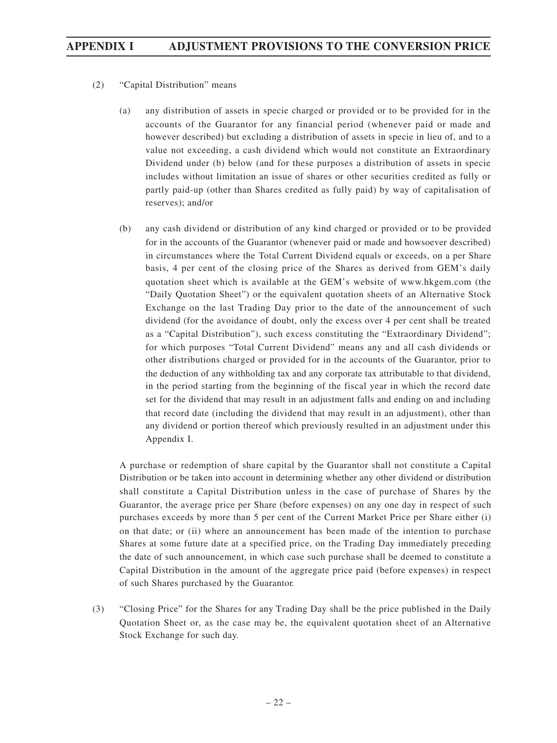(2) "Capital Distribution" means

(a) any distribution of assets in specie charged or provided or to be provided for in the accounts of the Guarantor for any financial period (whenever paid or made and however described) but excluding a distribution of assets in specie in lieu of, and to a value not exceeding, a cash dividend which would not constitute an Extraordinary Dividend under (b) below (and for these purposes a distribution of assets in specie includes without limitation an issue of shares or other securities credited as fully or partly paid-up (other than Shares credited as fully paid) by way of capitalisation of reserves); and/or

(b) any cash dividend or distribution of any kind charged or provided or to be provided for in the accounts of the Guarantor (whenever paid or made and howsoever described) in circumstances where the Total Current Dividend equals or exceeds, on a per Share basis, 4 per cent of the closing price of the Shares as derived from GEM's daily quotation sheet which is available at the GEM's website of www.hkgem.com (the "Daily Quotation Sheet") or the equivalent quotation sheets of an Alternative Stock Exchange on the last Trading Day prior to the date of the announcement of such dividend (for the avoidance of doubt, only the excess over 4 per cent shall be treated as a "Capital Distribution"), such excess constituting the "Extraordinary Dividend"; for which purposes "Total Current Dividend" means any and all cash dividends or other distributions charged or provided for in the accounts of the Guarantor, prior to the deduction of any withholding tax and any corporate tax attributable to that dividend, in the period starting from the beginning of the fiscal year in which the record date set for the dividend that may result in an adjustment falls and ending on and including that record date (including the dividend that may result in an adjustment), other than any dividend or portion thereof which previously resulted in an adjustment under this Appendix I.

A purchase or redemption of share capital by the Guarantor shall not constitute a Capital Distribution or be taken into account in determining whether any other dividend or distribution shall constitute a Capital Distribution unless in the case of purchase of Shares by the Guarantor, the average price per Share (before expenses) on any one day in respect of such purchases exceeds by more than 5 per cent of the Current Market Price per Share either (i) on that date; or (ii) where an announcement has been made of the intention to purchase Shares at some future date at a specified price, on the Trading Day immediately preceding the date of such announcement, in which case such purchase shall be deemed to constitute a Capital Distribution in the amount of the aggregate price paid (before expenses) in respect of such Shares purchased by the Guarantor.

(3) "Closing Price" for the Shares for any Trading Day shall be the price published in the Daily Quotation Sheet or, as the case may be, the equivalent quotation sheet of an Alternative Stock Exchange for such day.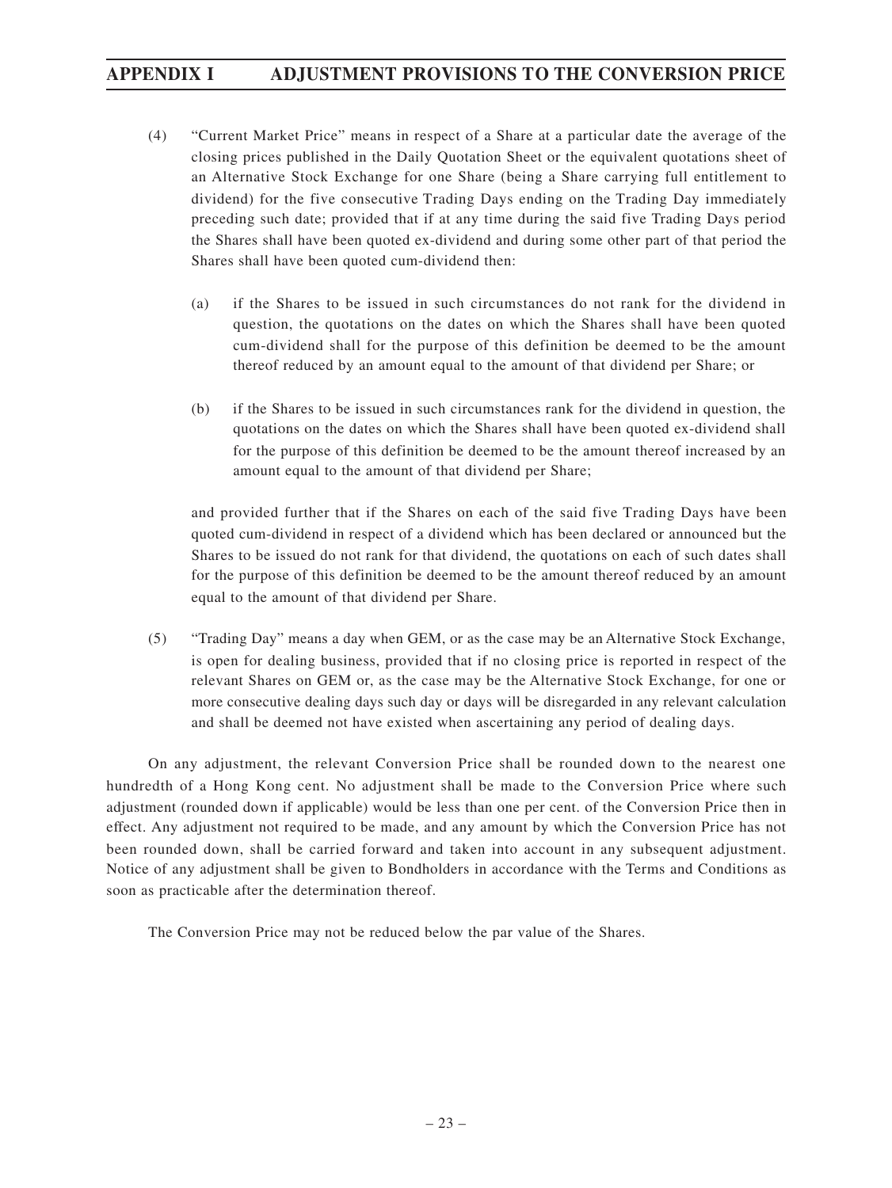(4) "Current Market Price" means in respect of a Share at a particular date the average of the closing prices published in the Daily Quotation Sheet or the equivalent quotations sheet of an Alternative Stock Exchange for one Share (being a Share carrying full entitlement to dividend) for the five consecutive Trading Days ending on the Trading Day immediately preceding such date; provided that if at any time during the said five Trading Days period the Shares shall have been quoted ex-dividend and during some other part of that period the Shares shall have been quoted cum-dividend then:

  (a) if the Shares to be issued in such circumstances do not rank for the dividend in question, the quotations on the dates on which the Shares shall have been quoted cum-dividend shall for the purpose of this definition be deemed to be the amount thereof reduced by an amount equal to the amount of that dividend per Share; or

  (b) if the Shares to be issued in such circumstances rank for the dividend in question, the quotations on the dates on which the Shares shall have been quoted ex-dividend shall for the purpose of this definition be deemed to be the amount thereof increased by an amount equal to the amount of that dividend per Share;

  and provided further that if the Shares on each of the said five Trading Days have been quoted cum-dividend in respect of a dividend which has been declared or announced but the Shares to be issued do not rank for that dividend, the quotations on each of such dates shall for the purpose of this definition be deemed to be the amount thereof reduced by an amount equal to the amount of that dividend per Share.

(5) "Trading Day" means a day when GEM, or as the case may be an Alternative Stock Exchange, is open for dealing business, provided that if no closing price is reported in respect of the relevant Shares on GEM or, as the case may be the Alternative Stock Exchange, for one or more consecutive dealing days such day or days will be disregarded in any relevant calculation and shall be deemed not have existed when ascertaining any period of dealing days.

On any adjustment, the relevant Conversion Price shall be rounded down to the nearest one hundredth of a Hong Kong cent. No adjustment shall be made to the Conversion Price where such adjustment (rounded down if applicable) would be less than one per cent. of the Conversion Price then in effect. Any adjustment not required to be made, and any amount by which the Conversion Price has not been rounded down, shall be carried forward and taken into account in any subsequent adjustment. Notice of any adjustment shall be given to Bondholders in accordance with the Terms and Conditions as soon as practicable after the determination thereof.

The Conversion Price may not be reduced below the par value of the Shares.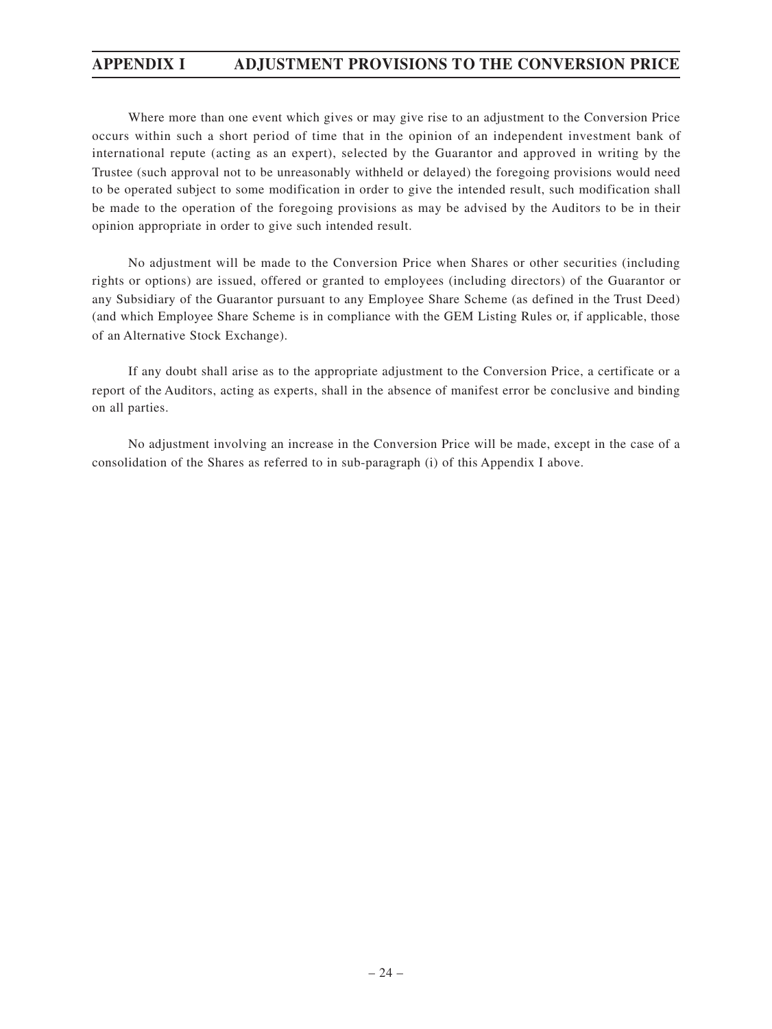Where more than one event which gives or may give rise to an adjustment to the Conversion Price occurs within such a short period of time that in the opinion of an independent investment bank of international repute (acting as an expert), selected by the Guarantor and approved in writing by the Trustee (such approval not to be unreasonably withheld or delayed) the foregoing provisions would need to be operated subject to some modification in order to give the intended result, such modification shall be made to the operation of the foregoing provisions as may be advised by the Auditors to be in their opinion appropriate in order to give such intended result.

No adjustment will be made to the Conversion Price when Shares or other securities (including rights or options) are issued, offered or granted to employees (including directors) of the Guarantor or any Subsidiary of the Guarantor pursuant to any Employee Share Scheme (as defined in the Trust Deed) (and which Employee Share Scheme is in compliance with the GEM Listing Rules or, if applicable, those of an Alternative Stock Exchange).

If any doubt shall arise as to the appropriate adjustment to the Conversion Price, a certificate or a report of the Auditors, acting as experts, shall in the absence of manifest error be conclusive and binding on all parties.

No adjustment involving an increase in the Conversion Price will be made, except in the case of a consolidation of the Shares as referred to in sub-paragraph (i) of this Appendix I above.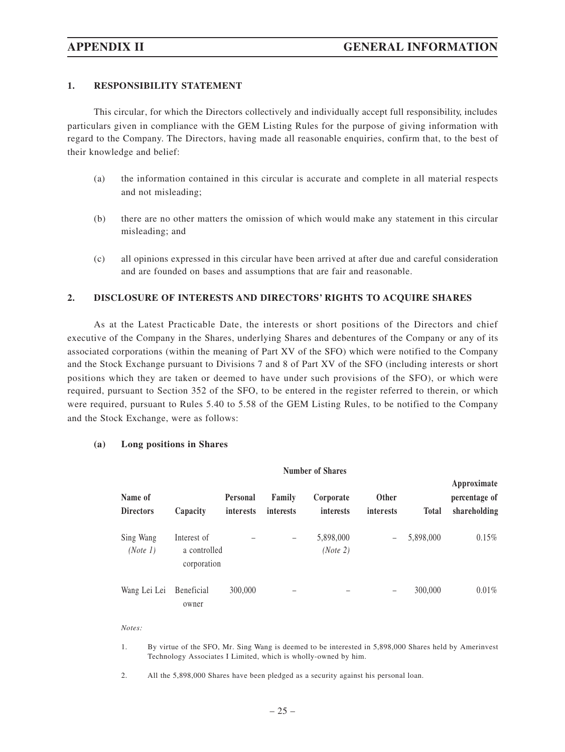## 1. RESPONSIBILITY STATEMENT

This circular, for which the Directors collectively and individually accept full responsibility, includes particulars given in compliance with the GEM Listing Rules for the purpose of giving information with regard to the Company. The Directors, having made all reasonable enquiries, confirm that, to the best of their knowledge and belief:

(a) the information contained in this circular is accurate and complete in all material respects and not misleading;

(b) there are no other matters the omission of which would make any statement in this circular misleading; and

(c) all opinions expressed in this circular have been arrived at after due and careful consideration and are founded on bases and assumptions that are fair and reasonable.

## 2. DISCLOSURE OF INTERESTS AND DIRECTORS' RIGHTS TO ACQUIRE SHARES

As at the Latest Practicable Date, the interests or short positions of the Directors and chief executive of the Company in the Shares, underlying Shares and debentures of the Company or any of its associated corporations (within the meaning of Part XV of the SFO) which were notified to the Company and the Stock Exchange pursuant to Divisions 7 and 8 of Part XV of the SFO (including interests or short positions which they are taken or deemed to have under such provisions of the SFO), or which were required, pursuant to Section 352 of the SFO, to be entered in the register referred to therein, or which were required, pursuant to Rules 5.40 to 5.58 of the GEM Listing Rules, to be notified to the Company and the Stock Exchange, were as follows:

### (a) Long positions in Shares

| | | Number of Shares | | | | | |
|---|---|---|---|---|---|---|---|
| **Name of Directors** | **Capacity** | **Personal interests** | **Family interests** | **Corporate interests** | **Other interests** | **Total** | **Approximate percentage of shareholding** |
| Sing Wang *(Note 1)* | Interest of a controlled corporation | – | – | 5,898,000 *(Note 2)* | – | 5,898,000 | 0.15% |
| Wang Lei Lei | Beneficial owner | 300,000 | – | – | – | 300,000 | 0.01% |

*Notes:*

1. By virtue of the SFO, Mr. Sing Wang is deemed to be interested in 5,898,000 Shares held by Amerinvest Technology Associates I Limited, which is wholly-owned by him.

2. All the 5,898,000 Shares have been pledged as a security against his personal loan.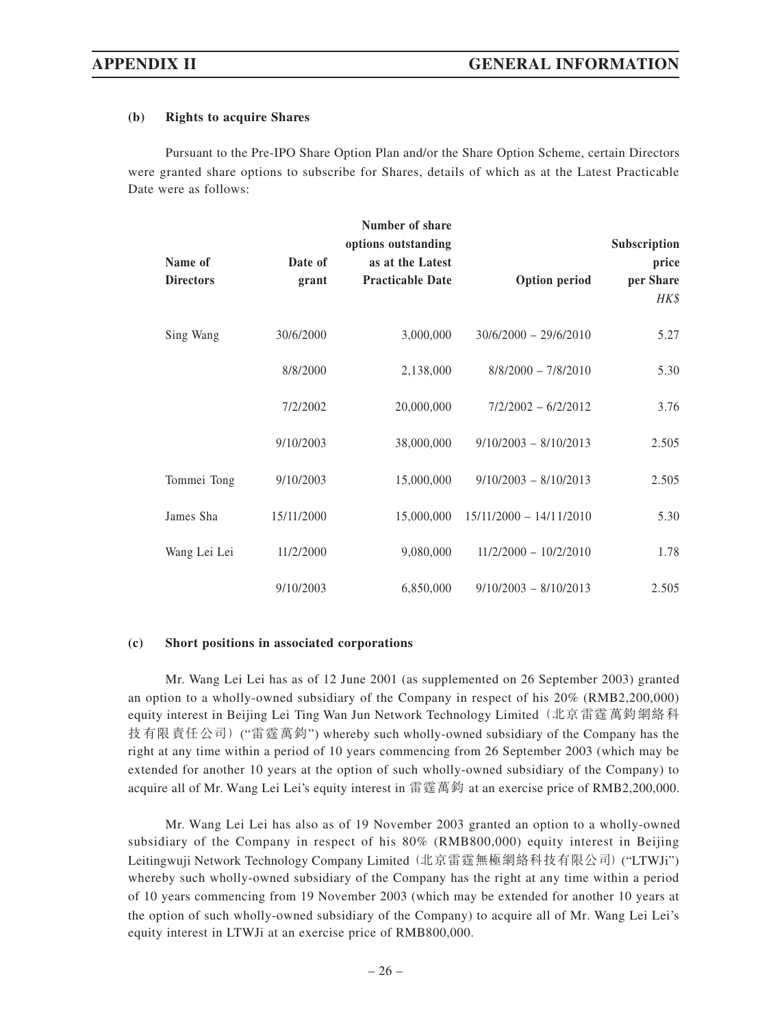#### (b) Rights to acquire Shares

Pursuant to the Pre-IPO Share Option Plan and/or the Share Option Scheme, certain Directors were granted share options to subscribe for Shares, details of which as at the Latest Practicable Date were as follows:

| Name of Directors | Date of grant | Number of share options outstanding as at the Latest Practicable Date | Option period | Subscription price per Share *HK$* |
|---|---|---|---|---|
| Sing Wang | 30/6/2000 | 3,000,000 | 30/6/2000 – 29/6/2010 | 5.27 |
| | 8/8/2000 | 2,138,000 | 8/8/2000 – 7/8/2010 | 5.30 |
| | 7/2/2002 | 20,000,000 | 7/2/2002 – 6/2/2012 | 3.76 |
| | 9/10/2003 | 38,000,000 | 9/10/2003 – 8/10/2013 | 2.505 |
| Tommei Tong | 9/10/2003 | 15,000,000 | 9/10/2003 – 8/10/2013 | 2.505 |
| James Sha | 15/11/2000 | 15,000,000 | 15/11/2000 – 14/11/2010 | 5.30 |
| Wang Lei Lei | 11/2/2000 | 9,080,000 | 11/2/2000 – 10/2/2010 | 1.78 |
| | 9/10/2003 | 6,850,000 | 9/10/2003 – 8/10/2013 | 2.505 |

#### (c) Short positions in associated corporations

Mr. Wang Lei Lei has as of 12 June 2001 (as supplemented on 26 September 2003) granted an option to a wholly-owned subsidiary of the Company in respect of his 20% (RMB2,200,000) equity interest in Beijing Lei Ting Wan Jun Network Technology Limited（北京雷霆萬鈞網絡科技有限責任公司）("雷霆萬鈞") whereby such wholly-owned subsidiary of the Company has the right at any time within a period of 10 years commencing from 26 September 2003 (which may be extended for another 10 years at the option of such wholly-owned subsidiary of the Company) to acquire all of Mr. Wang Lei Lei's equity interest in 雷霆萬鈞 at an exercise price of RMB2,200,000.

Mr. Wang Lei Lei has also as of 19 November 2003 granted an option to a wholly-owned subsidiary of the Company in respect of his 80% (RMB800,000) equity interest in Beijing Leitingwuji Network Technology Company Limited（北京雷霆無極網絡科技有限公司）("LTWJi") whereby such wholly-owned subsidiary of the Company has the right at any time within a period of 10 years commencing from 19 November 2003 (which may be extended for another 10 years at the option of such wholly-owned subsidiary of the Company) to acquire all of Mr. Wang Lei Lei's equity interest in LTWJi at an exercise price of RMB800,000.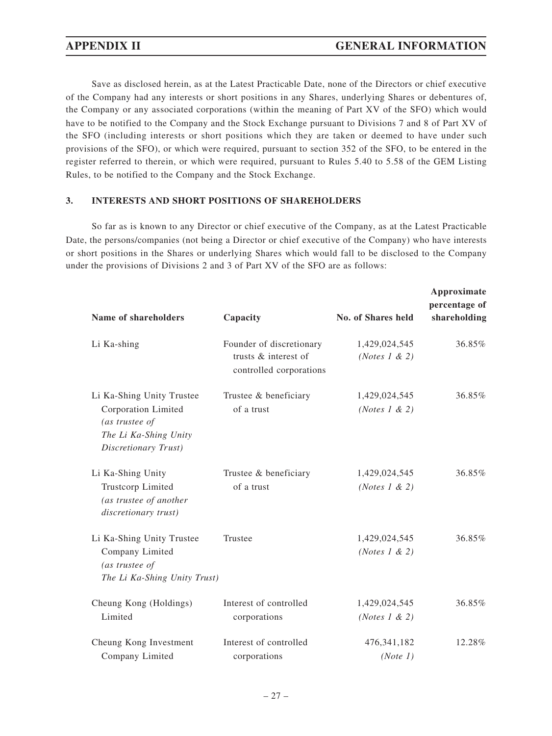Save as disclosed herein, as at the Latest Practicable Date, none of the Directors or chief executive of the Company had any interests or short positions in any Shares, underlying Shares or debentures of, the Company or any associated corporations (within the meaning of Part XV of the SFO) which would have to be notified to the Company and the Stock Exchange pursuant to Divisions 7 and 8 of Part XV of the SFO (including interests or short positions which they are taken or deemed to have under such provisions of the SFO), or which were required, pursuant to section 352 of the SFO, to be entered in the register referred to therein, or which were required, pursuant to Rules 5.40 to 5.58 of the GEM Listing Rules, to be notified to the Company and the Stock Exchange.

## 3. INTERESTS AND SHORT POSITIONS OF SHAREHOLDERS

So far as is known to any Director or chief executive of the Company, as at the Latest Practicable Date, the persons/companies (not being a Director or chief executive of the Company) who have interests or short positions in the Shares or underlying Shares which would fall to be disclosed to the Company under the provisions of Divisions 2 and 3 of Part XV of the SFO are as follows:

| Name of shareholders | Capacity | No. of Shares held | Approximate percentage of shareholding |
|---|---|---|---|
| Li Ka-shing | Founder of discretionary trusts & interest of controlled corporations | 1,429,024,545 *(Notes 1 & 2)* | 36.85% |
| Li Ka-Shing Unity Trustee Corporation Limited *(as trustee of The Li Ka-Shing Unity Discretionary Trust)* | Trustee & beneficiary of a trust | 1,429,024,545 *(Notes 1 & 2)* | 36.85% |
| Li Ka-Shing Unity Trustcorp Limited *(as trustee of another discretionary trust)* | Trustee & beneficiary of a trust | 1,429,024,545 *(Notes 1 & 2)* | 36.85% |
| Li Ka-Shing Unity Trustee Company Limited *(as trustee of The Li Ka-Shing Unity Trust)* | Trustee | 1,429,024,545 *(Notes 1 & 2)* | 36.85% |
| Cheung Kong (Holdings) Limited | Interest of controlled corporations | 1,429,024,545 *(Notes 1 & 2)* | 36.85% |
| Cheung Kong Investment Company Limited | Interest of controlled corporations | 476,341,182 *(Note 1)* | 12.28% |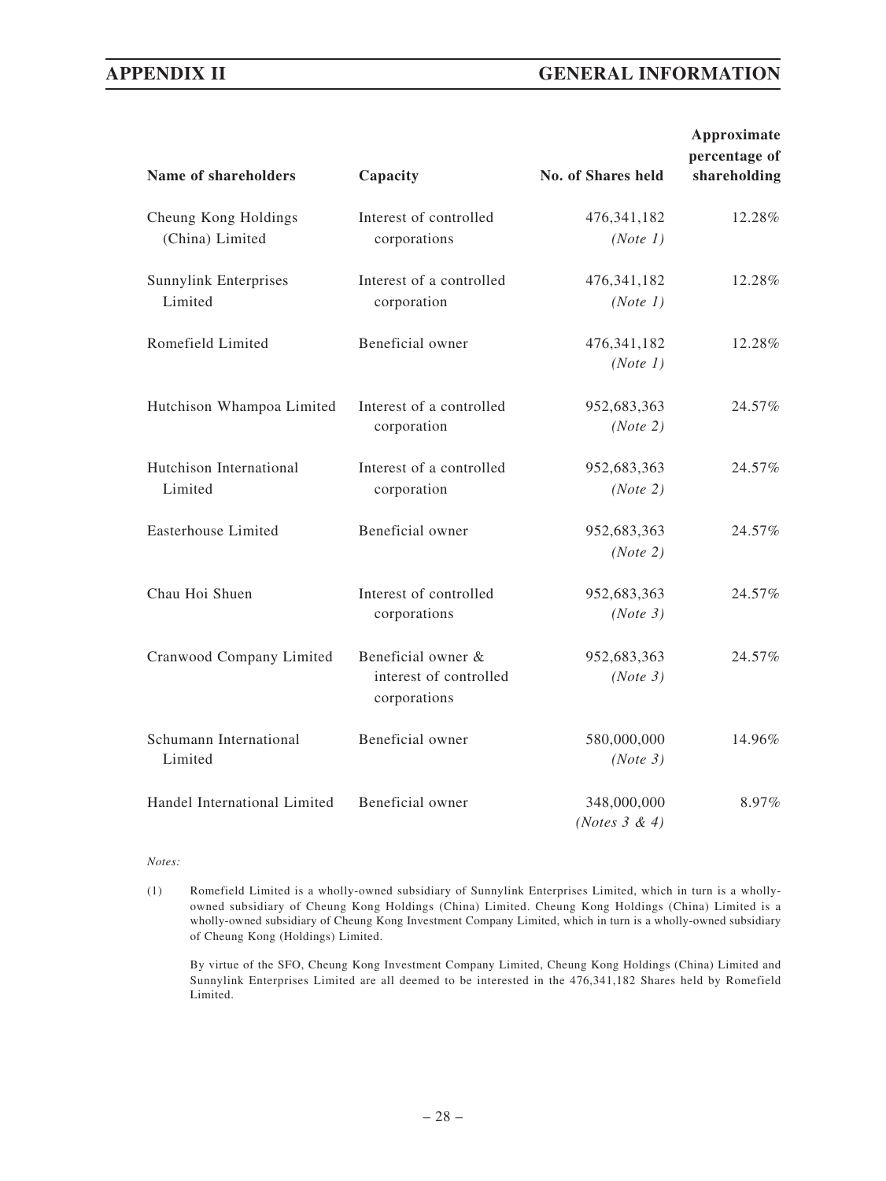| Name of shareholders | Capacity | No. of Shares held | Approximate percentage of shareholding |
|---|---|---|---|
| Cheung Kong Holdings (China) Limited | Interest of controlled corporations | 476,341,182 *(Note 1)* | 12.28% |
| Sunnylink Enterprises Limited | Interest of a controlled corporation | 476,341,182 *(Note 1)* | 12.28% |
| Romefield Limited | Beneficial owner | 476,341,182 *(Note 1)* | 12.28% |
| Hutchison Whampoa Limited | Interest of a controlled corporation | 952,683,363 *(Note 2)* | 24.57% |
| Hutchison International Limited | Interest of a controlled corporation | 952,683,363 *(Note 2)* | 24.57% |
| Easterhouse Limited | Beneficial owner | 952,683,363 *(Note 2)* | 24.57% |
| Chau Hoi Shuen | Interest of controlled corporations | 952,683,363 *(Note 3)* | 24.57% |
| Cranwood Company Limited | Beneficial owner & interest of controlled corporations | 952,683,363 *(Note 3)* | 24.57% |
| Schumann International Limited | Beneficial owner | 580,000,000 *(Note 3)* | 14.96% |
| Handel International Limited | Beneficial owner | 348,000,000 *(Notes 3 & 4)* | 8.97% |

*Notes:*

(1) Romefield Limited is a wholly-owned subsidiary of Sunnylink Enterprises Limited, which in turn is a wholly-owned subsidiary of Cheung Kong Holdings (China) Limited. Cheung Kong Holdings (China) Limited is a wholly-owned subsidiary of Cheung Kong Investment Company Limited, which in turn is a wholly-owned subsidiary of Cheung Kong (Holdings) Limited.

By virtue of the SFO, Cheung Kong Investment Company Limited, Cheung Kong Holdings (China) Limited and Sunnylink Enterprises Limited are all deemed to be interested in the 476,341,182 Shares held by Romefield Limited.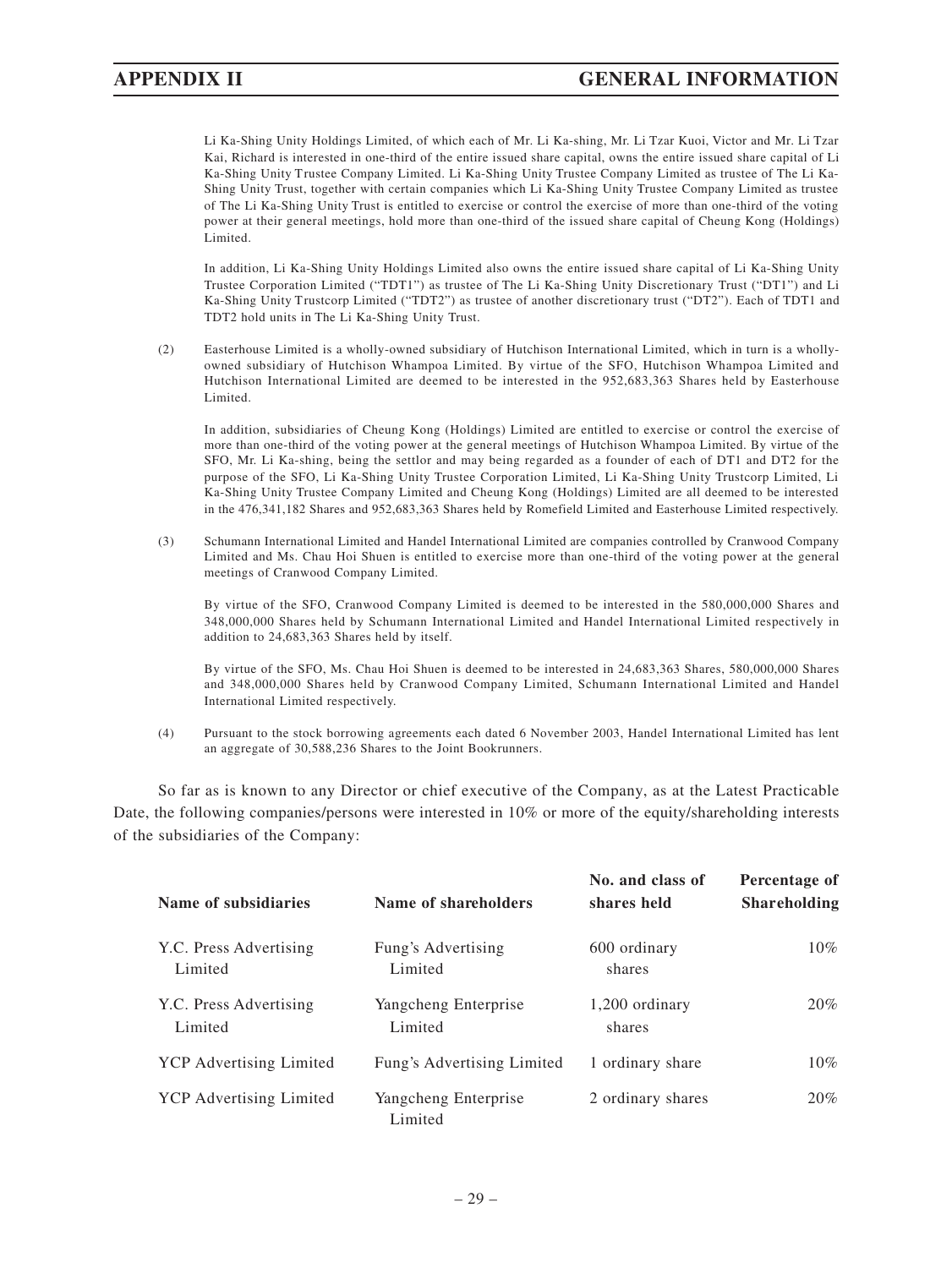Li Ka-Shing Unity Holdings Limited, of which each of Mr. Li Ka-shing, Mr. Li Tzar Kuoi, Victor and Mr. Li Tzar Kai, Richard is interested in one-third of the entire issued share capital, owns the entire issued share capital of Li Ka-Shing Unity Trustee Company Limited. Li Ka-Shing Unity Trustee Company Limited as trustee of The Li Ka-Shing Unity Trust, together with certain companies which Li Ka-Shing Unity Trustee Company Limited as trustee of The Li Ka-Shing Unity Trust is entitled to exercise or control the exercise of more than one-third of the voting power at their general meetings, hold more than one-third of the issued share capital of Cheung Kong (Holdings) Limited.

In addition, Li Ka-Shing Unity Holdings Limited also owns the entire issued share capital of Li Ka-Shing Unity Trustee Corporation Limited ("TDT1") as trustee of The Li Ka-Shing Unity Discretionary Trust ("DT1") and Li Ka-Shing Unity Trustcorp Limited ("TDT2") as trustee of another discretionary trust ("DT2"). Each of TDT1 and TDT2 hold units in The Li Ka-Shing Unity Trust.

(2) Easterhouse Limited is a wholly-owned subsidiary of Hutchison International Limited, which in turn is a wholly-owned subsidiary of Hutchison Whampoa Limited. By virtue of the SFO, Hutchison Whampoa Limited and Hutchison International Limited are deemed to be interested in the 952,683,363 Shares held by Easterhouse Limited.

In addition, subsidiaries of Cheung Kong (Holdings) Limited are entitled to exercise or control the exercise of more than one-third of the voting power at the general meetings of Hutchison Whampoa Limited. By virtue of the SFO, Mr. Li Ka-shing, being the settlor and may being regarded as a founder of each of DT1 and DT2 for the purpose of the SFO, Li Ka-Shing Unity Trustee Corporation Limited, Li Ka-Shing Unity Trustcorp Limited, Li Ka-Shing Unity Trustee Company Limited and Cheung Kong (Holdings) Limited are all deemed to be interested in the 476,341,182 Shares and 952,683,363 Shares held by Romefield Limited and Easterhouse Limited respectively.

(3) Schumann International Limited and Handel International Limited are companies controlled by Cranwood Company Limited and Ms. Chau Hoi Shuen is entitled to exercise more than one-third of the voting power at the general meetings of Cranwood Company Limited.

By virtue of the SFO, Cranwood Company Limited is deemed to be interested in the 580,000,000 Shares and 348,000,000 Shares held by Schumann International Limited and Handel International Limited respectively in addition to 24,683,363 Shares held by itself.

By virtue of the SFO, Ms. Chau Hoi Shuen is deemed to be interested in 24,683,363 Shares, 580,000,000 Shares and 348,000,000 Shares held by Cranwood Company Limited, Schumann International Limited and Handel International Limited respectively.

(4) Pursuant to the stock borrowing agreements each dated 6 November 2003, Handel International Limited has lent an aggregate of 30,588,236 Shares to the Joint Bookrunners.

So far as is known to any Director or chief executive of the Company, as at the Latest Practicable Date, the following companies/persons were interested in 10% or more of the equity/shareholding interests of the subsidiaries of the Company:

| Name of subsidiaries | Name of shareholders | No. and class of shares held | Percentage of Shareholding |
|---|---|---|---|
| Y.C. Press Advertising Limited | Fung's Advertising Limited | 600 ordinary shares | 10% |
| Y.C. Press Advertising Limited | Yangcheng Enterprise Limited | 1,200 ordinary shares | 20% |
| YCP Advertising Limited | Fung's Advertising Limited | 1 ordinary share | 10% |
| YCP Advertising Limited | Yangcheng Enterprise Limited | 2 ordinary shares | 20% |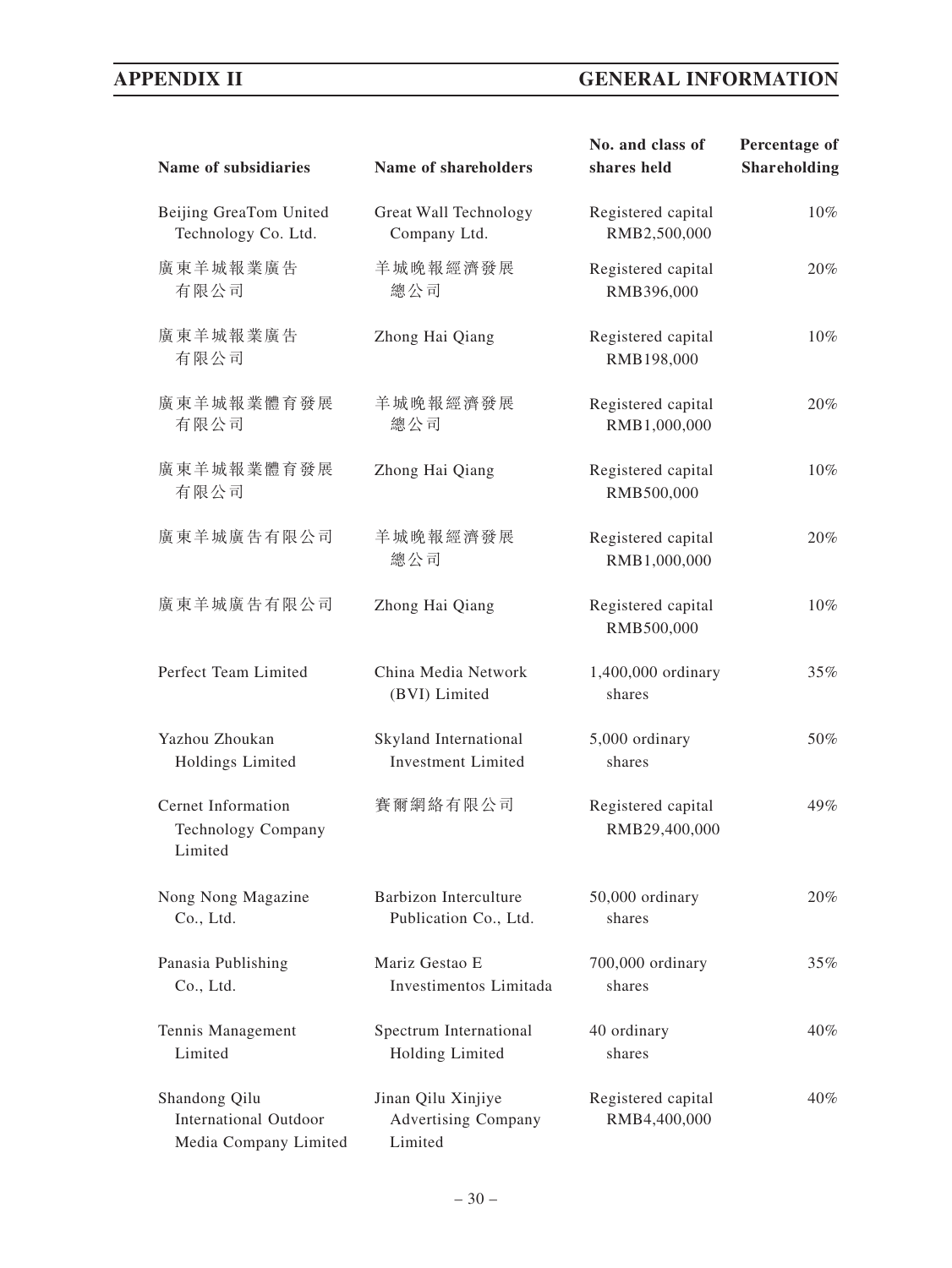| Name of subsidiaries | Name of shareholders | No. and class of shares held | Percentage of Shareholding |
|---|---|---|---|
| Beijing GreaTom United Technology Co. Ltd. | Great Wall Technology Company Ltd. | Registered capital RMB2,500,000 | 10% |
| 廣東羊城報業廣告有限公司 | 羊城晚報經濟發展總公司 | Registered capital RMB396,000 | 20% |
| 廣東羊城報業廣告有限公司 | Zhong Hai Qiang | Registered capital RMB198,000 | 10% |
| 廣東羊城報業體育發展有限公司 | 羊城晚報經濟發展總公司 | Registered capital RMB1,000,000 | 20% |
| 廣東羊城報業體育發展有限公司 | Zhong Hai Qiang | Registered capital RMB500,000 | 10% |
| 廣東羊城廣告有限公司 | 羊城晚報經濟發展總公司 | Registered capital RMB1,000,000 | 20% |
| 廣東羊城廣告有限公司 | Zhong Hai Qiang | Registered capital RMB500,000 | 10% |
| Perfect Team Limited | China Media Network (BVI) Limited | 1,400,000 ordinary shares | 35% |
| Yazhou Zhoukan Holdings Limited | Skyland International Investment Limited | 5,000 ordinary shares | 50% |
| Cernet Information Technology Company Limited | 賽爾網絡有限公司 | Registered capital RMB29,400,000 | 49% |
| Nong Nong Magazine Co., Ltd. | Barbizon Interculture Publication Co., Ltd. | 50,000 ordinary shares | 20% |
| Panasia Publishing Co., Ltd. | Mariz Gestao E Investimentos Limitada | 700,000 ordinary shares | 35% |
| Tennis Management Limited | Spectrum International Holding Limited | 40 ordinary shares | 40% |
| Shandong Qilu International Outdoor Media Company Limited | Jinan Qilu Xinjiye Advertising Company Limited | Registered capital RMB4,400,000 | 40% |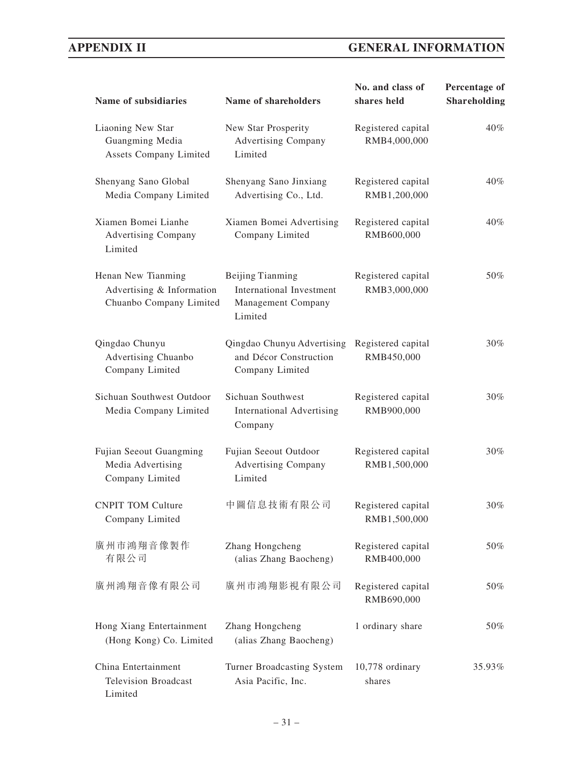| Name of subsidiaries | Name of shareholders | No. and class of shares held | Percentage of Shareholding |
|---|---|---|---|
| Liaoning New Star Guangming Media Assets Company Limited | New Star Prosperity Advertising Company Limited | Registered capital RMB4,000,000 | 40% |
| Shenyang Sano Global Media Company Limited | Shenyang Sano Jinxiang Advertising Co., Ltd. | Registered capital RMB1,200,000 | 40% |
| Xiamen Bomei Lianhe Advertising Company Limited | Xiamen Bomei Advertising Company Limited | Registered capital RMB600,000 | 40% |
| Henan New Tianming Advertising & Information Chuanbo Company Limited | Beijing Tianming International Investment Management Company Limited | Registered capital RMB3,000,000 | 50% |
| Qingdao Chunyu Advertising Chuanbo Company Limited | Qingdao Chunyu Advertising and Décor Construction Company Limited | Registered capital RMB450,000 | 30% |
| Sichuan Southwest Outdoor Media Company Limited | Sichuan Southwest International Advertising Company | Registered capital RMB900,000 | 30% |
| Fujian Seeout Guangming Media Advertising Company Limited | Fujian Seeout Outdoor Advertising Company Limited | Registered capital RMB1,500,000 | 30% |
| CNPIT TOM Culture Company Limited | 中圖信息技術有限公司 | Registered capital RMB1,500,000 | 30% |
| 廣州市鴻翔音像製作有限公司 | Zhang Hongcheng (alias Zhang Baocheng) | Registered capital RMB400,000 | 50% |
| 廣州鴻翔音像有限公司 | 廣州市鴻翔影視有限公司 | Registered capital RMB690,000 | 50% |
| Hong Xiang Entertainment (Hong Kong) Co. Limited | Zhang Hongcheng (alias Zhang Baocheng) | 1 ordinary share | 50% |
| China Entertainment Television Broadcast Limited | Turner Broadcasting System Asia Pacific, Inc. | 10,778 ordinary shares | 35.93% |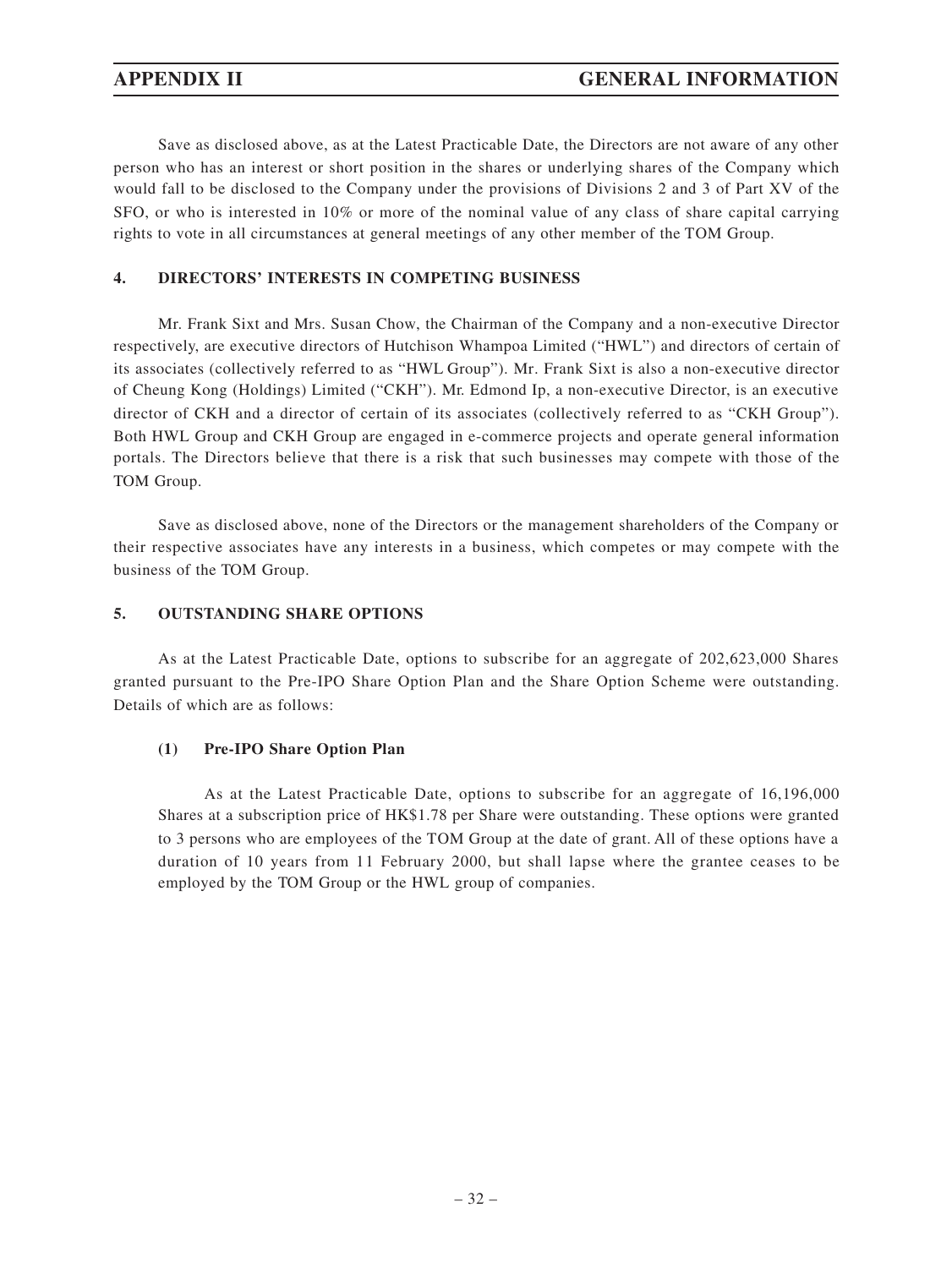Save as disclosed above, as at the Latest Practicable Date, the Directors are not aware of any other person who has an interest or short position in the shares or underlying shares of the Company which would fall to be disclosed to the Company under the provisions of Divisions 2 and 3 of Part XV of the SFO, or who is interested in 10% or more of the nominal value of any class of share capital carrying rights to vote in all circumstances at general meetings of any other member of the TOM Group.

## 4. DIRECTORS' INTERESTS IN COMPETING BUSINESS

Mr. Frank Sixt and Mrs. Susan Chow, the Chairman of the Company and a non-executive Director respectively, are executive directors of Hutchison Whampoa Limited ("HWL") and directors of certain of its associates (collectively referred to as "HWL Group"). Mr. Frank Sixt is also a non-executive director of Cheung Kong (Holdings) Limited ("CKH"). Mr. Edmond Ip, a non-executive Director, is an executive director of CKH and a director of certain of its associates (collectively referred to as "CKH Group"). Both HWL Group and CKH Group are engaged in e-commerce projects and operate general information portals. The Directors believe that there is a risk that such businesses may compete with those of the TOM Group.

Save as disclosed above, none of the Directors or the management shareholders of the Company or their respective associates have any interests in a business, which competes or may compete with the business of the TOM Group.

## 5. OUTSTANDING SHARE OPTIONS

As at the Latest Practicable Date, options to subscribe for an aggregate of 202,623,000 Shares granted pursuant to the Pre-IPO Share Option Plan and the Share Option Scheme were outstanding. Details of which are as follows:

### (1) Pre-IPO Share Option Plan

As at the Latest Practicable Date, options to subscribe for an aggregate of 16,196,000 Shares at a subscription price of HK$1.78 per Share were outstanding. These options were granted to 3 persons who are employees of the TOM Group at the date of grant. All of these options have a duration of 10 years from 11 February 2000, but shall lapse where the grantee ceases to be employed by the TOM Group or the HWL group of companies.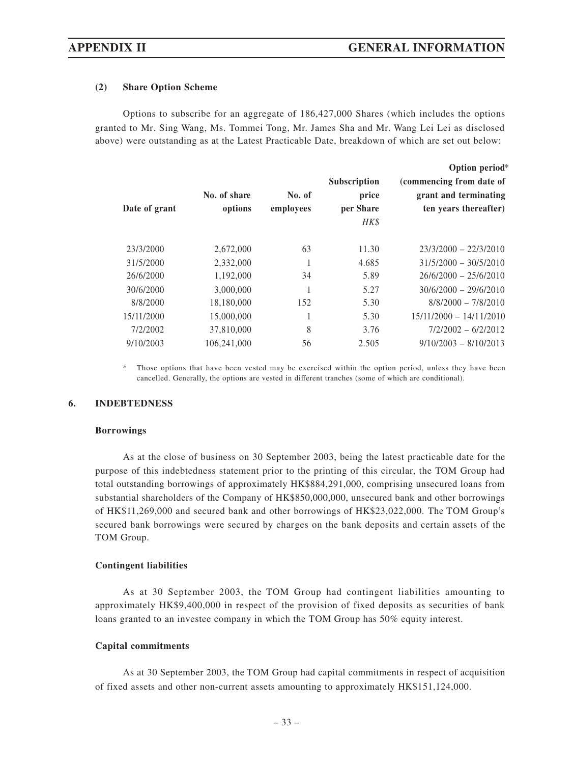#### (2) Share Option Scheme

Options to subscribe for an aggregate of 186,427,000 Shares (which includes the options granted to Mr. Sing Wang, Ms. Tommei Tong, Mr. James Sha and Mr. Wang Lei Lei as disclosed above) were outstanding as at the Latest Practicable Date, breakdown of which are set out below:

| Date of grant | No. of share options | No. of employees | Subscription price per Share *HK$* | Option period* (commencing from date of grant and terminating ten years thereafter) |
|---|---|---|---|---|
| 23/3/2000 | 2,672,000 | 63 | 11.30 | 23/3/2000 – 22/3/2010 |
| 31/5/2000 | 2,332,000 | 1 | 4.685 | 31/5/2000 – 30/5/2010 |
| 26/6/2000 | 1,192,000 | 34 | 5.89 | 26/6/2000 – 25/6/2010 |
| 30/6/2000 | 3,000,000 | 1 | 5.27 | 30/6/2000 – 29/6/2010 |
| 8/8/2000 | 18,180,000 | 152 | 5.30 | 8/8/2000 – 7/8/2010 |
| 15/11/2000 | 15,000,000 | 1 | 5.30 | 15/11/2000 – 14/11/2010 |
| 7/2/2002 | 37,810,000 | 8 | 3.76 | 7/2/2002 – 6/2/2012 |
| 9/10/2003 | 106,241,000 | 56 | 2.505 | 9/10/2003 – 8/10/2013 |

\* Those options that have been vested may be exercised within the option period, unless they have been cancelled. Generally, the options are vested in different tranches (some of which are conditional).

## 6. INDEBTEDNESS

### Borrowings

As at the close of business on 30 September 2003, being the latest practicable date for the purpose of this indebtedness statement prior to the printing of this circular, the TOM Group had total outstanding borrowings of approximately HK$884,291,000, comprising unsecured loans from substantial shareholders of the Company of HK$850,000,000, unsecured bank and other borrowings of HK$11,269,000 and secured bank and other borrowings of HK$23,022,000. The TOM Group's secured bank borrowings were secured by charges on the bank deposits and certain assets of the TOM Group.

### Contingent liabilities

As at 30 September 2003, the TOM Group had contingent liabilities amounting to approximately HK$9,400,000 in respect of the provision of fixed deposits as securities of bank loans granted to an investee company in which the TOM Group has 50% equity interest.

### Capital commitments

As at 30 September 2003, the TOM Group had capital commitments in respect of acquisition of fixed assets and other non-current assets amounting to approximately HK$151,124,000.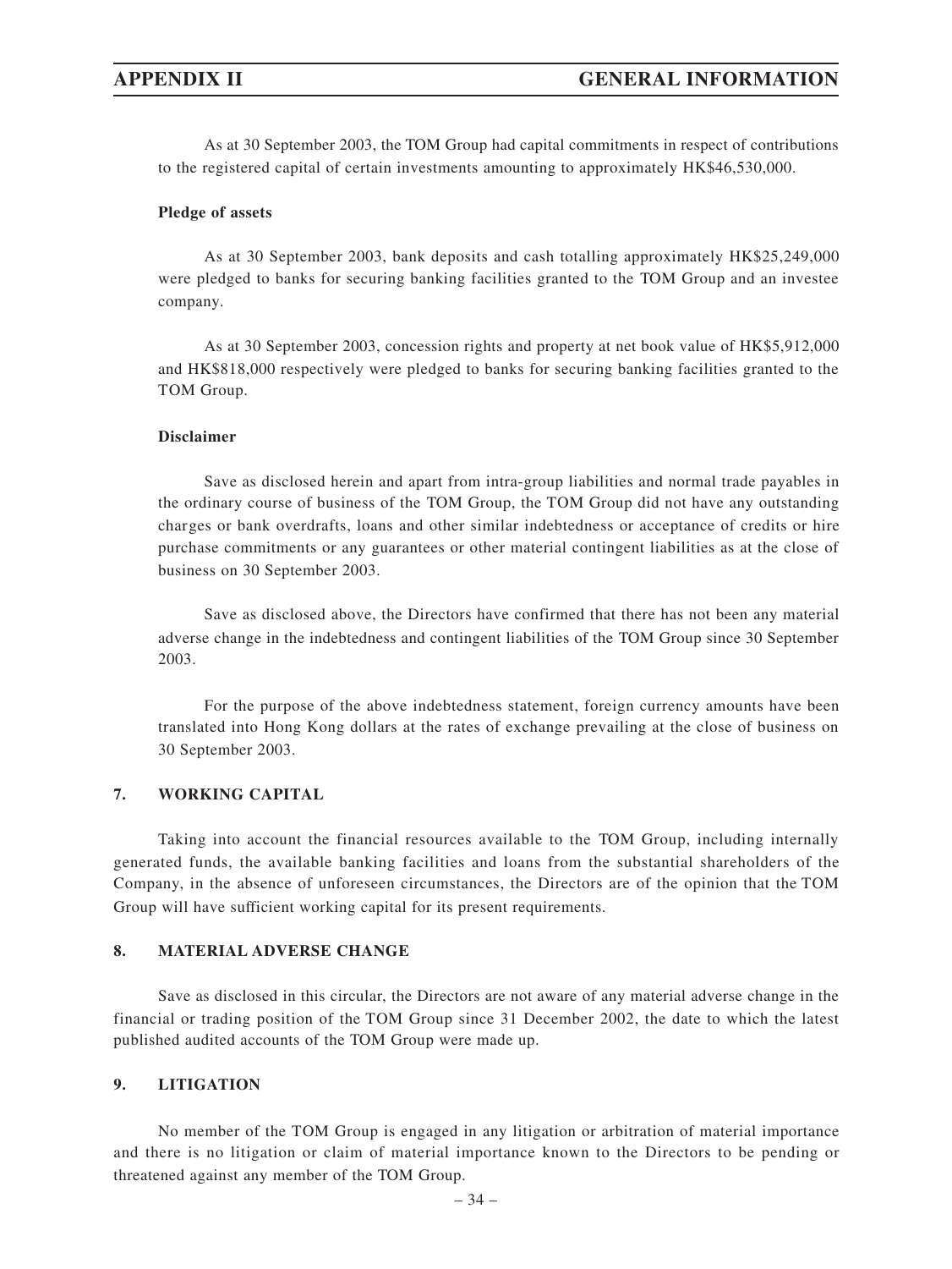As at 30 September 2003, the TOM Group had capital commitments in respect of contributions to the registered capital of certain investments amounting to approximately HK$46,530,000.

**Pledge of assets**

As at 30 September 2003, bank deposits and cash totalling approximately HK$25,249,000 were pledged to banks for securing banking facilities granted to the TOM Group and an investee company.

As at 30 September 2003, concession rights and property at net book value of HK$5,912,000 and HK$818,000 respectively were pledged to banks for securing banking facilities granted to the TOM Group.

**Disclaimer**

Save as disclosed herein and apart from intra-group liabilities and normal trade payables in the ordinary course of business of the TOM Group, the TOM Group did not have any outstanding charges or bank overdrafts, loans and other similar indebtedness or acceptance of credits or hire purchase commitments or any guarantees or other material contingent liabilities as at the close of business on 30 September 2003.

Save as disclosed above, the Directors have confirmed that there has not been any material adverse change in the indebtedness and contingent liabilities of the TOM Group since 30 September 2003.

For the purpose of the above indebtedness statement, foreign currency amounts have been translated into Hong Kong dollars at the rates of exchange prevailing at the close of business on 30 September 2003.

## 7. WORKING CAPITAL

Taking into account the financial resources available to the TOM Group, including internally generated funds, the available banking facilities and loans from the substantial shareholders of the Company, in the absence of unforeseen circumstances, the Directors are of the opinion that the TOM Group will have sufficient working capital for its present requirements.

## 8. MATERIAL ADVERSE CHANGE

Save as disclosed in this circular, the Directors are not aware of any material adverse change in the financial or trading position of the TOM Group since 31 December 2002, the date to which the latest published audited accounts of the TOM Group were made up.

## 9. LITIGATION

No member of the TOM Group is engaged in any litigation or arbitration of material importance and there is no litigation or claim of material importance known to the Directors to be pending or threatened against any member of the TOM Group.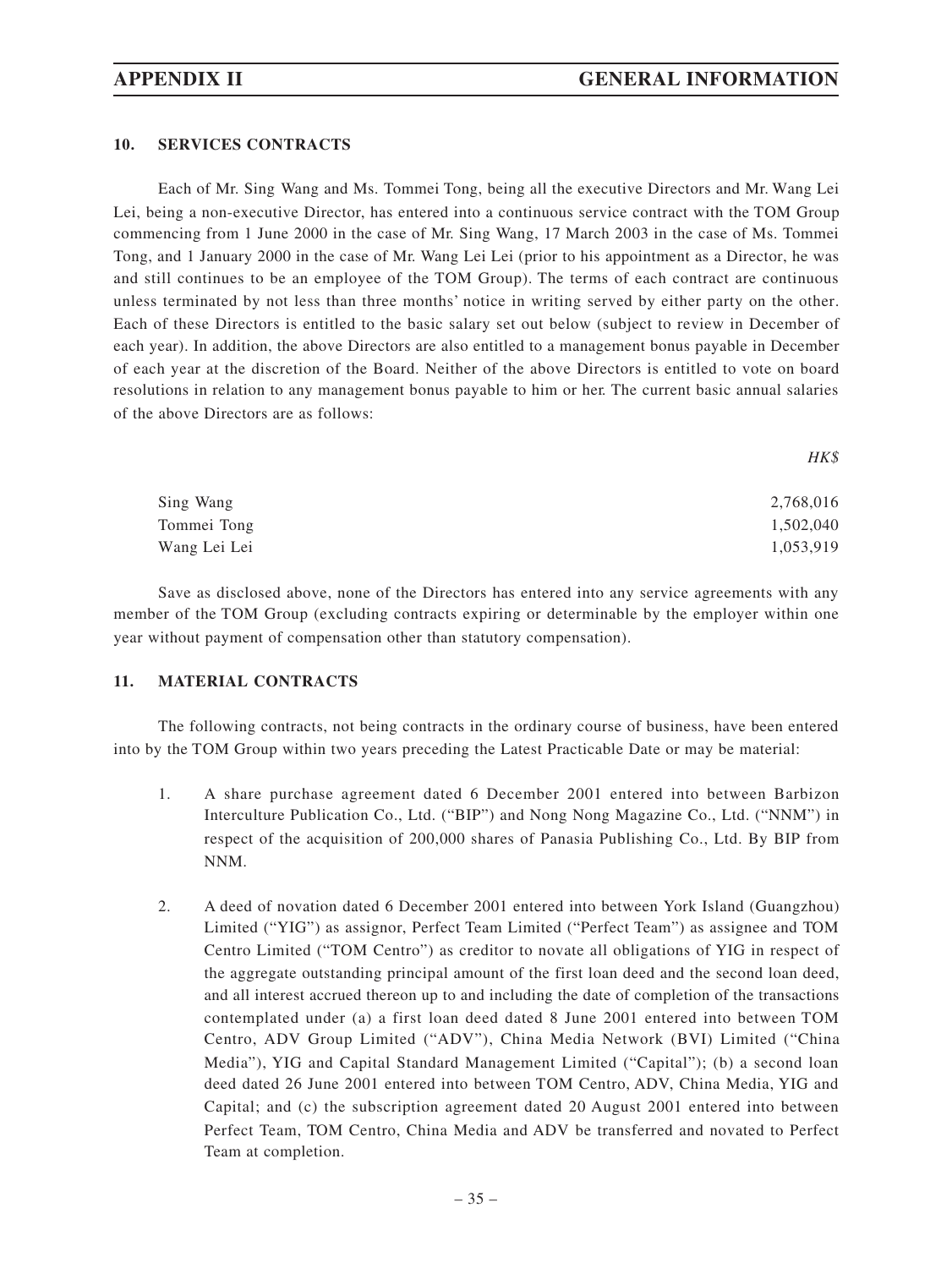## 10. SERVICES CONTRACTS

Each of Mr. Sing Wang and Ms. Tommei Tong, being all the executive Directors and Mr. Wang Lei Lei, being a non-executive Director, has entered into a continuous service contract with the TOM Group commencing from 1 June 2000 in the case of Mr. Sing Wang, 17 March 2003 in the case of Ms. Tommei Tong, and 1 January 2000 in the case of Mr. Wang Lei Lei (prior to his appointment as a Director, he was and still continues to be an employee of the TOM Group). The terms of each contract are continuous unless terminated by not less than three months' notice in writing served by either party on the other. Each of these Directors is entitled to the basic salary set out below (subject to review in December of each year). In addition, the above Directors are also entitled to a management bonus payable in December of each year at the discretion of the Board. Neither of the above Directors is entitled to vote on board resolutions in relation to any management bonus payable to him or her. The current basic annual salaries of the above Directors are as follows:

| | *HK$* |
|---|---:|
| Sing Wang | 2,768,016 |
| Tommei Tong | 1,502,040 |
| Wang Lei Lei | 1,053,919 |

Save as disclosed above, none of the Directors has entered into any service agreements with any member of the TOM Group (excluding contracts expiring or determinable by the employer within one year without payment of compensation other than statutory compensation).

## 11. MATERIAL CONTRACTS

The following contracts, not being contracts in the ordinary course of business, have been entered into by the TOM Group within two years preceding the Latest Practicable Date or may be material:

1. A share purchase agreement dated 6 December 2001 entered into between Barbizon Interculture Publication Co., Ltd. ("BIP") and Nong Nong Magazine Co., Ltd. ("NNM") in respect of the acquisition of 200,000 shares of Panasia Publishing Co., Ltd. By BIP from NNM.

2. A deed of novation dated 6 December 2001 entered into between York Island (Guangzhou) Limited ("YIG") as assignor, Perfect Team Limited ("Perfect Team") as assignee and TOM Centro Limited ("TOM Centro") as creditor to novate all obligations of YIG in respect of the aggregate outstanding principal amount of the first loan deed and the second loan deed, and all interest accrued thereon up to and including the date of completion of the transactions contemplated under (a) a first loan deed dated 8 June 2001 entered into between TOM Centro, ADV Group Limited ("ADV"), China Media Network (BVI) Limited ("China Media"), YIG and Capital Standard Management Limited ("Capital"); (b) a second loan deed dated 26 June 2001 entered into between TOM Centro, ADV, China Media, YIG and Capital; and (c) the subscription agreement dated 20 August 2001 entered into between Perfect Team, TOM Centro, China Media and ADV be transferred and novated to Perfect Team at completion.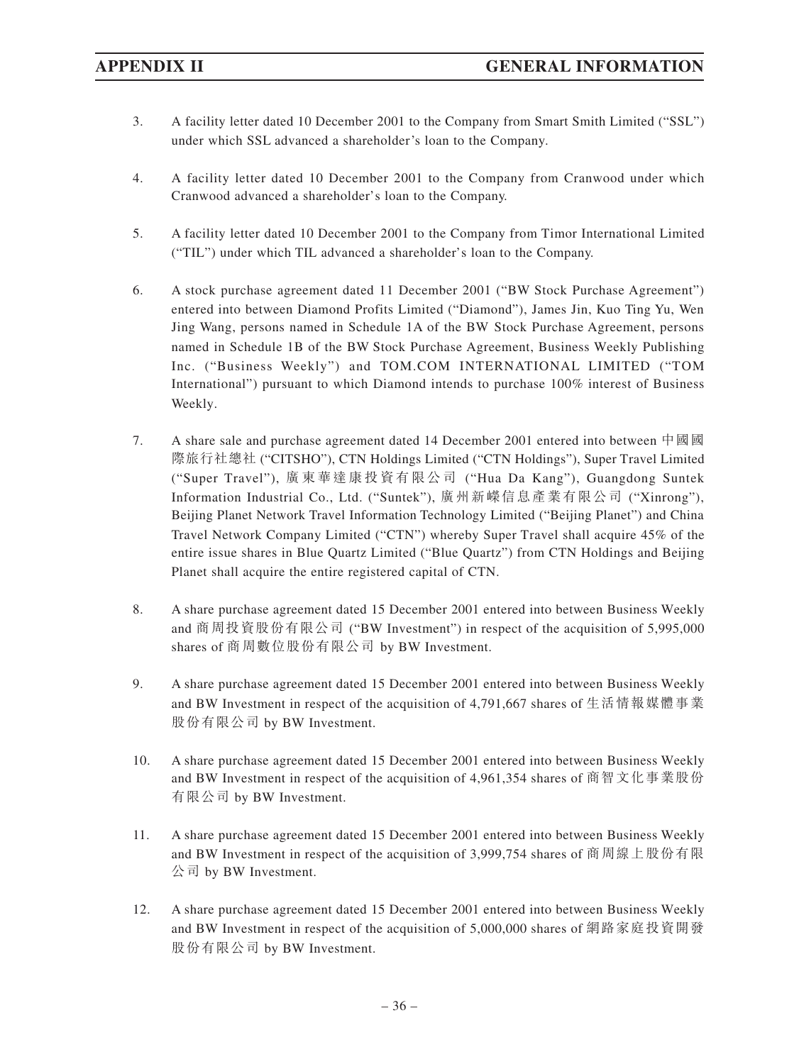3. A facility letter dated 10 December 2001 to the Company from Smart Smith Limited ("SSL") under which SSL advanced a shareholder's loan to the Company.

4. A facility letter dated 10 December 2001 to the Company from Cranwood under which Cranwood advanced a shareholder's loan to the Company.

5. A facility letter dated 10 December 2001 to the Company from Timor International Limited ("TIL") under which TIL advanced a shareholder's loan to the Company.

6. A stock purchase agreement dated 11 December 2001 ("BW Stock Purchase Agreement") entered into between Diamond Profits Limited ("Diamond"), James Jin, Kuo Ting Yu, Wen Jing Wang, persons named in Schedule 1A of the BW Stock Purchase Agreement, persons named in Schedule 1B of the BW Stock Purchase Agreement, Business Weekly Publishing Inc. ("Business Weekly") and TOM.COM INTERNATIONAL LIMITED ("TOM International") pursuant to which Diamond intends to purchase 100% interest of Business Weekly.

7. A share sale and purchase agreement dated 14 December 2001 entered into between 中國國際旅行社總社 ("CITSHO"), CTN Holdings Limited ("CTN Holdings"), Super Travel Limited ("Super Travel"), 廣東華達康投資有限公司 ("Hua Da Kang"), Guangdong Suntek Information Industrial Co., Ltd. ("Suntek"), 廣州新嶸信息產業有限公司 ("Xinrong"), Beijing Planet Network Travel Information Technology Limited ("Beijing Planet") and China Travel Network Company Limited ("CTN") whereby Super Travel shall acquire 45% of the entire issue shares in Blue Quartz Limited ("Blue Quartz") from CTN Holdings and Beijing Planet shall acquire the entire registered capital of CTN.

8. A share purchase agreement dated 15 December 2001 entered into between Business Weekly and 商周投資股份有限公司 ("BW Investment") in respect of the acquisition of 5,995,000 shares of 商周數位股份有限公司 by BW Investment.

9. A share purchase agreement dated 15 December 2001 entered into between Business Weekly and BW Investment in respect of the acquisition of 4,791,667 shares of 生活情報媒體事業股份有限公司 by BW Investment.

10. A share purchase agreement dated 15 December 2001 entered into between Business Weekly and BW Investment in respect of the acquisition of 4,961,354 shares of 商智文化事業股份有限公司 by BW Investment.

11. A share purchase agreement dated 15 December 2001 entered into between Business Weekly and BW Investment in respect of the acquisition of 3,999,754 shares of 商周線上股份有限公司 by BW Investment.

12. A share purchase agreement dated 15 December 2001 entered into between Business Weekly and BW Investment in respect of the acquisition of 5,000,000 shares of 網路家庭投資開發股份有限公司 by BW Investment.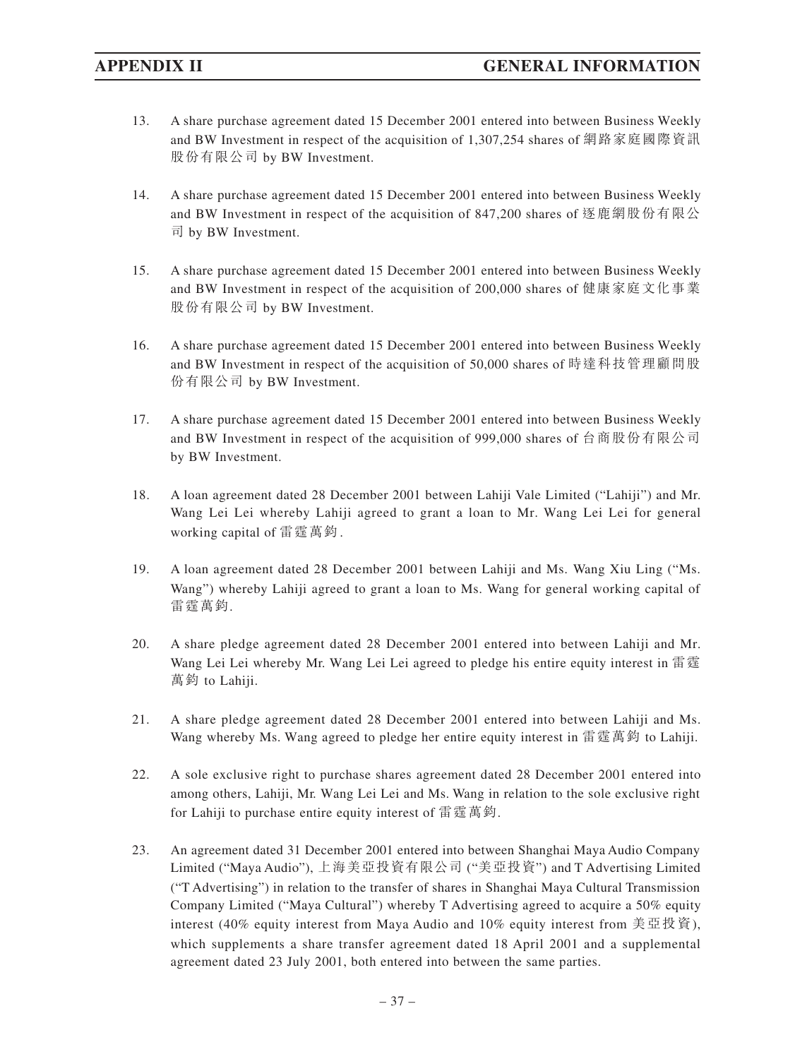13. A share purchase agreement dated 15 December 2001 entered into between Business Weekly and BW Investment in respect of the acquisition of 1,307,254 shares of 網路家庭國際資訊股份有限公司 by BW Investment.

14. A share purchase agreement dated 15 December 2001 entered into between Business Weekly and BW Investment in respect of the acquisition of 847,200 shares of 逐鹿網股份有限公司 by BW Investment.

15. A share purchase agreement dated 15 December 2001 entered into between Business Weekly and BW Investment in respect of the acquisition of 200,000 shares of 健康家庭文化事業股份有限公司 by BW Investment.

16. A share purchase agreement dated 15 December 2001 entered into between Business Weekly and BW Investment in respect of the acquisition of 50,000 shares of 時達科技管理顧問股份有限公司 by BW Investment.

17. A share purchase agreement dated 15 December 2001 entered into between Business Weekly and BW Investment in respect of the acquisition of 999,000 shares of 台商股份有限公司 by BW Investment.

18. A loan agreement dated 28 December 2001 between Lahiji Vale Limited ("Lahiji") and Mr. Wang Lei Lei whereby Lahiji agreed to grant a loan to Mr. Wang Lei Lei for general working capital of 雷霆萬鈞.

19. A loan agreement dated 28 December 2001 between Lahiji and Ms. Wang Xiu Ling ("Ms. Wang") whereby Lahiji agreed to grant a loan to Ms. Wang for general working capital of 雷霆萬鈞.

20. A share pledge agreement dated 28 December 2001 entered into between Lahiji and Mr. Wang Lei Lei whereby Mr. Wang Lei Lei agreed to pledge his entire equity interest in 雷霆萬鈞 to Lahiji.

21. A share pledge agreement dated 28 December 2001 entered into between Lahiji and Ms. Wang whereby Ms. Wang agreed to pledge her entire equity interest in 雷霆萬鈞 to Lahiji.

22. A sole exclusive right to purchase shares agreement dated 28 December 2001 entered into among others, Lahiji, Mr. Wang Lei Lei and Ms. Wang in relation to the sole exclusive right for Lahiji to purchase entire equity interest of 雷霆萬鈞.

23. An agreement dated 31 December 2001 entered into between Shanghai Maya Audio Company Limited ("Maya Audio"), 上海美亞投資有限公司 ("美亞投資") and T Advertising Limited ("T Advertising") in relation to the transfer of shares in Shanghai Maya Cultural Transmission Company Limited ("Maya Cultural") whereby T Advertising agreed to acquire a 50% equity interest (40% equity interest from Maya Audio and 10% equity interest from 美亞投資), which supplements a share transfer agreement dated 18 April 2001 and a supplemental agreement dated 23 July 2001, both entered into between the same parties.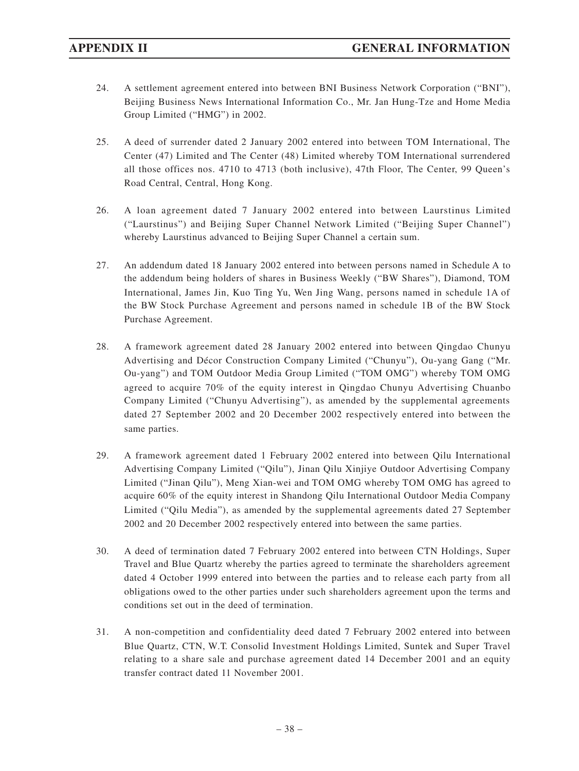24. A settlement agreement entered into between BNI Business Network Corporation ("BNI"), Beijing Business News International Information Co., Mr. Jan Hung-Tze and Home Media Group Limited ("HMG") in 2002.

25. A deed of surrender dated 2 January 2002 entered into between TOM International, The Center (47) Limited and The Center (48) Limited whereby TOM International surrendered all those offices nos. 4710 to 4713 (both inclusive), 47th Floor, The Center, 99 Queen's Road Central, Central, Hong Kong.

26. A loan agreement dated 7 January 2002 entered into between Laurstinus Limited ("Laurstinus") and Beijing Super Channel Network Limited ("Beijing Super Channel") whereby Laurstinus advanced to Beijing Super Channel a certain sum.

27. An addendum dated 18 January 2002 entered into between persons named in Schedule A to the addendum being holders of shares in Business Weekly ("BW Shares"), Diamond, TOM International, James Jin, Kuo Ting Yu, Wen Jing Wang, persons named in schedule 1A of the BW Stock Purchase Agreement and persons named in schedule 1B of the BW Stock Purchase Agreement.

28. A framework agreement dated 28 January 2002 entered into between Qingdao Chunyu Advertising and Décor Construction Company Limited ("Chunyu"), Ou-yang Gang ("Mr. Ou-yang") and TOM Outdoor Media Group Limited ("TOM OMG") whereby TOM OMG agreed to acquire 70% of the equity interest in Qingdao Chunyu Advertising Chuanbo Company Limited ("Chunyu Advertising"), as amended by the supplemental agreements dated 27 September 2002 and 20 December 2002 respectively entered into between the same parties.

29. A framework agreement dated 1 February 2002 entered into between Qilu International Advertising Company Limited ("Qilu"), Jinan Qilu Xinjiye Outdoor Advertising Company Limited ("Jinan Qilu"), Meng Xian-wei and TOM OMG whereby TOM OMG has agreed to acquire 60% of the equity interest in Shandong Qilu International Outdoor Media Company Limited ("Qilu Media"), as amended by the supplemental agreements dated 27 September 2002 and 20 December 2002 respectively entered into between the same parties.

30. A deed of termination dated 7 February 2002 entered into between CTN Holdings, Super Travel and Blue Quartz whereby the parties agreed to terminate the shareholders agreement dated 4 October 1999 entered into between the parties and to release each party from all obligations owed to the other parties under such shareholders agreement upon the terms and conditions set out in the deed of termination.

31. A non-competition and confidentiality deed dated 7 February 2002 entered into between Blue Quartz, CTN, W.T. Consolid Investment Holdings Limited, Suntek and Super Travel relating to a share sale and purchase agreement dated 14 December 2001 and an equity transfer contract dated 11 November 2001.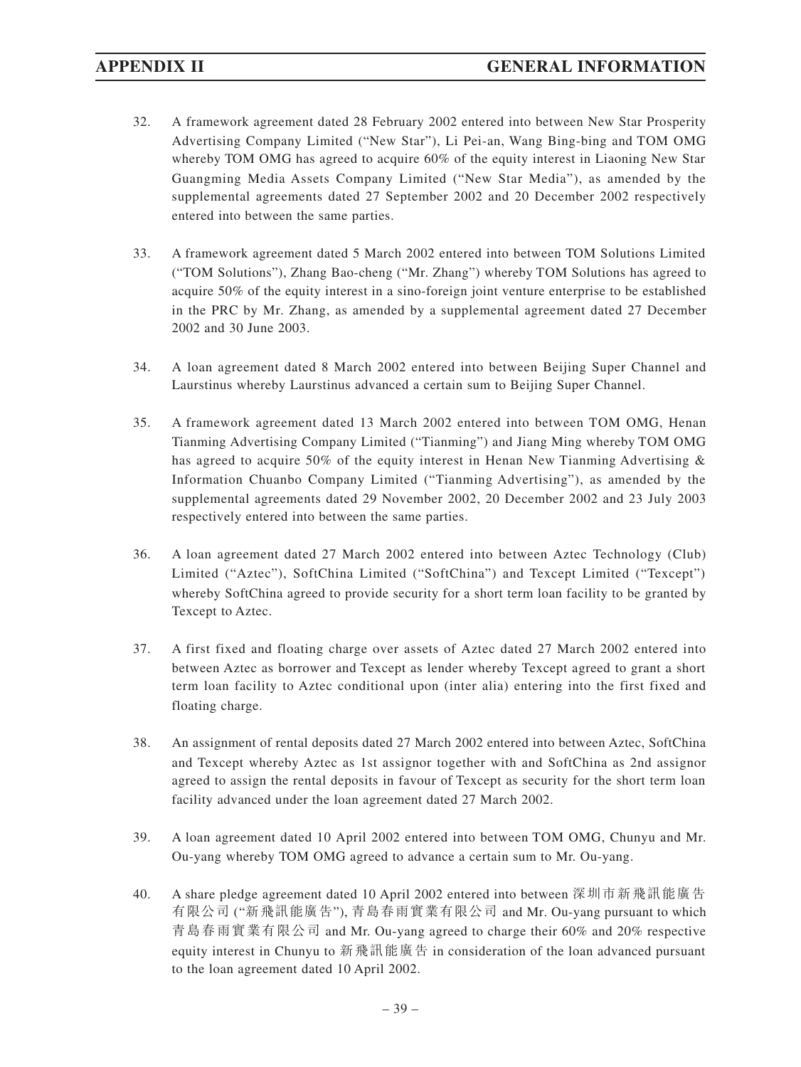32. A framework agreement dated 28 February 2002 entered into between New Star Prosperity Advertising Company Limited ("New Star"), Li Pei-an, Wang Bing-bing and TOM OMG whereby TOM OMG has agreed to acquire 60% of the equity interest in Liaoning New Star Guangming Media Assets Company Limited ("New Star Media"), as amended by the supplemental agreements dated 27 September 2002 and 20 December 2002 respectively entered into between the same parties.

33. A framework agreement dated 5 March 2002 entered into between TOM Solutions Limited ("TOM Solutions"), Zhang Bao-cheng ("Mr. Zhang") whereby TOM Solutions has agreed to acquire 50% of the equity interest in a sino-foreign joint venture enterprise to be established in the PRC by Mr. Zhang, as amended by a supplemental agreement dated 27 December 2002 and 30 June 2003.

34. A loan agreement dated 8 March 2002 entered into between Beijing Super Channel and Laurstinus whereby Laurstinus advanced a certain sum to Beijing Super Channel.

35. A framework agreement dated 13 March 2002 entered into between TOM OMG, Henan Tianming Advertising Company Limited ("Tianming") and Jiang Ming whereby TOM OMG has agreed to acquire 50% of the equity interest in Henan New Tianming Advertising & Information Chuanbo Company Limited ("Tianming Advertising"), as amended by the supplemental agreements dated 29 November 2002, 20 December 2002 and 23 July 2003 respectively entered into between the same parties.

36. A loan agreement dated 27 March 2002 entered into between Aztec Technology (Club) Limited ("Aztec"), SoftChina Limited ("SoftChina") and Texcept Limited ("Texcept") whereby SoftChina agreed to provide security for a short term loan facility to be granted by Texcept to Aztec.

37. A first fixed and floating charge over assets of Aztec dated 27 March 2002 entered into between Aztec as borrower and Texcept as lender whereby Texcept agreed to grant a short term loan facility to Aztec conditional upon (inter alia) entering into the first fixed and floating charge.

38. An assignment of rental deposits dated 27 March 2002 entered into between Aztec, SoftChina and Texcept whereby Aztec as 1st assignor together with and SoftChina as 2nd assignor agreed to assign the rental deposits in favour of Texcept as security for the short term loan facility advanced under the loan agreement dated 27 March 2002.

39. A loan agreement dated 10 April 2002 entered into between TOM OMG, Chunyu and Mr. Ou-yang whereby TOM OMG agreed to advance a certain sum to Mr. Ou-yang.

40. A share pledge agreement dated 10 April 2002 entered into between 深圳市新飛訊能廣告有限公司 ("新飛訊能廣告"), 青島春雨實業有限公司 and Mr. Ou-yang pursuant to which 青島春雨實業有限公司 and Mr. Ou-yang agreed to charge their 60% and 20% respective equity interest in Chunyu to 新飛訊能廣告 in consideration of the loan advanced pursuant to the loan agreement dated 10 April 2002.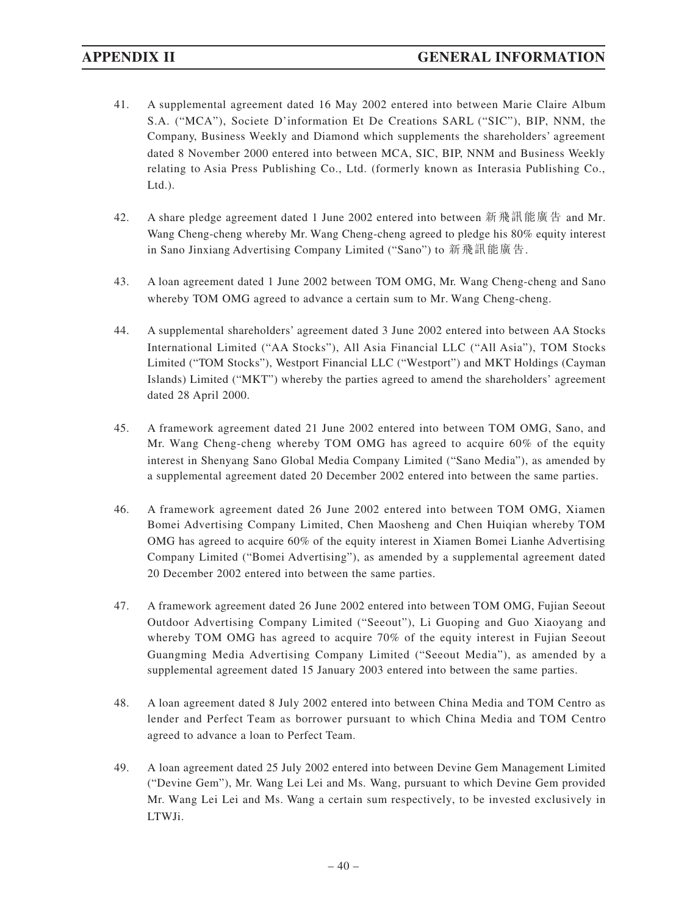41. A supplemental agreement dated 16 May 2002 entered into between Marie Claire Album S.A. ("MCA"), Societe D'information Et De Creations SARL ("SIC"), BIP, NNM, the Company, Business Weekly and Diamond which supplements the shareholders' agreement dated 8 November 2000 entered into between MCA, SIC, BIP, NNM and Business Weekly relating to Asia Press Publishing Co., Ltd. (formerly known as Interasia Publishing Co., Ltd.).

42. A share pledge agreement dated 1 June 2002 entered into between 新飛訊能廣告 and Mr. Wang Cheng-cheng whereby Mr. Wang Cheng-cheng agreed to pledge his 80% equity interest in Sano Jinxiang Advertising Company Limited ("Sano") to 新飛訊能廣告.

43. A loan agreement dated 1 June 2002 between TOM OMG, Mr. Wang Cheng-cheng and Sano whereby TOM OMG agreed to advance a certain sum to Mr. Wang Cheng-cheng.

44. A supplemental shareholders' agreement dated 3 June 2002 entered into between AA Stocks International Limited ("AA Stocks"), All Asia Financial LLC ("All Asia"), TOM Stocks Limited ("TOM Stocks"), Westport Financial LLC ("Westport") and MKT Holdings (Cayman Islands) Limited ("MKT") whereby the parties agreed to amend the shareholders' agreement dated 28 April 2000.

45. A framework agreement dated 21 June 2002 entered into between TOM OMG, Sano, and Mr. Wang Cheng-cheng whereby TOM OMG has agreed to acquire 60% of the equity interest in Shenyang Sano Global Media Company Limited ("Sano Media"), as amended by a supplemental agreement dated 20 December 2002 entered into between the same parties.

46. A framework agreement dated 26 June 2002 entered into between TOM OMG, Xiamen Bomei Advertising Company Limited, Chen Maosheng and Chen Huiqian whereby TOM OMG has agreed to acquire 60% of the equity interest in Xiamen Bomei Lianhe Advertising Company Limited ("Bomei Advertising"), as amended by a supplemental agreement dated 20 December 2002 entered into between the same parties.

47. A framework agreement dated 26 June 2002 entered into between TOM OMG, Fujian Seeout Outdoor Advertising Company Limited ("Seeout"), Li Guoping and Guo Xiaoyang and whereby TOM OMG has agreed to acquire 70% of the equity interest in Fujian Seeout Guangming Media Advertising Company Limited ("Seeout Media"), as amended by a supplemental agreement dated 15 January 2003 entered into between the same parties.

48. A loan agreement dated 8 July 2002 entered into between China Media and TOM Centro as lender and Perfect Team as borrower pursuant to which China Media and TOM Centro agreed to advance a loan to Perfect Team.

49. A loan agreement dated 25 July 2002 entered into between Devine Gem Management Limited ("Devine Gem"), Mr. Wang Lei Lei and Ms. Wang, pursuant to which Devine Gem provided Mr. Wang Lei Lei and Ms. Wang a certain sum respectively, to be invested exclusively in LTWJi.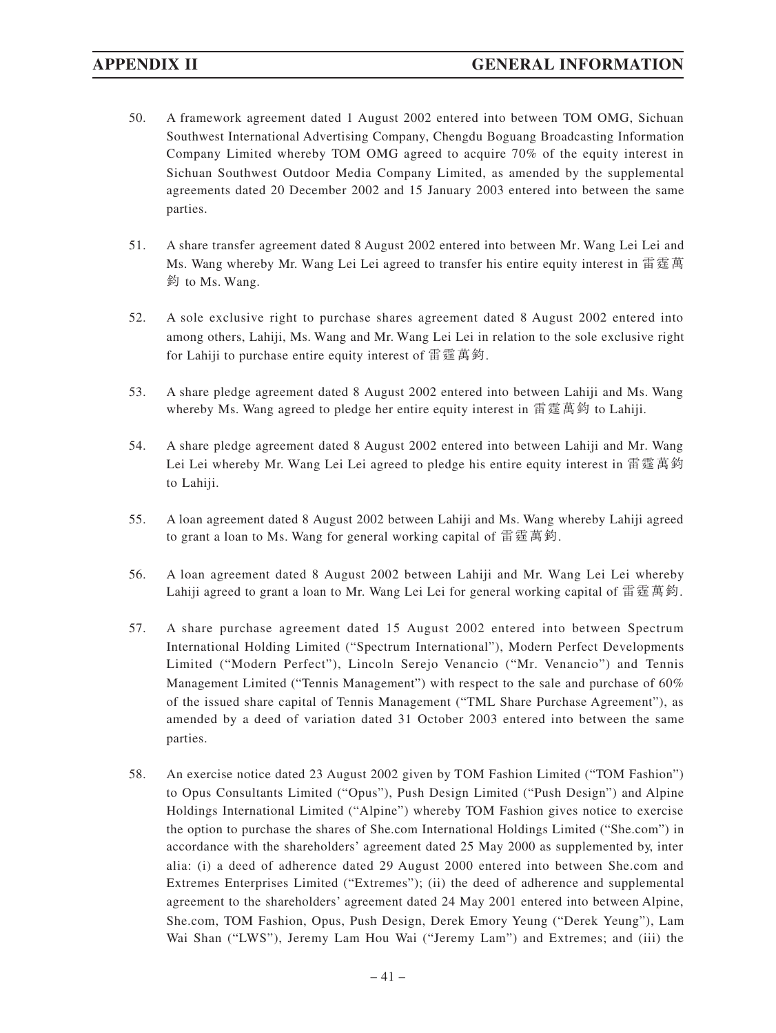50. A framework agreement dated 1 August 2002 entered into between TOM OMG, Sichuan Southwest International Advertising Company, Chengdu Boguang Broadcasting Information Company Limited whereby TOM OMG agreed to acquire 70% of the equity interest in Sichuan Southwest Outdoor Media Company Limited, as amended by the supplemental agreements dated 20 December 2002 and 15 January 2003 entered into between the same parties.

51. A share transfer agreement dated 8 August 2002 entered into between Mr. Wang Lei Lei and Ms. Wang whereby Mr. Wang Lei Lei agreed to transfer his entire equity interest in 雷霆萬鈞 to Ms. Wang.

52. A sole exclusive right to purchase shares agreement dated 8 August 2002 entered into among others, Lahiji, Ms. Wang and Mr. Wang Lei Lei in relation to the sole exclusive right for Lahiji to purchase entire equity interest of 雷霆萬鈞.

53. A share pledge agreement dated 8 August 2002 entered into between Lahiji and Ms. Wang whereby Ms. Wang agreed to pledge her entire equity interest in 雷霆萬鈞 to Lahiji.

54. A share pledge agreement dated 8 August 2002 entered into between Lahiji and Mr. Wang Lei Lei whereby Mr. Wang Lei Lei agreed to pledge his entire equity interest in 雷霆萬鈞 to Lahiji.

55. A loan agreement dated 8 August 2002 between Lahiji and Ms. Wang whereby Lahiji agreed to grant a loan to Ms. Wang for general working capital of 雷霆萬鈞.

56. A loan agreement dated 8 August 2002 between Lahiji and Mr. Wang Lei Lei whereby Lahiji agreed to grant a loan to Mr. Wang Lei Lei for general working capital of 雷霆萬鈞.

57. A share purchase agreement dated 15 August 2002 entered into between Spectrum International Holding Limited ("Spectrum International"), Modern Perfect Developments Limited ("Modern Perfect"), Lincoln Serejo Venancio ("Mr. Venancio") and Tennis Management Limited ("Tennis Management") with respect to the sale and purchase of 60% of the issued share capital of Tennis Management ("TML Share Purchase Agreement"), as amended by a deed of variation dated 31 October 2003 entered into between the same parties.

58. An exercise notice dated 23 August 2002 given by TOM Fashion Limited ("TOM Fashion") to Opus Consultants Limited ("Opus"), Push Design Limited ("Push Design") and Alpine Holdings International Limited ("Alpine") whereby TOM Fashion gives notice to exercise the option to purchase the shares of She.com International Holdings Limited ("She.com") in accordance with the shareholders' agreement dated 25 May 2000 as supplemented by, inter alia: (i) a deed of adherence dated 29 August 2000 entered into between She.com and Extremes Enterprises Limited ("Extremes"); (ii) the deed of adherence and supplemental agreement to the shareholders' agreement dated 24 May 2001 entered into between Alpine, She.com, TOM Fashion, Opus, Push Design, Derek Emory Yeung ("Derek Yeung"), Lam Wai Shan ("LWS"), Jeremy Lam Hou Wai ("Jeremy Lam") and Extremes; and (iii) the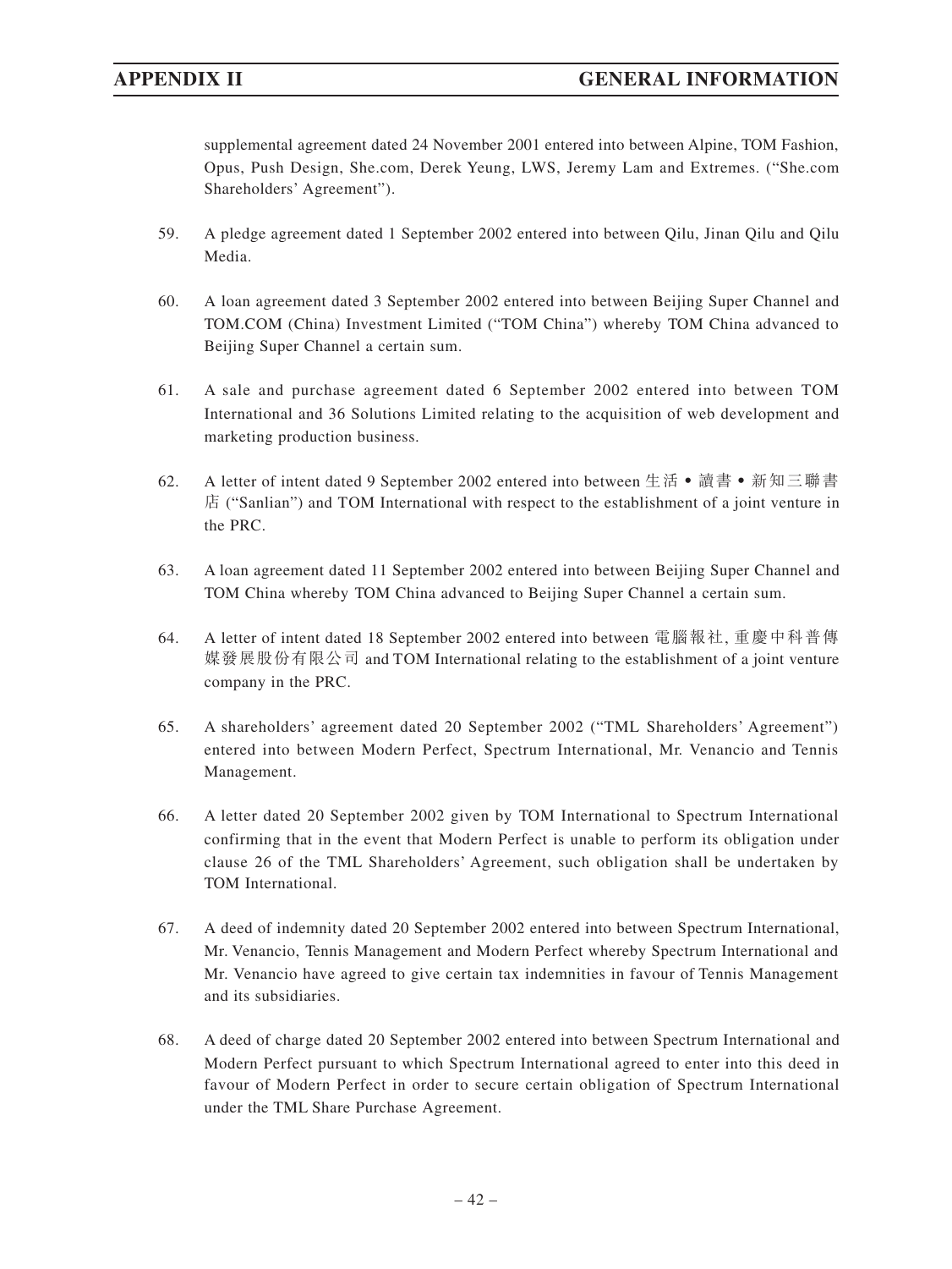supplemental agreement dated 24 November 2001 entered into between Alpine, TOM Fashion, Opus, Push Design, She.com, Derek Yeung, LWS, Jeremy Lam and Extremes. ("She.com Shareholders' Agreement").

59. A pledge agreement dated 1 September 2002 entered into between Qilu, Jinan Qilu and Qilu Media.

60. A loan agreement dated 3 September 2002 entered into between Beijing Super Channel and TOM.COM (China) Investment Limited ("TOM China") whereby TOM China advanced to Beijing Super Channel a certain sum.

61. A sale and purchase agreement dated 6 September 2002 entered into between TOM International and 36 Solutions Limited relating to the acquisition of web development and marketing production business.

62. A letter of intent dated 9 September 2002 entered into between 生活•讀書•新知三聯書店 ("Sanlian") and TOM International with respect to the establishment of a joint venture in the PRC.

63. A loan agreement dated 11 September 2002 entered into between Beijing Super Channel and TOM China whereby TOM China advanced to Beijing Super Channel a certain sum.

64. A letter of intent dated 18 September 2002 entered into between 電腦報社, 重慶中科普傳媒發展股份有限公司 and TOM International relating to the establishment of a joint venture company in the PRC.

65. A shareholders' agreement dated 20 September 2002 ("TML Shareholders' Agreement") entered into between Modern Perfect, Spectrum International, Mr. Venancio and Tennis Management.

66. A letter dated 20 September 2002 given by TOM International to Spectrum International confirming that in the event that Modern Perfect is unable to perform its obligation under clause 26 of the TML Shareholders' Agreement, such obligation shall be undertaken by TOM International.

67. A deed of indemnity dated 20 September 2002 entered into between Spectrum International, Mr. Venancio, Tennis Management and Modern Perfect whereby Spectrum International and Mr. Venancio have agreed to give certain tax indemnities in favour of Tennis Management and its subsidiaries.

68. A deed of charge dated 20 September 2002 entered into between Spectrum International and Modern Perfect pursuant to which Spectrum International agreed to enter into this deed in favour of Modern Perfect in order to secure certain obligation of Spectrum International under the TML Share Purchase Agreement.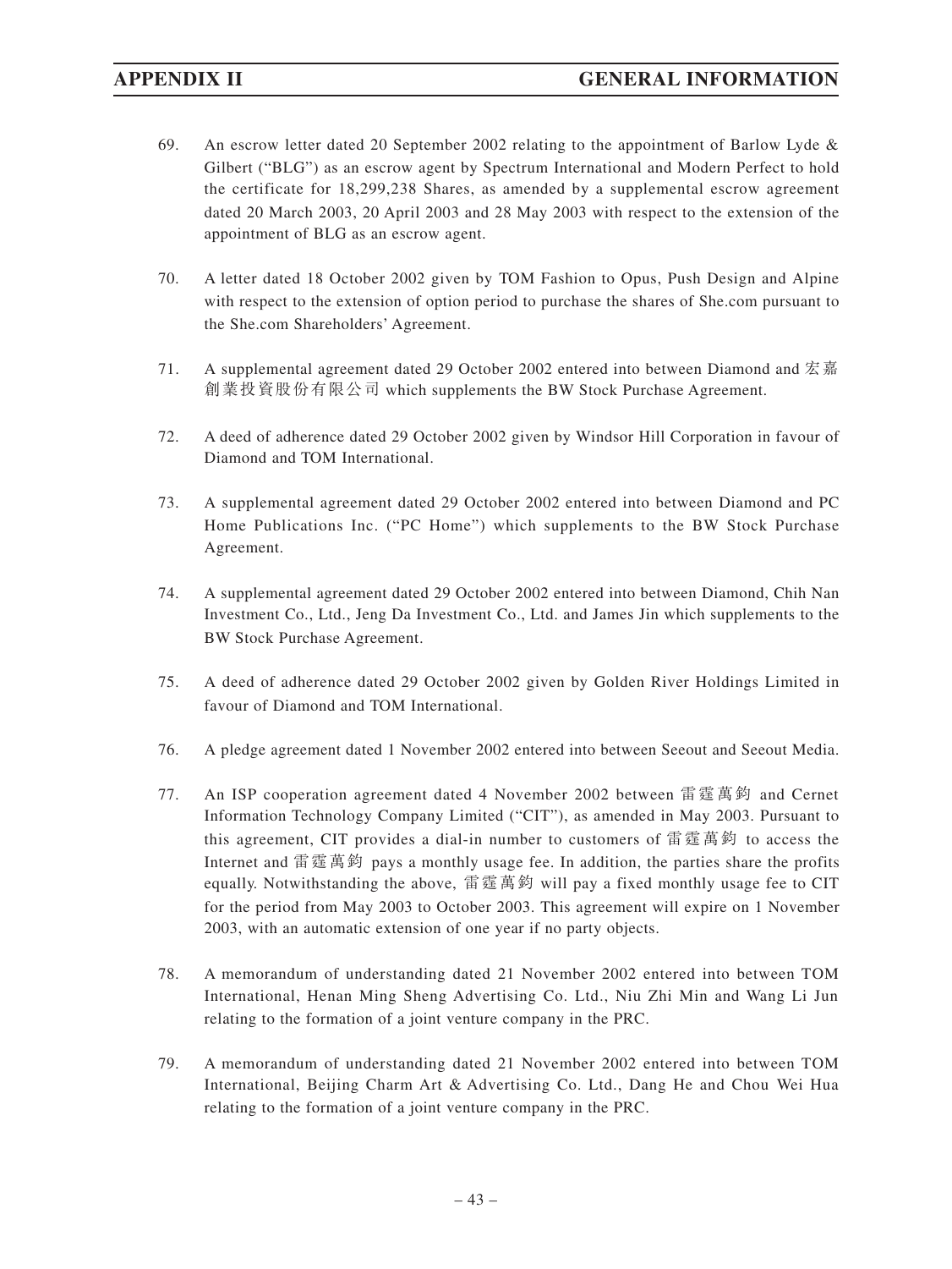69. An escrow letter dated 20 September 2002 relating to the appointment of Barlow Lyde & Gilbert ("BLG") as an escrow agent by Spectrum International and Modern Perfect to hold the certificate for 18,299,238 Shares, as amended by a supplemental escrow agreement dated 20 March 2003, 20 April 2003 and 28 May 2003 with respect to the extension of the appointment of BLG as an escrow agent.

70. A letter dated 18 October 2002 given by TOM Fashion to Opus, Push Design and Alpine with respect to the extension of option period to purchase the shares of She.com pursuant to the She.com Shareholders' Agreement.

71. A supplemental agreement dated 29 October 2002 entered into between Diamond and 宏嘉創業投資股份有限公司 which supplements the BW Stock Purchase Agreement.

72. A deed of adherence dated 29 October 2002 given by Windsor Hill Corporation in favour of Diamond and TOM International.

73. A supplemental agreement dated 29 October 2002 entered into between Diamond and PC Home Publications Inc. ("PC Home") which supplements to the BW Stock Purchase Agreement.

74. A supplemental agreement dated 29 October 2002 entered into between Diamond, Chih Nan Investment Co., Ltd., Jeng Da Investment Co., Ltd. and James Jin which supplements to the BW Stock Purchase Agreement.

75. A deed of adherence dated 29 October 2002 given by Golden River Holdings Limited in favour of Diamond and TOM International.

76. A pledge agreement dated 1 November 2002 entered into between Seeout and Seeout Media.

77. An ISP cooperation agreement dated 4 November 2002 between 雷霆萬鈞 and Cernet Information Technology Company Limited ("CIT"), as amended in May 2003. Pursuant to this agreement, CIT provides a dial-in number to customers of 雷霆萬鈞 to access the Internet and 雷霆萬鈞 pays a monthly usage fee. In addition, the parties share the profits equally. Notwithstanding the above, 雷霆萬鈞 will pay a fixed monthly usage fee to CIT for the period from May 2003 to October 2003. This agreement will expire on 1 November 2003, with an automatic extension of one year if no party objects.

78. A memorandum of understanding dated 21 November 2002 entered into between TOM International, Henan Ming Sheng Advertising Co. Ltd., Niu Zhi Min and Wang Li Jun relating to the formation of a joint venture company in the PRC.

79. A memorandum of understanding dated 21 November 2002 entered into between TOM International, Beijing Charm Art & Advertising Co. Ltd., Dang He and Chou Wei Hua relating to the formation of a joint venture company in the PRC.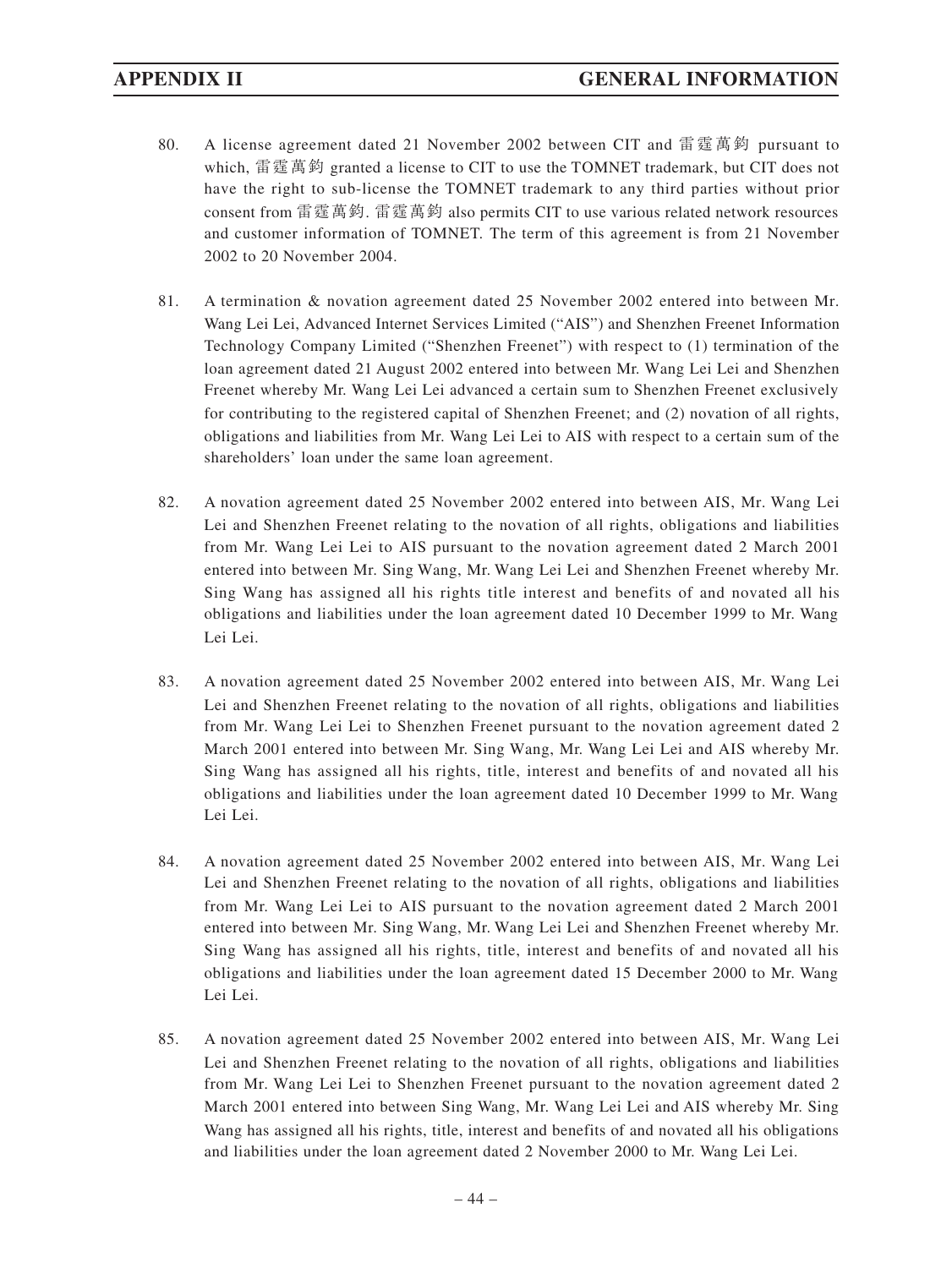80. A license agreement dated 21 November 2002 between CIT and 雷霆萬鈞 pursuant to which, 雷霆萬鈞 granted a license to CIT to use the TOMNET trademark, but CIT does not have the right to sub-license the TOMNET trademark to any third parties without prior consent from 雷霆萬鈞. 雷霆萬鈞 also permits CIT to use various related network resources and customer information of TOMNET. The term of this agreement is from 21 November 2002 to 20 November 2004.

81. A termination & novation agreement dated 25 November 2002 entered into between Mr. Wang Lei Lei, Advanced Internet Services Limited ("AIS") and Shenzhen Freenet Information Technology Company Limited ("Shenzhen Freenet") with respect to (1) termination of the loan agreement dated 21 August 2002 entered into between Mr. Wang Lei Lei and Shenzhen Freenet whereby Mr. Wang Lei Lei advanced a certain sum to Shenzhen Freenet exclusively for contributing to the registered capital of Shenzhen Freenet; and (2) novation of all rights, obligations and liabilities from Mr. Wang Lei Lei to AIS with respect to a certain sum of the shareholders' loan under the same loan agreement.

82. A novation agreement dated 25 November 2002 entered into between AIS, Mr. Wang Lei Lei and Shenzhen Freenet relating to the novation of all rights, obligations and liabilities from Mr. Wang Lei Lei to AIS pursuant to the novation agreement dated 2 March 2001 entered into between Mr. Sing Wang, Mr. Wang Lei Lei and Shenzhen Freenet whereby Mr. Sing Wang has assigned all his rights title interest and benefits of and novated all his obligations and liabilities under the loan agreement dated 10 December 1999 to Mr. Wang Lei Lei.

83. A novation agreement dated 25 November 2002 entered into between AIS, Mr. Wang Lei Lei and Shenzhen Freenet relating to the novation of all rights, obligations and liabilities from Mr. Wang Lei Lei to Shenzhen Freenet pursuant to the novation agreement dated 2 March 2001 entered into between Mr. Sing Wang, Mr. Wang Lei Lei and AIS whereby Mr. Sing Wang has assigned all his rights, title, interest and benefits of and novated all his obligations and liabilities under the loan agreement dated 10 December 1999 to Mr. Wang Lei Lei.

84. A novation agreement dated 25 November 2002 entered into between AIS, Mr. Wang Lei Lei and Shenzhen Freenet relating to the novation of all rights, obligations and liabilities from Mr. Wang Lei Lei to AIS pursuant to the novation agreement dated 2 March 2001 entered into between Mr. Sing Wang, Mr. Wang Lei Lei and Shenzhen Freenet whereby Mr. Sing Wang has assigned all his rights, title, interest and benefits of and novated all his obligations and liabilities under the loan agreement dated 15 December 2000 to Mr. Wang Lei Lei.

85. A novation agreement dated 25 November 2002 entered into between AIS, Mr. Wang Lei Lei and Shenzhen Freenet relating to the novation of all rights, obligations and liabilities from Mr. Wang Lei Lei to Shenzhen Freenet pursuant to the novation agreement dated 2 March 2001 entered into between Sing Wang, Mr. Wang Lei Lei and AIS whereby Mr. Sing Wang has assigned all his rights, title, interest and benefits of and novated all his obligations and liabilities under the loan agreement dated 2 November 2000 to Mr. Wang Lei Lei.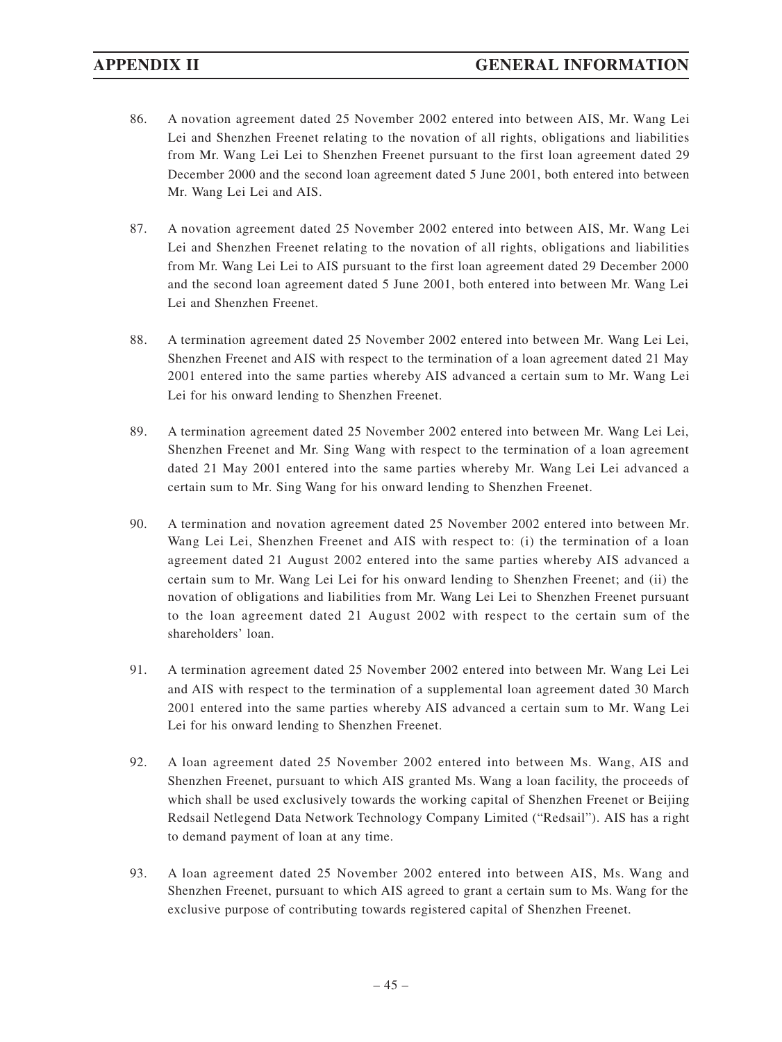86. A novation agreement dated 25 November 2002 entered into between AIS, Mr. Wang Lei Lei and Shenzhen Freenet relating to the novation of all rights, obligations and liabilities from Mr. Wang Lei Lei to Shenzhen Freenet pursuant to the first loan agreement dated 29 December 2000 and the second loan agreement dated 5 June 2001, both entered into between Mr. Wang Lei Lei and AIS.

87. A novation agreement dated 25 November 2002 entered into between AIS, Mr. Wang Lei Lei and Shenzhen Freenet relating to the novation of all rights, obligations and liabilities from Mr. Wang Lei Lei to AIS pursuant to the first loan agreement dated 29 December 2000 and the second loan agreement dated 5 June 2001, both entered into between Mr. Wang Lei Lei and Shenzhen Freenet.

88. A termination agreement dated 25 November 2002 entered into between Mr. Wang Lei Lei, Shenzhen Freenet and AIS with respect to the termination of a loan agreement dated 21 May 2001 entered into the same parties whereby AIS advanced a certain sum to Mr. Wang Lei Lei for his onward lending to Shenzhen Freenet.

89. A termination agreement dated 25 November 2002 entered into between Mr. Wang Lei Lei, Shenzhen Freenet and Mr. Sing Wang with respect to the termination of a loan agreement dated 21 May 2001 entered into the same parties whereby Mr. Wang Lei Lei advanced a certain sum to Mr. Sing Wang for his onward lending to Shenzhen Freenet.

90. A termination and novation agreement dated 25 November 2002 entered into between Mr. Wang Lei Lei, Shenzhen Freenet and AIS with respect to: (i) the termination of a loan agreement dated 21 August 2002 entered into the same parties whereby AIS advanced a certain sum to Mr. Wang Lei Lei for his onward lending to Shenzhen Freenet; and (ii) the novation of obligations and liabilities from Mr. Wang Lei Lei to Shenzhen Freenet pursuant to the loan agreement dated 21 August 2002 with respect to the certain sum of the shareholders' loan.

91. A termination agreement dated 25 November 2002 entered into between Mr. Wang Lei Lei and AIS with respect to the termination of a supplemental loan agreement dated 30 March 2001 entered into the same parties whereby AIS advanced a certain sum to Mr. Wang Lei Lei for his onward lending to Shenzhen Freenet.

92. A loan agreement dated 25 November 2002 entered into between Ms. Wang, AIS and Shenzhen Freenet, pursuant to which AIS granted Ms. Wang a loan facility, the proceeds of which shall be used exclusively towards the working capital of Shenzhen Freenet or Beijing Redsail Netlegend Data Network Technology Company Limited ("Redsail"). AIS has a right to demand payment of loan at any time.

93. A loan agreement dated 25 November 2002 entered into between AIS, Ms. Wang and Shenzhen Freenet, pursuant to which AIS agreed to grant a certain sum to Ms. Wang for the exclusive purpose of contributing towards registered capital of Shenzhen Freenet.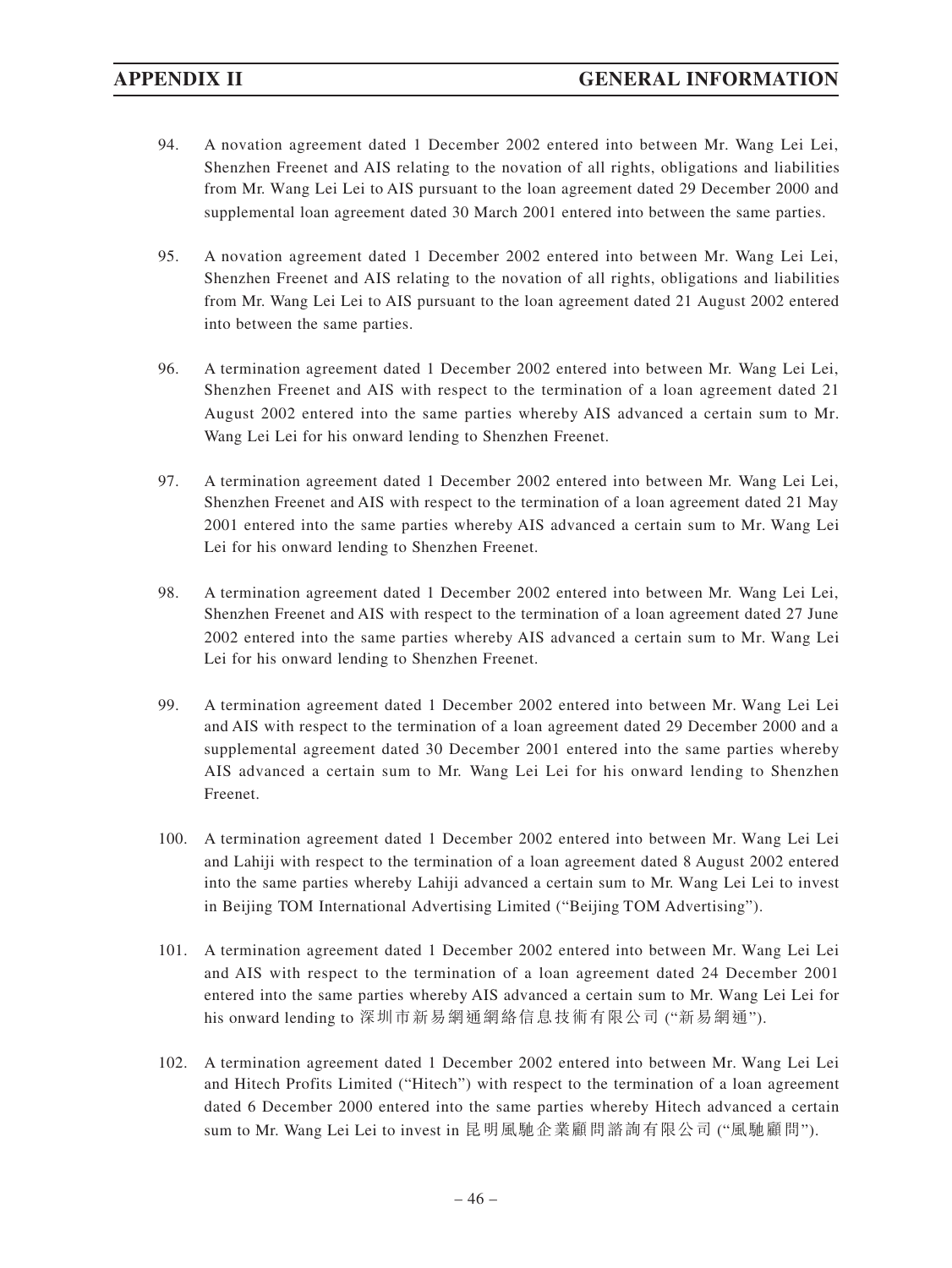94. A novation agreement dated 1 December 2002 entered into between Mr. Wang Lei Lei, Shenzhen Freenet and AIS relating to the novation of all rights, obligations and liabilities from Mr. Wang Lei Lei to AIS pursuant to the loan agreement dated 29 December 2000 and supplemental loan agreement dated 30 March 2001 entered into between the same parties.

95. A novation agreement dated 1 December 2002 entered into between Mr. Wang Lei Lei, Shenzhen Freenet and AIS relating to the novation of all rights, obligations and liabilities from Mr. Wang Lei Lei to AIS pursuant to the loan agreement dated 21 August 2002 entered into between the same parties.

96. A termination agreement dated 1 December 2002 entered into between Mr. Wang Lei Lei, Shenzhen Freenet and AIS with respect to the termination of a loan agreement dated 21 August 2002 entered into the same parties whereby AIS advanced a certain sum to Mr. Wang Lei Lei for his onward lending to Shenzhen Freenet.

97. A termination agreement dated 1 December 2002 entered into between Mr. Wang Lei Lei, Shenzhen Freenet and AIS with respect to the termination of a loan agreement dated 21 May 2001 entered into the same parties whereby AIS advanced a certain sum to Mr. Wang Lei Lei for his onward lending to Shenzhen Freenet.

98. A termination agreement dated 1 December 2002 entered into between Mr. Wang Lei Lei, Shenzhen Freenet and AIS with respect to the termination of a loan agreement dated 27 June 2002 entered into the same parties whereby AIS advanced a certain sum to Mr. Wang Lei Lei for his onward lending to Shenzhen Freenet.

99. A termination agreement dated 1 December 2002 entered into between Mr. Wang Lei Lei and AIS with respect to the termination of a loan agreement dated 29 December 2000 and a supplemental agreement dated 30 December 2001 entered into the same parties whereby AIS advanced a certain sum to Mr. Wang Lei Lei for his onward lending to Shenzhen Freenet.

100. A termination agreement dated 1 December 2002 entered into between Mr. Wang Lei Lei and Lahiji with respect to the termination of a loan agreement dated 8 August 2002 entered into the same parties whereby Lahiji advanced a certain sum to Mr. Wang Lei Lei to invest in Beijing TOM International Advertising Limited ("Beijing TOM Advertising").

101. A termination agreement dated 1 December 2002 entered into between Mr. Wang Lei Lei and AIS with respect to the termination of a loan agreement dated 24 December 2001 entered into the same parties whereby AIS advanced a certain sum to Mr. Wang Lei Lei for his onward lending to 深圳市新易網通網絡信息技術有限公司 ("新易網通").

102. A termination agreement dated 1 December 2002 entered into between Mr. Wang Lei Lei and Hitech Profits Limited ("Hitech") with respect to the termination of a loan agreement dated 6 December 2000 entered into the same parties whereby Hitech advanced a certain sum to Mr. Wang Lei Lei to invest in 昆明風馳企業顧問諮詢有限公司 ("風馳顧問").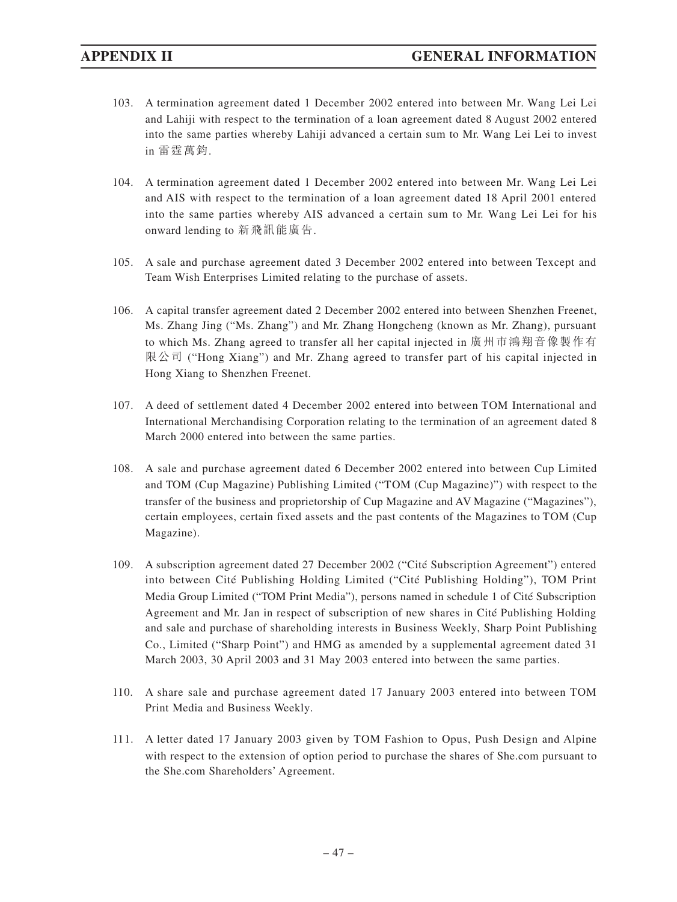103. A termination agreement dated 1 December 2002 entered into between Mr. Wang Lei Lei and Lahiji with respect to the termination of a loan agreement dated 8 August 2002 entered into the same parties whereby Lahiji advanced a certain sum to Mr. Wang Lei Lei to invest in 雷霆萬鈞.

104. A termination agreement dated 1 December 2002 entered into between Mr. Wang Lei Lei and AIS with respect to the termination of a loan agreement dated 18 April 2001 entered into the same parties whereby AIS advanced a certain sum to Mr. Wang Lei Lei for his onward lending to 新飛訊能廣告.

105. A sale and purchase agreement dated 3 December 2002 entered into between Texcept and Team Wish Enterprises Limited relating to the purchase of assets.

106. A capital transfer agreement dated 2 December 2002 entered into between Shenzhen Freenet, Ms. Zhang Jing ("Ms. Zhang") and Mr. Zhang Hongcheng (known as Mr. Zhang), pursuant to which Ms. Zhang agreed to transfer all her capital injected in 廣州市鴻翔音像製作有限公司 ("Hong Xiang") and Mr. Zhang agreed to transfer part of his capital injected in Hong Xiang to Shenzhen Freenet.

107. A deed of settlement dated 4 December 2002 entered into between TOM International and International Merchandising Corporation relating to the termination of an agreement dated 8 March 2000 entered into between the same parties.

108. A sale and purchase agreement dated 6 December 2002 entered into between Cup Limited and TOM (Cup Magazine) Publishing Limited ("TOM (Cup Magazine)") with respect to the transfer of the business and proprietorship of Cup Magazine and AV Magazine ("Magazines"), certain employees, certain fixed assets and the past contents of the Magazines to TOM (Cup Magazine).

109. A subscription agreement dated 27 December 2002 ("Cité Subscription Agreement") entered into between Cité Publishing Holding Limited ("Cité Publishing Holding"), TOM Print Media Group Limited ("TOM Print Media"), persons named in schedule 1 of Cité Subscription Agreement and Mr. Jan in respect of subscription of new shares in Cité Publishing Holding and sale and purchase of shareholding interests in Business Weekly, Sharp Point Publishing Co., Limited ("Sharp Point") and HMG as amended by a supplemental agreement dated 31 March 2003, 30 April 2003 and 31 May 2003 entered into between the same parties.

110. A share sale and purchase agreement dated 17 January 2003 entered into between TOM Print Media and Business Weekly.

111. A letter dated 17 January 2003 given by TOM Fashion to Opus, Push Design and Alpine with respect to the extension of option period to purchase the shares of She.com pursuant to the She.com Shareholders' Agreement.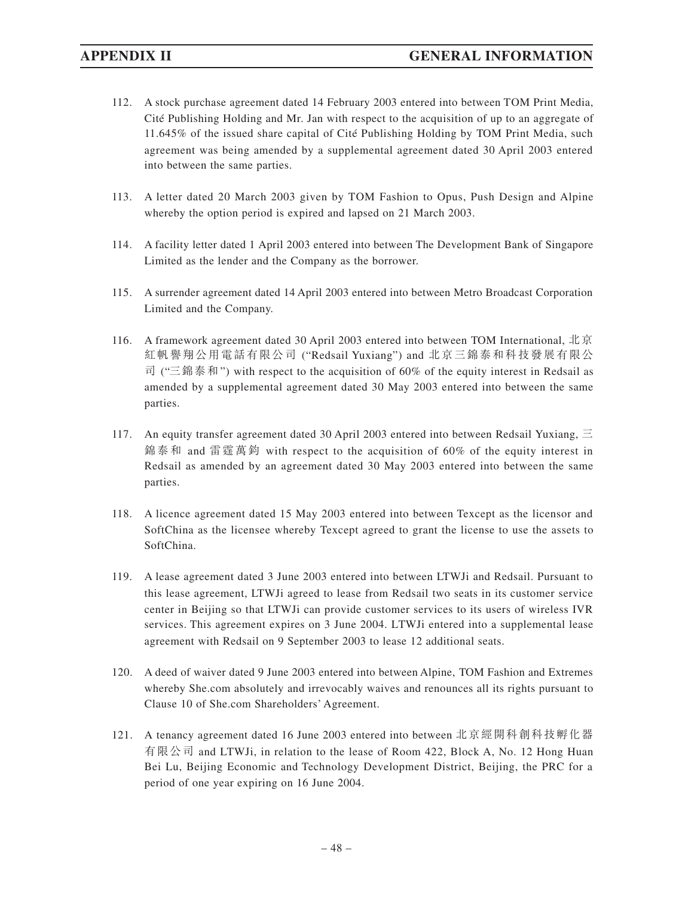112. A stock purchase agreement dated 14 February 2003 entered into between TOM Print Media, Cité Publishing Holding and Mr. Jan with respect to the acquisition of up to an aggregate of 11.645% of the issued share capital of Cité Publishing Holding by TOM Print Media, such agreement was being amended by a supplemental agreement dated 30 April 2003 entered into between the same parties.

113. A letter dated 20 March 2003 given by TOM Fashion to Opus, Push Design and Alpine whereby the option period is expired and lapsed on 21 March 2003.

114. A facility letter dated 1 April 2003 entered into between The Development Bank of Singapore Limited as the lender and the Company as the borrower.

115. A surrender agreement dated 14 April 2003 entered into between Metro Broadcast Corporation Limited and the Company.

116. A framework agreement dated 30 April 2003 entered into between TOM International, 北京紅帆譽翔公用電話有限公司 ("Redsail Yuxiang") and 北京三錦泰和科技發展有限公司 ("三錦泰和") with respect to the acquisition of 60% of the equity interest in Redsail as amended by a supplemental agreement dated 30 May 2003 entered into between the same parties.

117. An equity transfer agreement dated 30 April 2003 entered into between Redsail Yuxiang, 三錦泰和 and 雷霆萬鈞 with respect to the acquisition of 60% of the equity interest in Redsail as amended by an agreement dated 30 May 2003 entered into between the same parties.

118. A licence agreement dated 15 May 2003 entered into between Texcept as the licensor and SoftChina as the licensee whereby Texcept agreed to grant the license to use the assets to SoftChina.

119. A lease agreement dated 3 June 2003 entered into between LTWJi and Redsail. Pursuant to this lease agreement, LTWJi agreed to lease from Redsail two seats in its customer service center in Beijing so that LTWJi can provide customer services to its users of wireless IVR services. This agreement expires on 3 June 2004. LTWJi entered into a supplemental lease agreement with Redsail on 9 September 2003 to lease 12 additional seats.

120. A deed of waiver dated 9 June 2003 entered into between Alpine, TOM Fashion and Extremes whereby She.com absolutely and irrevocably waives and renounces all its rights pursuant to Clause 10 of She.com Shareholders' Agreement.

121. A tenancy agreement dated 16 June 2003 entered into between 北京經開科創科技孵化器有限公司 and LTWJi, in relation to the lease of Room 422, Block A, No. 12 Hong Huan Bei Lu, Beijing Economic and Technology Development District, Beijing, the PRC for a period of one year expiring on 16 June 2004.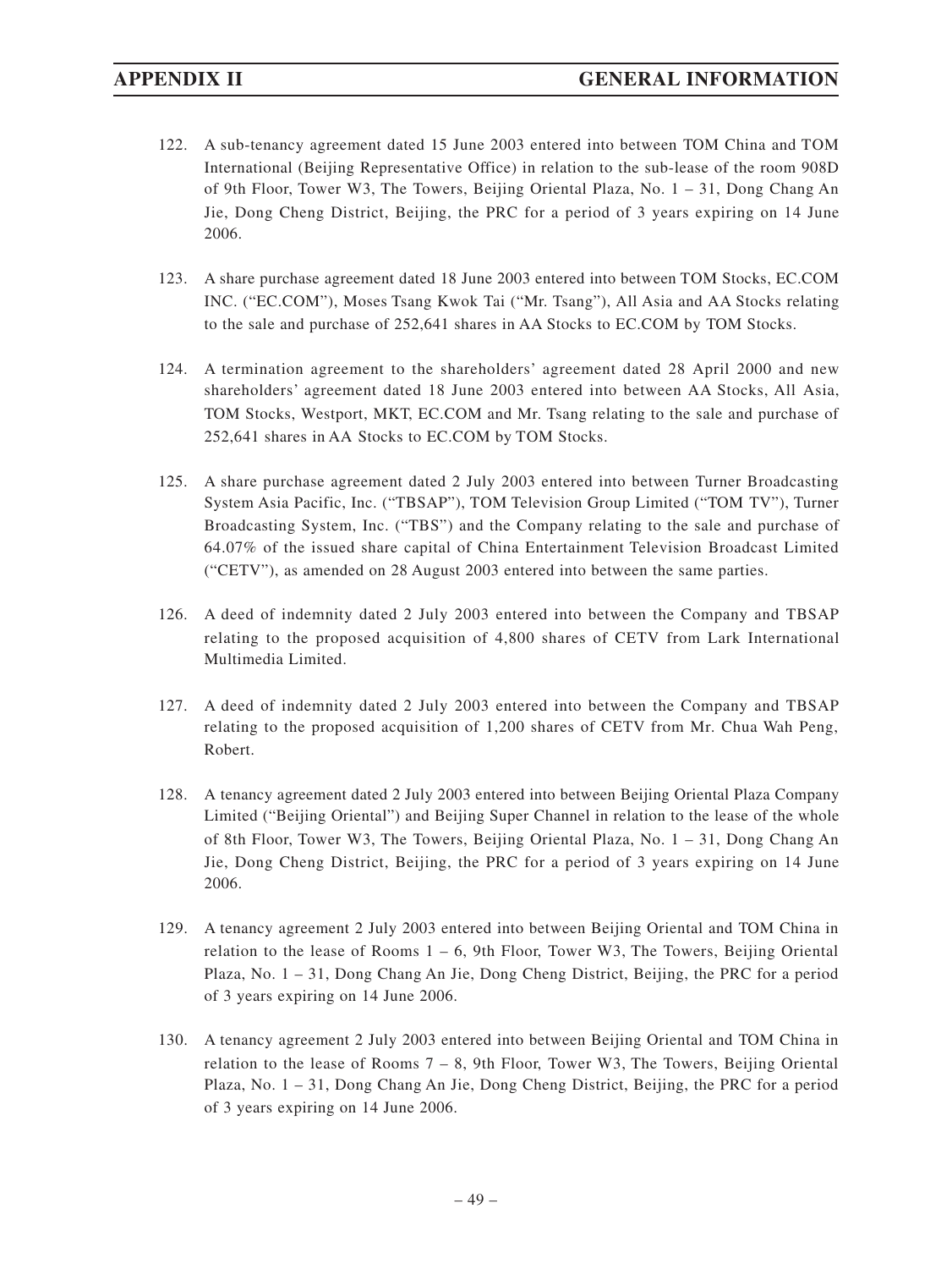122. A sub-tenancy agreement dated 15 June 2003 entered into between TOM China and TOM International (Beijing Representative Office) in relation to the sub-lease of the room 908D of 9th Floor, Tower W3, The Towers, Beijing Oriental Plaza, No. 1 – 31, Dong Chang An Jie, Dong Cheng District, Beijing, the PRC for a period of 3 years expiring on 14 June 2006.

123. A share purchase agreement dated 18 June 2003 entered into between TOM Stocks, EC.COM INC. ("EC.COM"), Moses Tsang Kwok Tai ("Mr. Tsang"), All Asia and AA Stocks relating to the sale and purchase of 252,641 shares in AA Stocks to EC.COM by TOM Stocks.

124. A termination agreement to the shareholders' agreement dated 28 April 2000 and new shareholders' agreement dated 18 June 2003 entered into between AA Stocks, All Asia, TOM Stocks, Westport, MKT, EC.COM and Mr. Tsang relating to the sale and purchase of 252,641 shares in AA Stocks to EC.COM by TOM Stocks.

125. A share purchase agreement dated 2 July 2003 entered into between Turner Broadcasting System Asia Pacific, Inc. ("TBSAP"), TOM Television Group Limited ("TOM TV"), Turner Broadcasting System, Inc. ("TBS") and the Company relating to the sale and purchase of 64.07% of the issued share capital of China Entertainment Television Broadcast Limited ("CETV"), as amended on 28 August 2003 entered into between the same parties.

126. A deed of indemnity dated 2 July 2003 entered into between the Company and TBSAP relating to the proposed acquisition of 4,800 shares of CETV from Lark International Multimedia Limited.

127. A deed of indemnity dated 2 July 2003 entered into between the Company and TBSAP relating to the proposed acquisition of 1,200 shares of CETV from Mr. Chua Wah Peng, Robert.

128. A tenancy agreement dated 2 July 2003 entered into between Beijing Oriental Plaza Company Limited ("Beijing Oriental") and Beijing Super Channel in relation to the lease of the whole of 8th Floor, Tower W3, The Towers, Beijing Oriental Plaza, No. 1 – 31, Dong Chang An Jie, Dong Cheng District, Beijing, the PRC for a period of 3 years expiring on 14 June 2006.

129. A tenancy agreement 2 July 2003 entered into between Beijing Oriental and TOM China in relation to the lease of Rooms 1 – 6, 9th Floor, Tower W3, The Towers, Beijing Oriental Plaza, No. 1 – 31, Dong Chang An Jie, Dong Cheng District, Beijing, the PRC for a period of 3 years expiring on 14 June 2006.

130. A tenancy agreement 2 July 2003 entered into between Beijing Oriental and TOM China in relation to the lease of Rooms 7 – 8, 9th Floor, Tower W3, The Towers, Beijing Oriental Plaza, No. 1 – 31, Dong Chang An Jie, Dong Cheng District, Beijing, the PRC for a period of 3 years expiring on 14 June 2006.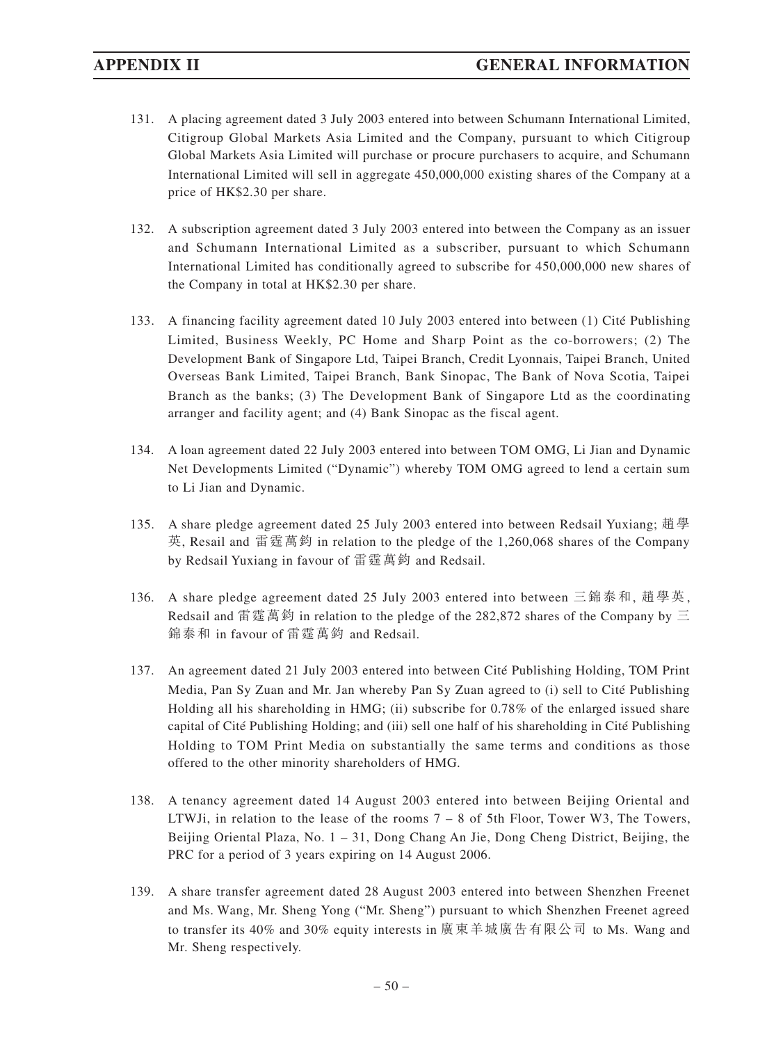131. A placing agreement dated 3 July 2003 entered into between Schumann International Limited, Citigroup Global Markets Asia Limited and the Company, pursuant to which Citigroup Global Markets Asia Limited will purchase or procure purchasers to acquire, and Schumann International Limited will sell in aggregate 450,000,000 existing shares of the Company at a price of HK$2.30 per share.

132. A subscription agreement dated 3 July 2003 entered into between the Company as an issuer and Schumann International Limited as a subscriber, pursuant to which Schumann International Limited has conditionally agreed to subscribe for 450,000,000 new shares of the Company in total at HK$2.30 per share.

133. A financing facility agreement dated 10 July 2003 entered into between (1) Cité Publishing Limited, Business Weekly, PC Home and Sharp Point as the co-borrowers; (2) The Development Bank of Singapore Ltd, Taipei Branch, Credit Lyonnais, Taipei Branch, United Overseas Bank Limited, Taipei Branch, Bank Sinopac, The Bank of Nova Scotia, Taipei Branch as the banks; (3) The Development Bank of Singapore Ltd as the coordinating arranger and facility agent; and (4) Bank Sinopac as the fiscal agent.

134. A loan agreement dated 22 July 2003 entered into between TOM OMG, Li Jian and Dynamic Net Developments Limited ("Dynamic") whereby TOM OMG agreed to lend a certain sum to Li Jian and Dynamic.

135. A share pledge agreement dated 25 July 2003 entered into between Redsail Yuxiang; 趙學英, Resail and 雷霆萬鈞 in relation to the pledge of the 1,260,068 shares of the Company by Redsail Yuxiang in favour of 雷霆萬鈞 and Redsail.

136. A share pledge agreement dated 25 July 2003 entered into between 三錦泰和, 趙學英, Redsail and 雷霆萬鈞 in relation to the pledge of the 282,872 shares of the Company by 三錦泰和 in favour of 雷霆萬鈞 and Redsail.

137. An agreement dated 21 July 2003 entered into between Cité Publishing Holding, TOM Print Media, Pan Sy Zuan and Mr. Jan whereby Pan Sy Zuan agreed to (i) sell to Cité Publishing Holding all his shareholding in HMG; (ii) subscribe for 0.78% of the enlarged issued share capital of Cité Publishing Holding; and (iii) sell one half of his shareholding in Cité Publishing Holding to TOM Print Media on substantially the same terms and conditions as those offered to the other minority shareholders of HMG.

138. A tenancy agreement dated 14 August 2003 entered into between Beijing Oriental and LTWJi, in relation to the lease of the rooms 7 – 8 of 5th Floor, Tower W3, The Towers, Beijing Oriental Plaza, No. 1 – 31, Dong Chang An Jie, Dong Cheng District, Beijing, the PRC for a period of 3 years expiring on 14 August 2006.

139. A share transfer agreement dated 28 August 2003 entered into between Shenzhen Freenet and Ms. Wang, Mr. Sheng Yong ("Mr. Sheng") pursuant to which Shenzhen Freenet agreed to transfer its 40% and 30% equity interests in 廣東羊城廣告有限公司 to Ms. Wang and Mr. Sheng respectively.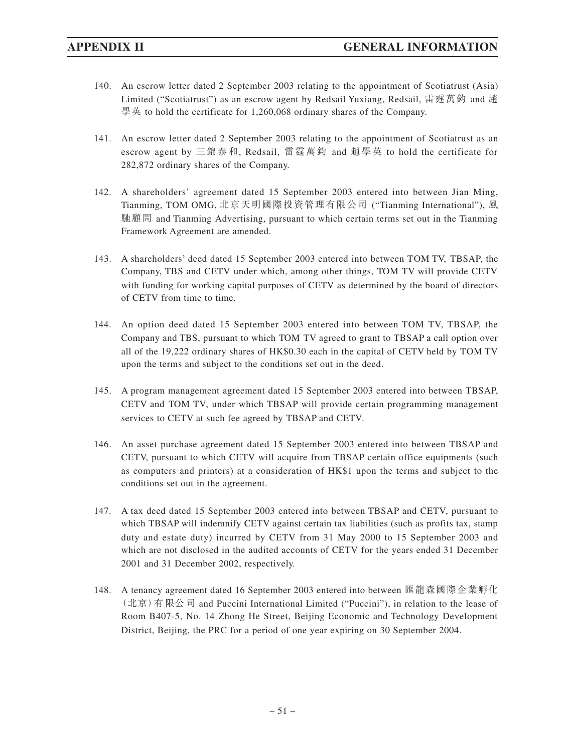140. An escrow letter dated 2 September 2003 relating to the appointment of Scotiatrust (Asia) Limited ("Scotiatrust") as an escrow agent by Redsail Yuxiang, Redsail, 雷霆萬鈞 and 趙學英 to hold the certificate for 1,260,068 ordinary shares of the Company.

141. An escrow letter dated 2 September 2003 relating to the appointment of Scotiatrust as an escrow agent by 三錦泰和, Redsail, 雷霆萬鈞 and 趙學英 to hold the certificate for 282,872 ordinary shares of the Company.

142. A shareholders' agreement dated 15 September 2003 entered into between Jian Ming, Tianming, TOM OMG, 北京天明國際投資管理有限公司 ("Tianming International"), 風馳顧問 and Tianming Advertising, pursuant to which certain terms set out in the Tianming Framework Agreement are amended.

143. A shareholders' deed dated 15 September 2003 entered into between TOM TV, TBSAP, the Company, TBS and CETV under which, among other things, TOM TV will provide CETV with funding for working capital purposes of CETV as determined by the board of directors of CETV from time to time.

144. An option deed dated 15 September 2003 entered into between TOM TV, TBSAP, the Company and TBS, pursuant to which TOM TV agreed to grant to TBSAP a call option over all of the 19,222 ordinary shares of HK$0.30 each in the capital of CETV held by TOM TV upon the terms and subject to the conditions set out in the deed.

145. A program management agreement dated 15 September 2003 entered into between TBSAP, CETV and TOM TV, under which TBSAP will provide certain programming management services to CETV at such fee agreed by TBSAP and CETV.

146. An asset purchase agreement dated 15 September 2003 entered into between TBSAP and CETV, pursuant to which CETV will acquire from TBSAP certain office equipments (such as computers and printers) at a consideration of HK$1 upon the terms and subject to the conditions set out in the agreement.

147. A tax deed dated 15 September 2003 entered into between TBSAP and CETV, pursuant to which TBSAP will indemnify CETV against certain tax liabilities (such as profits tax, stamp duty and estate duty) incurred by CETV from 31 May 2000 to 15 September 2003 and which are not disclosed in the audited accounts of CETV for the years ended 31 December 2001 and 31 December 2002, respectively.

148. A tenancy agreement dated 16 September 2003 entered into between 匯龍森國際企業孵化(北京)有限公司 and Puccini International Limited ("Puccini"), in relation to the lease of Room B407-5, No. 14 Zhong He Street, Beijing Economic and Technology Development District, Beijing, the PRC for a period of one year expiring on 30 September 2004.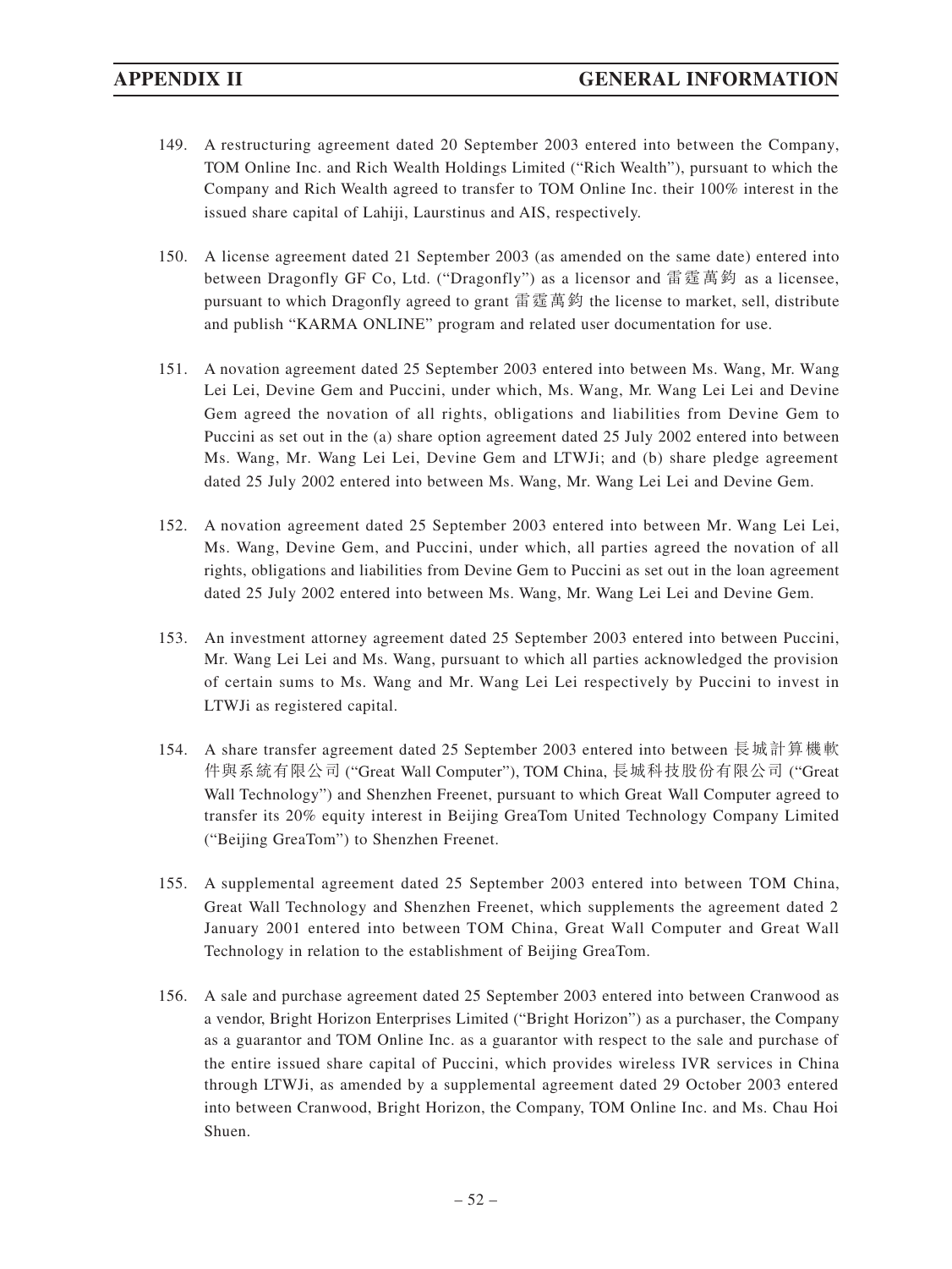149. A restructuring agreement dated 20 September 2003 entered into between the Company, TOM Online Inc. and Rich Wealth Holdings Limited ("Rich Wealth"), pursuant to which the Company and Rich Wealth agreed to transfer to TOM Online Inc. their 100% interest in the issued share capital of Lahiji, Laurstinus and AIS, respectively.

150. A license agreement dated 21 September 2003 (as amended on the same date) entered into between Dragonfly GF Co, Ltd. ("Dragonfly") as a licensor and 雷霆萬鈞 as a licensee, pursuant to which Dragonfly agreed to grant 雷霆萬鈞 the license to market, sell, distribute and publish "KARMA ONLINE" program and related user documentation for use.

151. A novation agreement dated 25 September 2003 entered into between Ms. Wang, Mr. Wang Lei Lei, Devine Gem and Puccini, under which, Ms. Wang, Mr. Wang Lei Lei and Devine Gem agreed the novation of all rights, obligations and liabilities from Devine Gem to Puccini as set out in the (a) share option agreement dated 25 July 2002 entered into between Ms. Wang, Mr. Wang Lei Lei, Devine Gem and LTWJi; and (b) share pledge agreement dated 25 July 2002 entered into between Ms. Wang, Mr. Wang Lei Lei and Devine Gem.

152. A novation agreement dated 25 September 2003 entered into between Mr. Wang Lei Lei, Ms. Wang, Devine Gem, and Puccini, under which, all parties agreed the novation of all rights, obligations and liabilities from Devine Gem to Puccini as set out in the loan agreement dated 25 July 2002 entered into between Ms. Wang, Mr. Wang Lei Lei and Devine Gem.

153. An investment attorney agreement dated 25 September 2003 entered into between Puccini, Mr. Wang Lei Lei and Ms. Wang, pursuant to which all parties acknowledged the provision of certain sums to Ms. Wang and Mr. Wang Lei Lei respectively by Puccini to invest in LTWJi as registered capital.

154. A share transfer agreement dated 25 September 2003 entered into between 長城計算機軟件與系統有限公司 ("Great Wall Computer"), TOM China, 長城科技股份有限公司 ("Great Wall Technology") and Shenzhen Freenet, pursuant to which Great Wall Computer agreed to transfer its 20% equity interest in Beijing GreaTom United Technology Company Limited ("Beijing GreaTom") to Shenzhen Freenet.

155. A supplemental agreement dated 25 September 2003 entered into between TOM China, Great Wall Technology and Shenzhen Freenet, which supplements the agreement dated 2 January 2001 entered into between TOM China, Great Wall Computer and Great Wall Technology in relation to the establishment of Beijing GreaTom.

156. A sale and purchase agreement dated 25 September 2003 entered into between Cranwood as a vendor, Bright Horizon Enterprises Limited ("Bright Horizon") as a purchaser, the Company as a guarantor and TOM Online Inc. as a guarantor with respect to the sale and purchase of the entire issued share capital of Puccini, which provides wireless IVR services in China through LTWJi, as amended by a supplemental agreement dated 29 October 2003 entered into between Cranwood, Bright Horizon, the Company, TOM Online Inc. and Ms. Chau Hoi Shuen.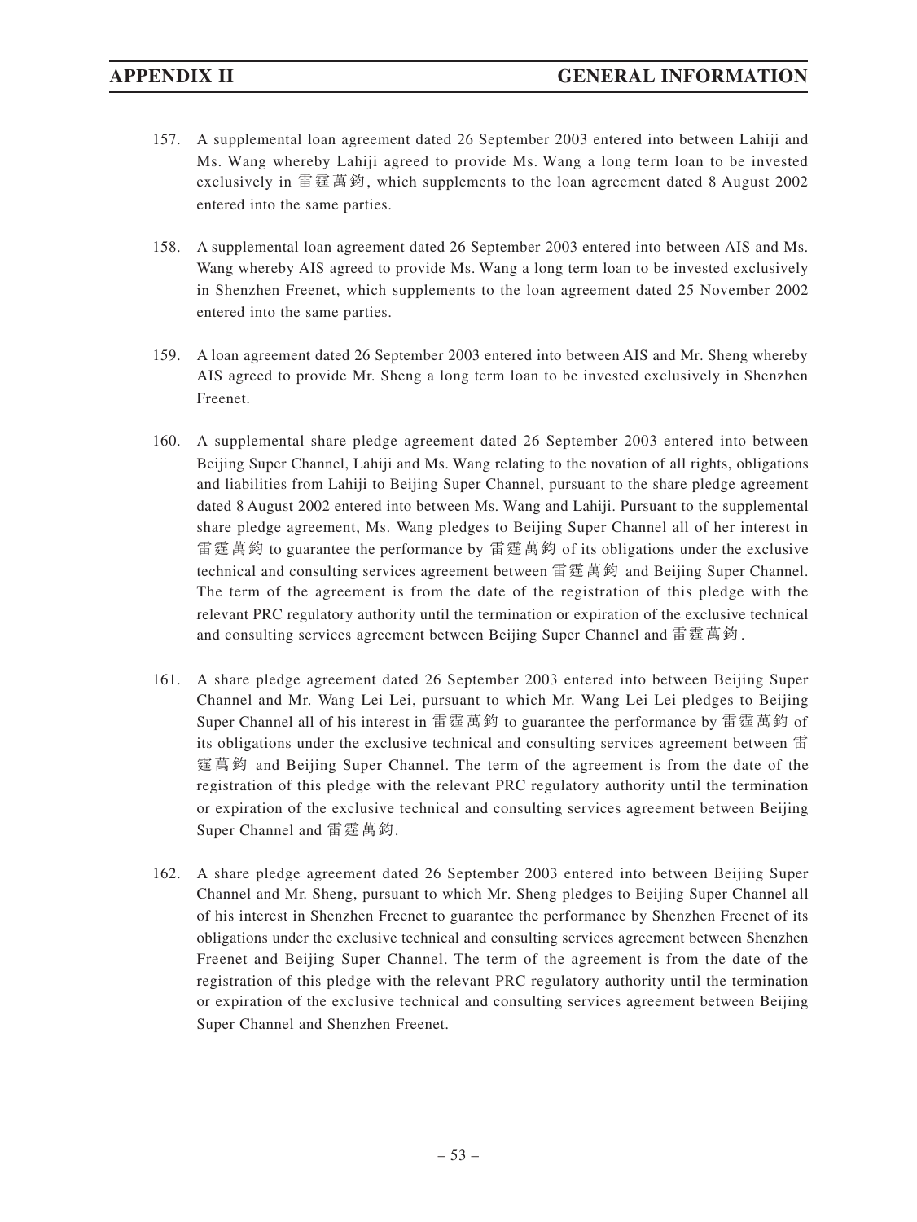157. A supplemental loan agreement dated 26 September 2003 entered into between Lahiji and Ms. Wang whereby Lahiji agreed to provide Ms. Wang a long term loan to be invested exclusively in 雷霆萬鈞, which supplements to the loan agreement dated 8 August 2002 entered into the same parties.

158. A supplemental loan agreement dated 26 September 2003 entered into between AIS and Ms. Wang whereby AIS agreed to provide Ms. Wang a long term loan to be invested exclusively in Shenzhen Freenet, which supplements to the loan agreement dated 25 November 2002 entered into the same parties.

159. A loan agreement dated 26 September 2003 entered into between AIS and Mr. Sheng whereby AIS agreed to provide Mr. Sheng a long term loan to be invested exclusively in Shenzhen Freenet.

160. A supplemental share pledge agreement dated 26 September 2003 entered into between Beijing Super Channel, Lahiji and Ms. Wang relating to the novation of all rights, obligations and liabilities from Lahiji to Beijing Super Channel, pursuant to the share pledge agreement dated 8 August 2002 entered into between Ms. Wang and Lahiji. Pursuant to the supplemental share pledge agreement, Ms. Wang pledges to Beijing Super Channel all of her interest in 雷霆萬鈞 to guarantee the performance by 雷霆萬鈞 of its obligations under the exclusive technical and consulting services agreement between 雷霆萬鈞 and Beijing Super Channel. The term of the agreement is from the date of the registration of this pledge with the relevant PRC regulatory authority until the termination or expiration of the exclusive technical and consulting services agreement between Beijing Super Channel and 雷霆萬鈞.

161. A share pledge agreement dated 26 September 2003 entered into between Beijing Super Channel and Mr. Wang Lei Lei, pursuant to which Mr. Wang Lei Lei pledges to Beijing Super Channel all of his interest in 雷霆萬鈞 to guarantee the performance by 雷霆萬鈞 of its obligations under the exclusive technical and consulting services agreement between 雷霆萬鈞 and Beijing Super Channel. The term of the agreement is from the date of the registration of this pledge with the relevant PRC regulatory authority until the termination or expiration of the exclusive technical and consulting services agreement between Beijing Super Channel and 雷霆萬鈞.

162. A share pledge agreement dated 26 September 2003 entered into between Beijing Super Channel and Mr. Sheng, pursuant to which Mr. Sheng pledges to Beijing Super Channel all of his interest in Shenzhen Freenet to guarantee the performance by Shenzhen Freenet of its obligations under the exclusive technical and consulting services agreement between Shenzhen Freenet and Beijing Super Channel. The term of the agreement is from the date of the registration of this pledge with the relevant PRC regulatory authority until the termination or expiration of the exclusive technical and consulting services agreement between Beijing Super Channel and Shenzhen Freenet.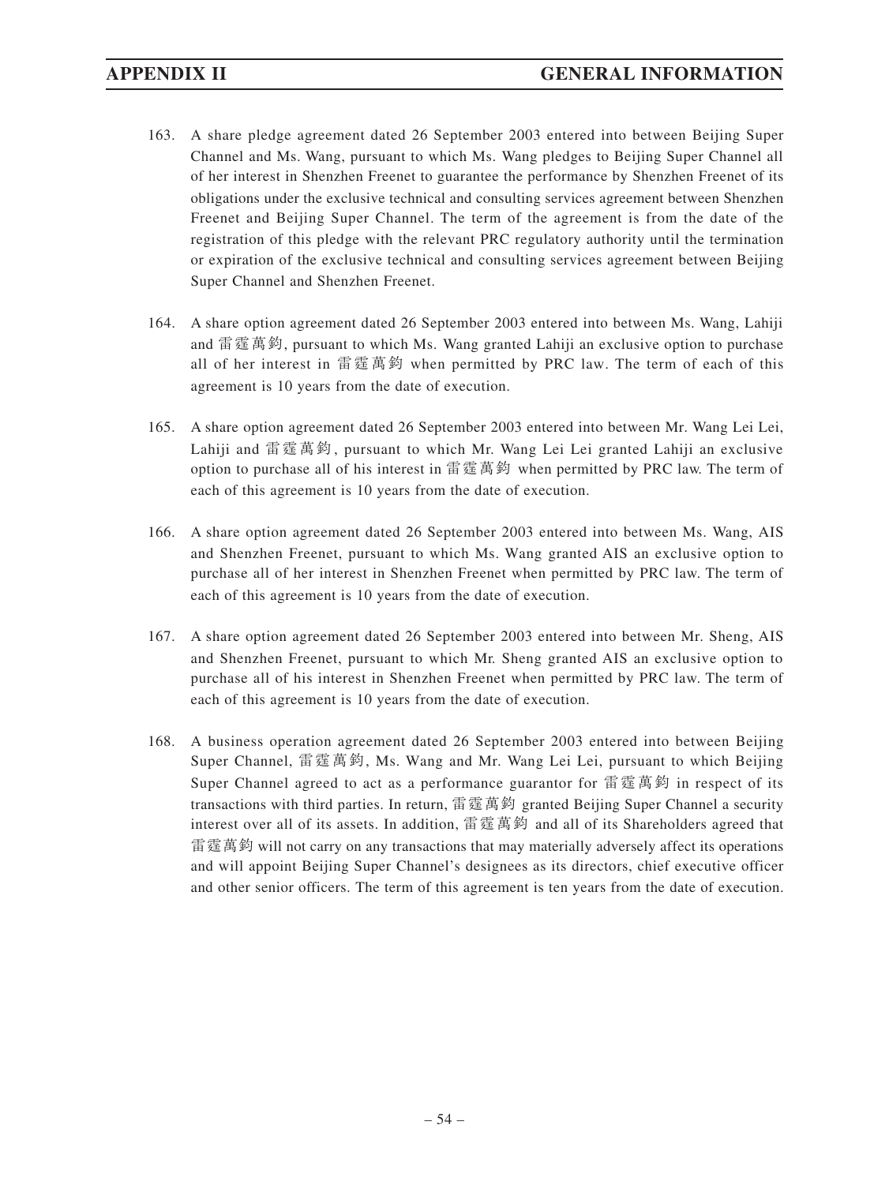163. A share pledge agreement dated 26 September 2003 entered into between Beijing Super Channel and Ms. Wang, pursuant to which Ms. Wang pledges to Beijing Super Channel all of her interest in Shenzhen Freenet to guarantee the performance by Shenzhen Freenet of its obligations under the exclusive technical and consulting services agreement between Shenzhen Freenet and Beijing Super Channel. The term of the agreement is from the date of the registration of this pledge with the relevant PRC regulatory authority until the termination or expiration of the exclusive technical and consulting services agreement between Beijing Super Channel and Shenzhen Freenet.

164. A share option agreement dated 26 September 2003 entered into between Ms. Wang, Lahiji and 雷霆萬鈞, pursuant to which Ms. Wang granted Lahiji an exclusive option to purchase all of her interest in 雷霆萬鈞 when permitted by PRC law. The term of each of this agreement is 10 years from the date of execution.

165. A share option agreement dated 26 September 2003 entered into between Mr. Wang Lei Lei, Lahiji and 雷霆萬鈞, pursuant to which Mr. Wang Lei Lei granted Lahiji an exclusive option to purchase all of his interest in 雷霆萬鈞 when permitted by PRC law. The term of each of this agreement is 10 years from the date of execution.

166. A share option agreement dated 26 September 2003 entered into between Ms. Wang, AIS and Shenzhen Freenet, pursuant to which Ms. Wang granted AIS an exclusive option to purchase all of her interest in Shenzhen Freenet when permitted by PRC law. The term of each of this agreement is 10 years from the date of execution.

167. A share option agreement dated 26 September 2003 entered into between Mr. Sheng, AIS and Shenzhen Freenet, pursuant to which Mr. Sheng granted AIS an exclusive option to purchase all of his interest in Shenzhen Freenet when permitted by PRC law. The term of each of this agreement is 10 years from the date of execution.

168. A business operation agreement dated 26 September 2003 entered into between Beijing Super Channel, 雷霆萬鈞, Ms. Wang and Mr. Wang Lei Lei, pursuant to which Beijing Super Channel agreed to act as a performance guarantor for 雷霆萬鈞 in respect of its transactions with third parties. In return, 雷霆萬鈞 granted Beijing Super Channel a security interest over all of its assets. In addition, 雷霆萬鈞 and all of its Shareholders agreed that 雷霆萬鈞 will not carry on any transactions that may materially adversely affect its operations and will appoint Beijing Super Channel's designees as its directors, chief executive officer and other senior officers. The term of this agreement is ten years from the date of execution.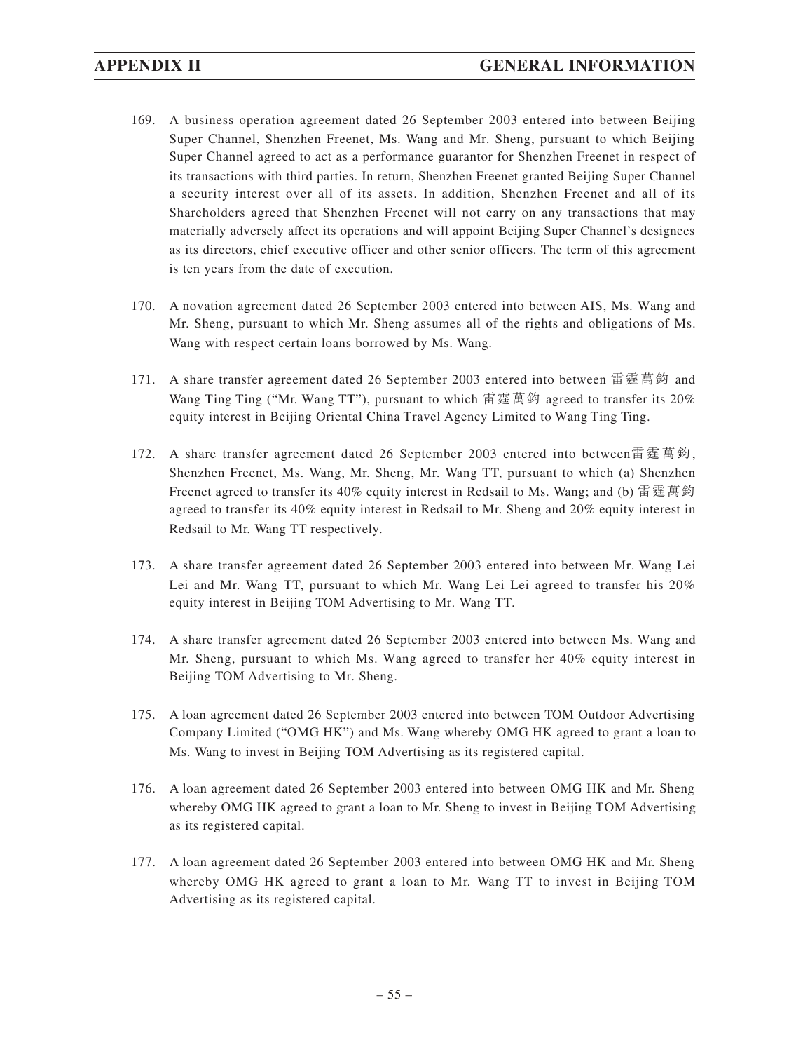169. A business operation agreement dated 26 September 2003 entered into between Beijing Super Channel, Shenzhen Freenet, Ms. Wang and Mr. Sheng, pursuant to which Beijing Super Channel agreed to act as a performance guarantor for Shenzhen Freenet in respect of its transactions with third parties. In return, Shenzhen Freenet granted Beijing Super Channel a security interest over all of its assets. In addition, Shenzhen Freenet and all of its Shareholders agreed that Shenzhen Freenet will not carry on any transactions that may materially adversely affect its operations and will appoint Beijing Super Channel's designees as its directors, chief executive officer and other senior officers. The term of this agreement is ten years from the date of execution.

170. A novation agreement dated 26 September 2003 entered into between AIS, Ms. Wang and Mr. Sheng, pursuant to which Mr. Sheng assumes all of the rights and obligations of Ms. Wang with respect certain loans borrowed by Ms. Wang.

171. A share transfer agreement dated 26 September 2003 entered into between 雷霆萬鈞 and Wang Ting Ting ("Mr. Wang TT"), pursuant to which 雷霆萬鈞 agreed to transfer its 20% equity interest in Beijing Oriental China Travel Agency Limited to Wang Ting Ting.

172. A share transfer agreement dated 26 September 2003 entered into between雷霆萬鈞, Shenzhen Freenet, Ms. Wang, Mr. Sheng, Mr. Wang TT, pursuant to which (a) Shenzhen Freenet agreed to transfer its 40% equity interest in Redsail to Ms. Wang; and (b) 雷霆萬鈞 agreed to transfer its 40% equity interest in Redsail to Mr. Sheng and 20% equity interest in Redsail to Mr. Wang TT respectively.

173. A share transfer agreement dated 26 September 2003 entered into between Mr. Wang Lei Lei and Mr. Wang TT, pursuant to which Mr. Wang Lei Lei agreed to transfer his 20% equity interest in Beijing TOM Advertising to Mr. Wang TT.

174. A share transfer agreement dated 26 September 2003 entered into between Ms. Wang and Mr. Sheng, pursuant to which Ms. Wang agreed to transfer her 40% equity interest in Beijing TOM Advertising to Mr. Sheng.

175. A loan agreement dated 26 September 2003 entered into between TOM Outdoor Advertising Company Limited ("OMG HK") and Ms. Wang whereby OMG HK agreed to grant a loan to Ms. Wang to invest in Beijing TOM Advertising as its registered capital.

176. A loan agreement dated 26 September 2003 entered into between OMG HK and Mr. Sheng whereby OMG HK agreed to grant a loan to Mr. Sheng to invest in Beijing TOM Advertising as its registered capital.

177. A loan agreement dated 26 September 2003 entered into between OMG HK and Mr. Sheng whereby OMG HK agreed to grant a loan to Mr. Wang TT to invest in Beijing TOM Advertising as its registered capital.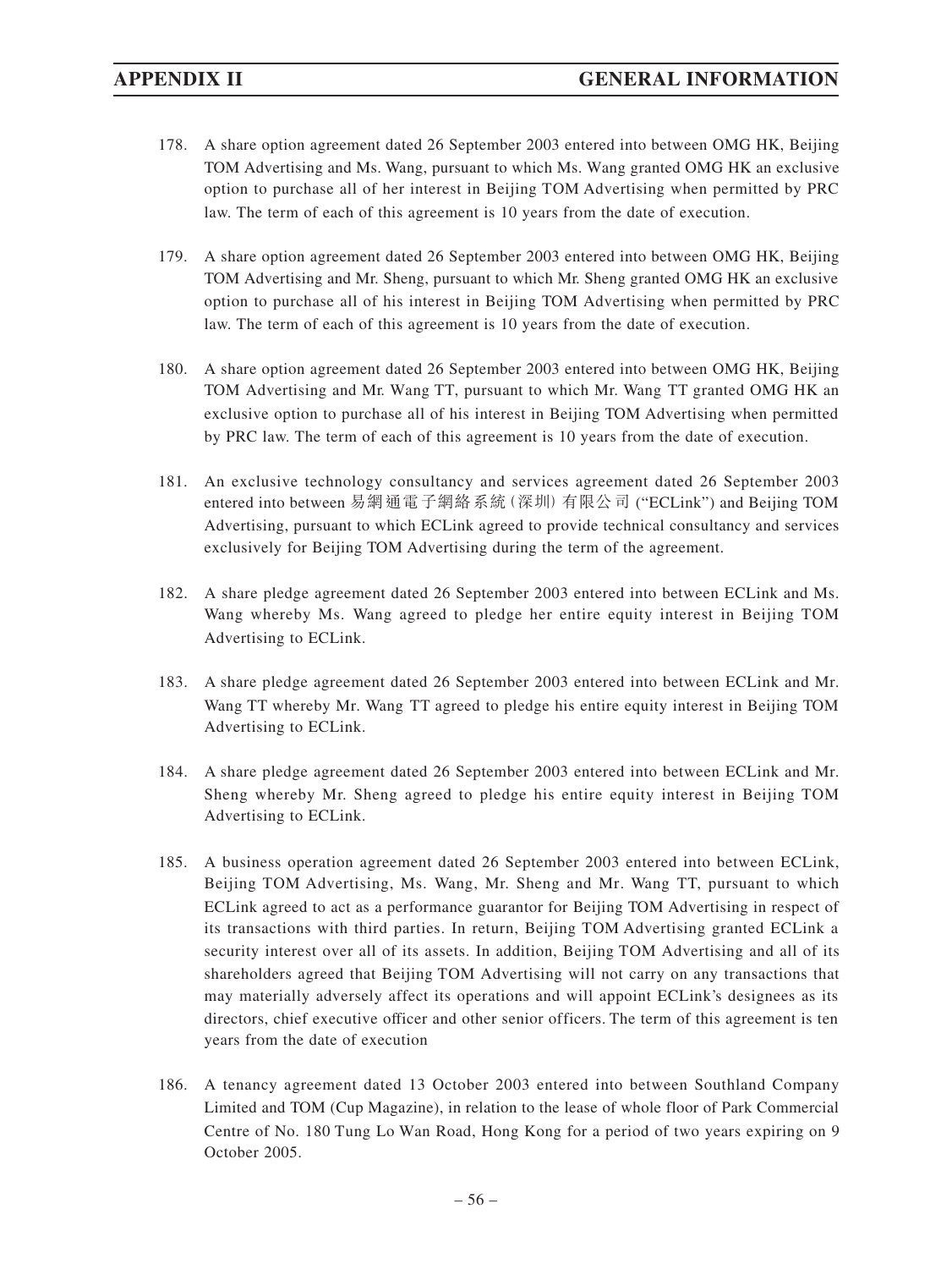178. A share option agreement dated 26 September 2003 entered into between OMG HK, Beijing TOM Advertising and Ms. Wang, pursuant to which Ms. Wang granted OMG HK an exclusive option to purchase all of her interest in Beijing TOM Advertising when permitted by PRC law. The term of each of this agreement is 10 years from the date of execution.

179. A share option agreement dated 26 September 2003 entered into between OMG HK, Beijing TOM Advertising and Mr. Sheng, pursuant to which Mr. Sheng granted OMG HK an exclusive option to purchase all of his interest in Beijing TOM Advertising when permitted by PRC law. The term of each of this agreement is 10 years from the date of execution.

180. A share option agreement dated 26 September 2003 entered into between OMG HK, Beijing TOM Advertising and Mr. Wang TT, pursuant to which Mr. Wang TT granted OMG HK an exclusive option to purchase all of his interest in Beijing TOM Advertising when permitted by PRC law. The term of each of this agreement is 10 years from the date of execution.

181. An exclusive technology consultancy and services agreement dated 26 September 2003 entered into between 易網通電子網絡系統(深圳)有限公司 ("ECLink") and Beijing TOM Advertising, pursuant to which ECLink agreed to provide technical consultancy and services exclusively for Beijing TOM Advertising during the term of the agreement.

182. A share pledge agreement dated 26 September 2003 entered into between ECLink and Ms. Wang whereby Ms. Wang agreed to pledge her entire equity interest in Beijing TOM Advertising to ECLink.

183. A share pledge agreement dated 26 September 2003 entered into between ECLink and Mr. Wang TT whereby Mr. Wang TT agreed to pledge his entire equity interest in Beijing TOM Advertising to ECLink.

184. A share pledge agreement dated 26 September 2003 entered into between ECLink and Mr. Sheng whereby Mr. Sheng agreed to pledge his entire equity interest in Beijing TOM Advertising to ECLink.

185. A business operation agreement dated 26 September 2003 entered into between ECLink, Beijing TOM Advertising, Ms. Wang, Mr. Sheng and Mr. Wang TT, pursuant to which ECLink agreed to act as a performance guarantor for Beijing TOM Advertising in respect of its transactions with third parties. In return, Beijing TOM Advertising granted ECLink a security interest over all of its assets. In addition, Beijing TOM Advertising and all of its shareholders agreed that Beijing TOM Advertising will not carry on any transactions that may materially adversely affect its operations and will appoint ECLink's designees as its directors, chief executive officer and other senior officers. The term of this agreement is ten years from the date of execution

186. A tenancy agreement dated 13 October 2003 entered into between Southland Company Limited and TOM (Cup Magazine), in relation to the lease of whole floor of Park Commercial Centre of No. 180 Tung Lo Wan Road, Hong Kong for a period of two years expiring on 9 October 2005.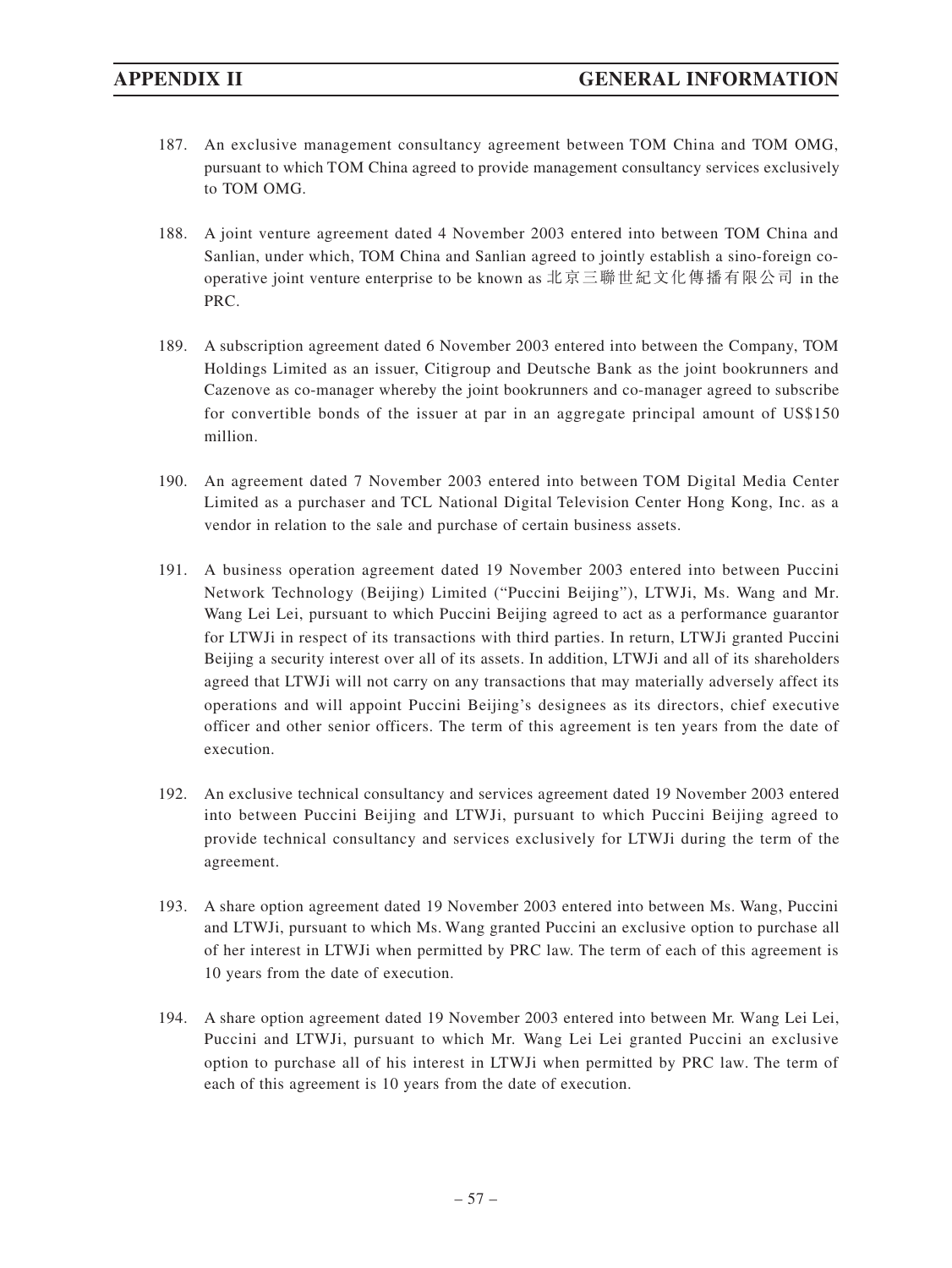187. An exclusive management consultancy agreement between TOM China and TOM OMG, pursuant to which TOM China agreed to provide management consultancy services exclusively to TOM OMG.

188. A joint venture agreement dated 4 November 2003 entered into between TOM China and Sanlian, under which, TOM China and Sanlian agreed to jointly establish a sino-foreign co-operative joint venture enterprise to be known as 北京三聯世紀文化傳播有限公司 in the PRC.

189. A subscription agreement dated 6 November 2003 entered into between the Company, TOM Holdings Limited as an issuer, Citigroup and Deutsche Bank as the joint bookrunners and Cazenove as co-manager whereby the joint bookrunners and co-manager agreed to subscribe for convertible bonds of the issuer at par in an aggregate principal amount of US$150 million.

190. An agreement dated 7 November 2003 entered into between TOM Digital Media Center Limited as a purchaser and TCL National Digital Television Center Hong Kong, Inc. as a vendor in relation to the sale and purchase of certain business assets.

191. A business operation agreement dated 19 November 2003 entered into between Puccini Network Technology (Beijing) Limited ("Puccini Beijing"), LTWJi, Ms. Wang and Mr. Wang Lei Lei, pursuant to which Puccini Beijing agreed to act as a performance guarantor for LTWJi in respect of its transactions with third parties. In return, LTWJi granted Puccini Beijing a security interest over all of its assets. In addition, LTWJi and all of its shareholders agreed that LTWJi will not carry on any transactions that may materially adversely affect its operations and will appoint Puccini Beijing's designees as its directors, chief executive officer and other senior officers. The term of this agreement is ten years from the date of execution.

192. An exclusive technical consultancy and services agreement dated 19 November 2003 entered into between Puccini Beijing and LTWJi, pursuant to which Puccini Beijing agreed to provide technical consultancy and services exclusively for LTWJi during the term of the agreement.

193. A share option agreement dated 19 November 2003 entered into between Ms. Wang, Puccini and LTWJi, pursuant to which Ms. Wang granted Puccini an exclusive option to purchase all of her interest in LTWJi when permitted by PRC law. The term of each of this agreement is 10 years from the date of execution.

194. A share option agreement dated 19 November 2003 entered into between Mr. Wang Lei Lei, Puccini and LTWJi, pursuant to which Mr. Wang Lei Lei granted Puccini an exclusive option to purchase all of his interest in LTWJi when permitted by PRC law. The term of each of this agreement is 10 years from the date of execution.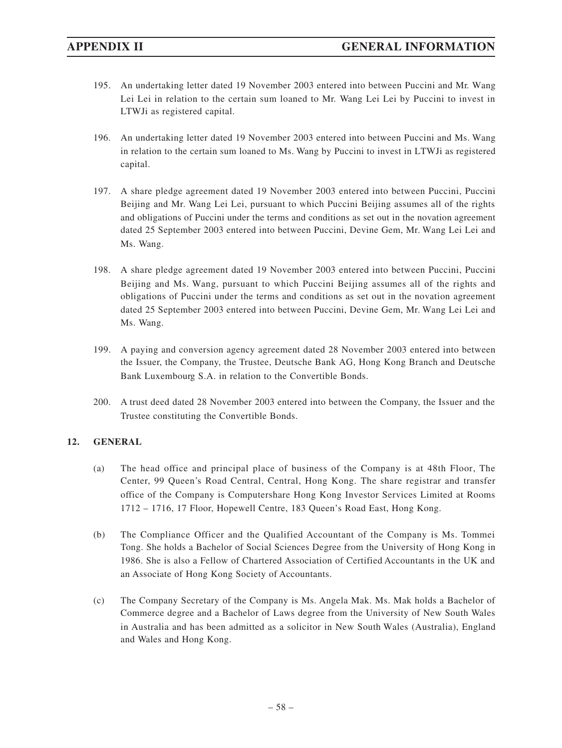195. An undertaking letter dated 19 November 2003 entered into between Puccini and Mr. Wang Lei Lei in relation to the certain sum loaned to Mr. Wang Lei Lei by Puccini to invest in LTWJi as registered capital.

196. An undertaking letter dated 19 November 2003 entered into between Puccini and Ms. Wang in relation to the certain sum loaned to Ms. Wang by Puccini to invest in LTWJi as registered capital.

197. A share pledge agreement dated 19 November 2003 entered into between Puccini, Puccini Beijing and Mr. Wang Lei Lei, pursuant to which Puccini Beijing assumes all of the rights and obligations of Puccini under the terms and conditions as set out in the novation agreement dated 25 September 2003 entered into between Puccini, Devine Gem, Mr. Wang Lei Lei and Ms. Wang.

198. A share pledge agreement dated 19 November 2003 entered into between Puccini, Puccini Beijing and Ms. Wang, pursuant to which Puccini Beijing assumes all of the rights and obligations of Puccini under the terms and conditions as set out in the novation agreement dated 25 September 2003 entered into between Puccini, Devine Gem, Mr. Wang Lei Lei and Ms. Wang.

199. A paying and conversion agency agreement dated 28 November 2003 entered into between the Issuer, the Company, the Trustee, Deutsche Bank AG, Hong Kong Branch and Deutsche Bank Luxembourg S.A. in relation to the Convertible Bonds.

200. A trust deed dated 28 November 2003 entered into between the Company, the Issuer and the Trustee constituting the Convertible Bonds.

## 12. GENERAL

(a) The head office and principal place of business of the Company is at 48th Floor, The Center, 99 Queen's Road Central, Central, Hong Kong. The share registrar and transfer office of the Company is Computershare Hong Kong Investor Services Limited at Rooms 1712 – 1716, 17 Floor, Hopewell Centre, 183 Queen's Road East, Hong Kong.

(b) The Compliance Officer and the Qualified Accountant of the Company is Ms. Tommei Tong. She holds a Bachelor of Social Sciences Degree from the University of Hong Kong in 1986. She is also a Fellow of Chartered Association of Certified Accountants in the UK and an Associate of Hong Kong Society of Accountants.

(c) The Company Secretary of the Company is Ms. Angela Mak. Ms. Mak holds a Bachelor of Commerce degree and a Bachelor of Laws degree from the University of New South Wales in Australia and has been admitted as a solicitor in New South Wales (Australia), England and Wales and Hong Kong.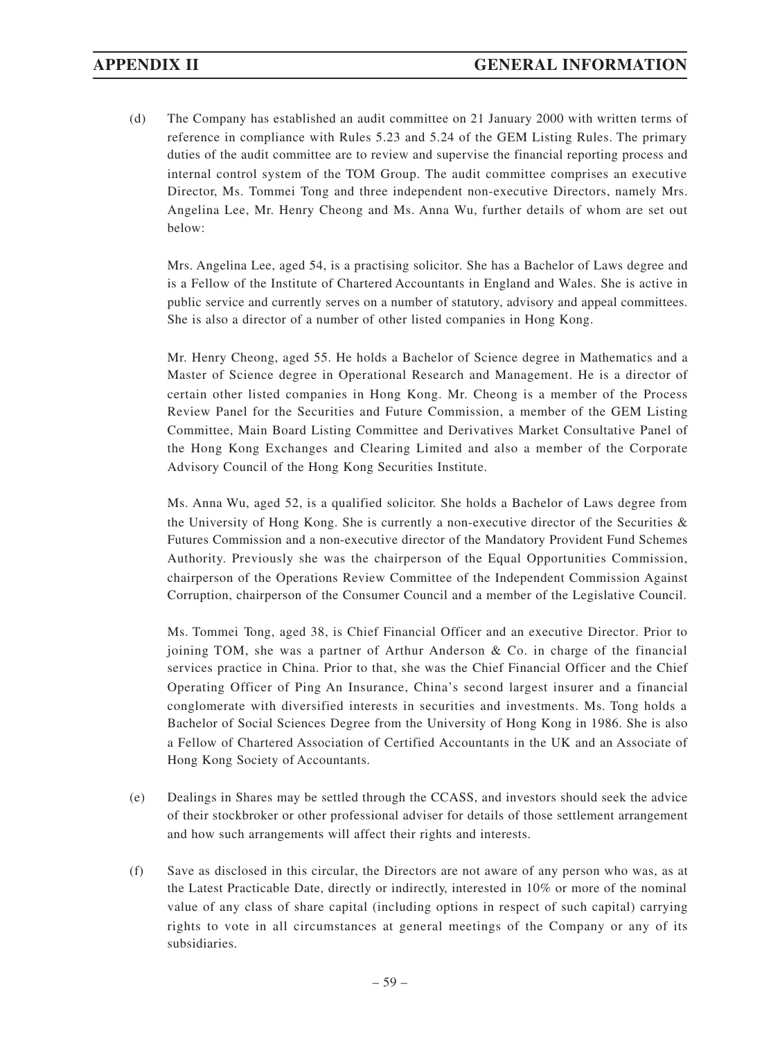(d) The Company has established an audit committee on 21 January 2000 with written terms of reference in compliance with Rules 5.23 and 5.24 of the GEM Listing Rules. The primary duties of the audit committee are to review and supervise the financial reporting process and internal control system of the TOM Group. The audit committee comprises an executive Director, Ms. Tommei Tong and three independent non-executive Directors, namely Mrs. Angelina Lee, Mr. Henry Cheong and Ms. Anna Wu, further details of whom are set out below:

Mrs. Angelina Lee, aged 54, is a practising solicitor. She has a Bachelor of Laws degree and is a Fellow of the Institute of Chartered Accountants in England and Wales. She is active in public service and currently serves on a number of statutory, advisory and appeal committees. She is also a director of a number of other listed companies in Hong Kong.

Mr. Henry Cheong, aged 55. He holds a Bachelor of Science degree in Mathematics and a Master of Science degree in Operational Research and Management. He is a director of certain other listed companies in Hong Kong. Mr. Cheong is a member of the Process Review Panel for the Securities and Future Commission, a member of the GEM Listing Committee, Main Board Listing Committee and Derivatives Market Consultative Panel of the Hong Kong Exchanges and Clearing Limited and also a member of the Corporate Advisory Council of the Hong Kong Securities Institute.

Ms. Anna Wu, aged 52, is a qualified solicitor. She holds a Bachelor of Laws degree from the University of Hong Kong. She is currently a non-executive director of the Securities & Futures Commission and a non-executive director of the Mandatory Provident Fund Schemes Authority. Previously she was the chairperson of the Equal Opportunities Commission, chairperson of the Operations Review Committee of the Independent Commission Against Corruption, chairperson of the Consumer Council and a member of the Legislative Council.

Ms. Tommei Tong, aged 38, is Chief Financial Officer and an executive Director. Prior to joining TOM, she was a partner of Arthur Anderson & Co. in charge of the financial services practice in China. Prior to that, she was the Chief Financial Officer and the Chief Operating Officer of Ping An Insurance, China's second largest insurer and a financial conglomerate with diversified interests in securities and investments. Ms. Tong holds a Bachelor of Social Sciences Degree from the University of Hong Kong in 1986. She is also a Fellow of Chartered Association of Certified Accountants in the UK and an Associate of Hong Kong Society of Accountants.

(e) Dealings in Shares may be settled through the CCASS, and investors should seek the advice of their stockbroker or other professional adviser for details of those settlement arrangement and how such arrangements will affect their rights and interests.

(f) Save as disclosed in this circular, the Directors are not aware of any person who was, as at the Latest Practicable Date, directly or indirectly, interested in 10% or more of the nominal value of any class of share capital (including options in respect of such capital) carrying rights to vote in all circumstances at general meetings of the Company or any of its subsidiaries.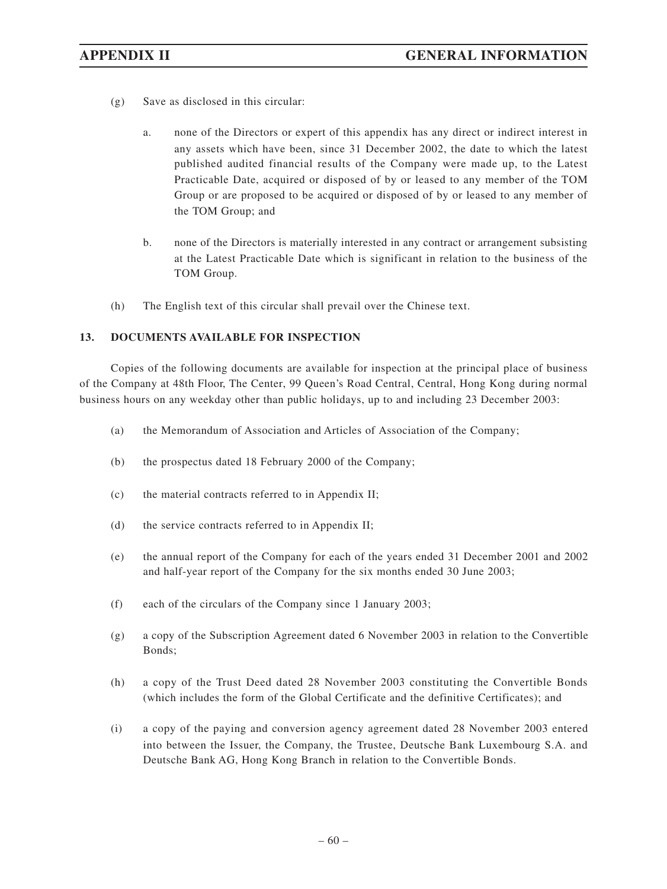(g) Save as disclosed in this circular:

a. none of the Directors or expert of this appendix has any direct or indirect interest in any assets which have been, since 31 December 2002, the date to which the latest published audited financial results of the Company were made up, to the Latest Practicable Date, acquired or disposed of by or leased to any member of the TOM Group or are proposed to be acquired or disposed of by or leased to any member of the TOM Group; and

b. none of the Directors is materially interested in any contract or arrangement subsisting at the Latest Practicable Date which is significant in relation to the business of the TOM Group.

(h) The English text of this circular shall prevail over the Chinese text.

## 13. DOCUMENTS AVAILABLE FOR INSPECTION

Copies of the following documents are available for inspection at the principal place of business of the Company at 48th Floor, The Center, 99 Queen's Road Central, Central, Hong Kong during normal business hours on any weekday other than public holidays, up to and including 23 December 2003:

(a) the Memorandum of Association and Articles of Association of the Company;

(b) the prospectus dated 18 February 2000 of the Company;

(c) the material contracts referred to in Appendix II;

(d) the service contracts referred to in Appendix II;

(e) the annual report of the Company for each of the years ended 31 December 2001 and 2002 and half-year report of the Company for the six months ended 30 June 2003;

(f) each of the circulars of the Company since 1 January 2003;

(g) a copy of the Subscription Agreement dated 6 November 2003 in relation to the Convertible Bonds;

(h) a copy of the Trust Deed dated 28 November 2003 constituting the Convertible Bonds (which includes the form of the Global Certificate and the definitive Certificates); and

(i) a copy of the paying and conversion agency agreement dated 28 November 2003 entered into between the Issuer, the Company, the Trustee, Deutsche Bank Luxembourg S.A. and Deutsche Bank AG, Hong Kong Branch in relation to the Convertible Bonds.